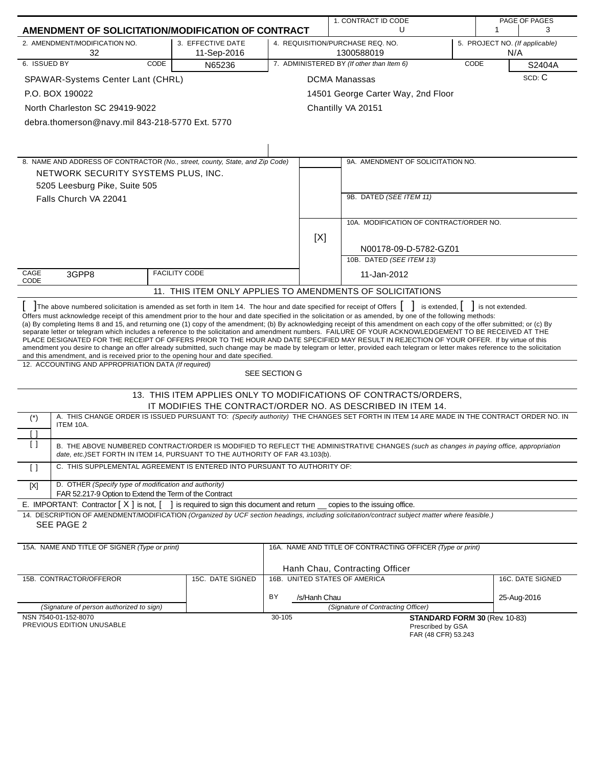# AMENDMENT OF SOLICITATION/MODIFICATION OF CONTRACT

| 1. CONTRACT ID CODE | PAGE OF PAGES |
|---|---|
| U | 1 \| 3 |

| 2. AMENDMENT/MODIFICATION NO. | 3. EFFECTIVE DATE | 4. REQUISITION/PURCHASE REQ. NO. | 5. PROJECT NO. (If applicable) |
|---|---|---|---|
| 32 | 11-Sep-2016 | 1300588019 | N/A |

| 6. ISSUED BY | CODE | 7. ADMINISTERED BY (If other than Item 6) | CODE |
|---|---|---|---|
| SPAWAR-Systems Center Lant (CHRL)<br>P.O. BOX 190022<br>North Charleston SC 29419-9022<br>debra.thomerson@navy.mil 843-218-5770 Ext. 5770 | N65236 | DCMA Manassas<br>14501 George Carter Way, 2nd Floor<br>Chantilly VA 20151 | S2404A<br>SCD: C |

8. NAME AND ADDRESS OF CONTRACTOR (No., street, county, State, and Zip Code)

NETWORK SECURITY SYSTEMS PLUS, INC.
5205 Leesburg Pike, Suite 505
Falls Church VA 22041

9A. AMENDMENT OF SOLICITATION NO.

9B. DATED (SEE ITEM 11)

[X] 10A. MODIFICATION OF CONTRACT/ORDER NO.
N00178-09-D-5782-GZ01

10B. DATED (SEE ITEM 13)
11-Jan-2012

CAGE CODE: 3GPP8 | FACILITY CODE:

## 11. THIS ITEM ONLY APPLIES TO AMENDMENTS OF SOLICITATIONS

[ ] The above numbered solicitation is amended as set forth in Item 14. The hour and date specified for receipt of Offers [ ] is extended, [ ] is not extended.
Offers must acknowledge receipt of this amendment prior to the hour and date specified in the solicitation or as amended, by one of the following methods:
(a) By completing Items 8 and 15, and returning one (1) copy of the amendment; (b) By acknowledging receipt of this amendment on each copy of the offer submitted; or (c) By separate letter or telegram which includes a reference to the solicitation and amendment numbers. FAILURE OF YOUR ACKNOWLEDGEMENT TO BE RECEIVED AT THE PLACE DESIGNATED FOR THE RECEIPT OF OFFERS PRIOR TO THE HOUR AND DATE SPECIFIED MAY RESULT IN REJECTION OF YOUR OFFER. If by virtue of this amendment you desire to change an offer already submitted, such change may be made by telegram or letter, provided each telegram or letter makes reference to the solicitation and this amendment, and is received prior to the opening hour and date specified.

12. ACCOUNTING AND APPROPRIATION DATA (If required)
SEE SECTION G

## 13. THIS ITEM APPLIES ONLY TO MODIFICATIONS OF CONTRACTS/ORDERS, IT MODIFIES THE CONTRACT/ORDER NO. AS DESCRIBED IN ITEM 14.

| | |
|---|---|
| (*)<br>[ ] | A. THIS CHANGE ORDER IS ISSUED PURSUANT TO: (Specify authority) THE CHANGES SET FORTH IN ITEM 14 ARE MADE IN THE CONTRACT ORDER NO. IN ITEM 10A. |
| [ ] | B. THE ABOVE NUMBERED CONTRACT/ORDER IS MODIFIED TO REFLECT THE ADMINISTRATIVE CHANGES (such as changes in paying office, appropriation date, etc.)SET FORTH IN ITEM 14, PURSUANT TO THE AUTHORITY OF FAR 43.103(b). |
| [ ] | C. THIS SUPPLEMENTAL AGREEMENT IS ENTERED INTO PURSUANT TO AUTHORITY OF: |
| [X] | D. OTHER (Specify type of modification and authority)<br>FAR 52.217-9 Option to Extend the Term of the Contract |

E. IMPORTANT: Contractor [ X ] is not, [ ] is required to sign this document and return __ copies to the issuing office.

14. DESCRIPTION OF AMENDMENT/MODIFICATION (Organized by UCF section headings, including solicitation/contract subject matter where feasible.)
SEE PAGE 2

| 15A. NAME AND TITLE OF SIGNER (Type or print) | | 16A. NAME AND TITLE OF CONTRACTING OFFICER (Type or print) | |
|---|---|---|---|
| | | Hanh Chau, Contracting Officer | |
| 15B. CONTRACTOR/OFFEROR | 15C. DATE SIGNED | 16B. UNITED STATES OF AMERICA | 16C. DATE SIGNED |
| | | BY /s/Hanh Chau | 25-Aug-2016 |
| (Signature of person authorized to sign) | | (Signature of Contracting Officer) | |

NSN 7540-01-152-8070
PREVIOUS EDITION UNUSABLE
30-105
**STANDARD FORM 30** (Rev. 10-83)
Prescribed by GSA
FAR (48 CFR) 53.243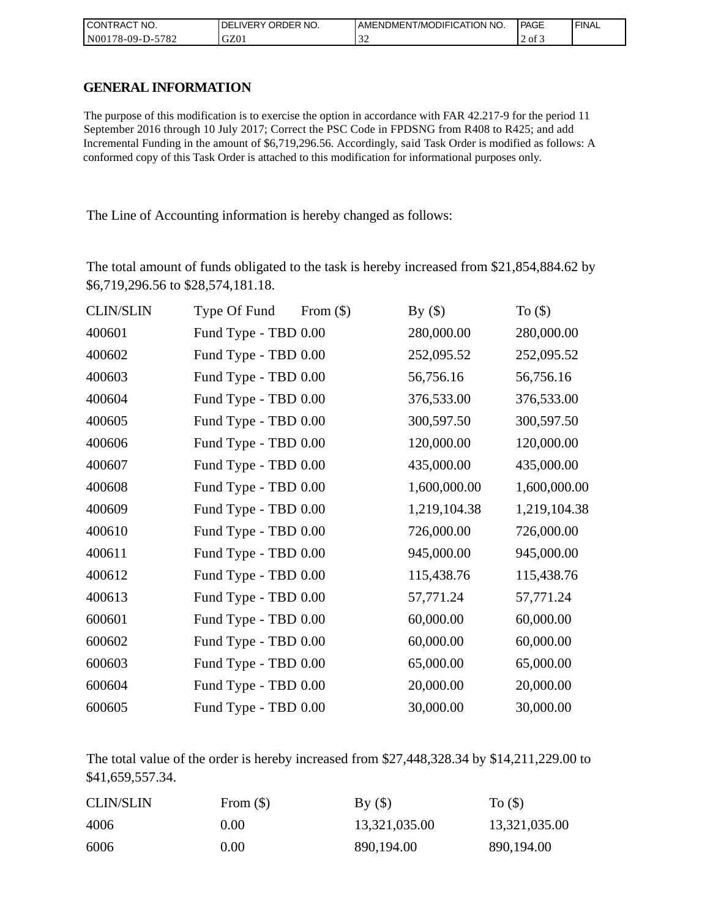| CONTRACT NO. | DELIVERY ORDER NO. | AMENDMENT/MODIFICATION NO. | PAGE | FINAL |
| --- | --- | --- | --- | --- |
| N00178-09-D-5782 | GZ01 | 32 | 2 of 3 | |

## GENERAL INFORMATION

The purpose of this modification is to exercise the option in accordance with FAR 42.217-9 for the period 11 September 2016 through 10 July 2017; Correct the PSC Code in FPDSNG from R408 to R425; and add Incremental Funding in the amount of $6,719,296.56. Accordingly, said Task Order is modified as follows: A conformed copy of this Task Order is attached to this modification for informational purposes only.

The Line of Accounting information is hereby changed as follows:

The total amount of funds obligated to the task is hereby increased from $21,854,884.62 by $6,719,296.56 to $28,574,181.18.

| CLIN/SLIN | Type Of Fund | From ($) | By ($) | To ($) |
| --- | --- | --- | --- | --- |
| 400601 | Fund Type - TBD | 0.00 | 280,000.00 | 280,000.00 |
| 400602 | Fund Type - TBD | 0.00 | 252,095.52 | 252,095.52 |
| 400603 | Fund Type - TBD | 0.00 | 56,756.16 | 56,756.16 |
| 400604 | Fund Type - TBD | 0.00 | 376,533.00 | 376,533.00 |
| 400605 | Fund Type - TBD | 0.00 | 300,597.50 | 300,597.50 |
| 400606 | Fund Type - TBD | 0.00 | 120,000.00 | 120,000.00 |
| 400607 | Fund Type - TBD | 0.00 | 435,000.00 | 435,000.00 |
| 400608 | Fund Type - TBD | 0.00 | 1,600,000.00 | 1,600,000.00 |
| 400609 | Fund Type - TBD | 0.00 | 1,219,104.38 | 1,219,104.38 |
| 400610 | Fund Type - TBD | 0.00 | 726,000.00 | 726,000.00 |
| 400611 | Fund Type - TBD | 0.00 | 945,000.00 | 945,000.00 |
| 400612 | Fund Type - TBD | 0.00 | 115,438.76 | 115,438.76 |
| 400613 | Fund Type - TBD | 0.00 | 57,771.24 | 57,771.24 |
| 600601 | Fund Type - TBD | 0.00 | 60,000.00 | 60,000.00 |
| 600602 | Fund Type - TBD | 0.00 | 60,000.00 | 60,000.00 |
| 600603 | Fund Type - TBD | 0.00 | 65,000.00 | 65,000.00 |
| 600604 | Fund Type - TBD | 0.00 | 20,000.00 | 20,000.00 |
| 600605 | Fund Type - TBD | 0.00 | 30,000.00 | 30,000.00 |

The total value of the order is hereby increased from $27,448,328.34 by $14,211,229.00 to $41,659,557.34.

| CLIN/SLIN | From ($) | By ($) | To ($) |
| --- | --- | --- | --- |
| 4006 | 0.00 | 13,321,035.00 | 13,321,035.00 |
| 6006 | 0.00 | 890,194.00 | 890,194.00 |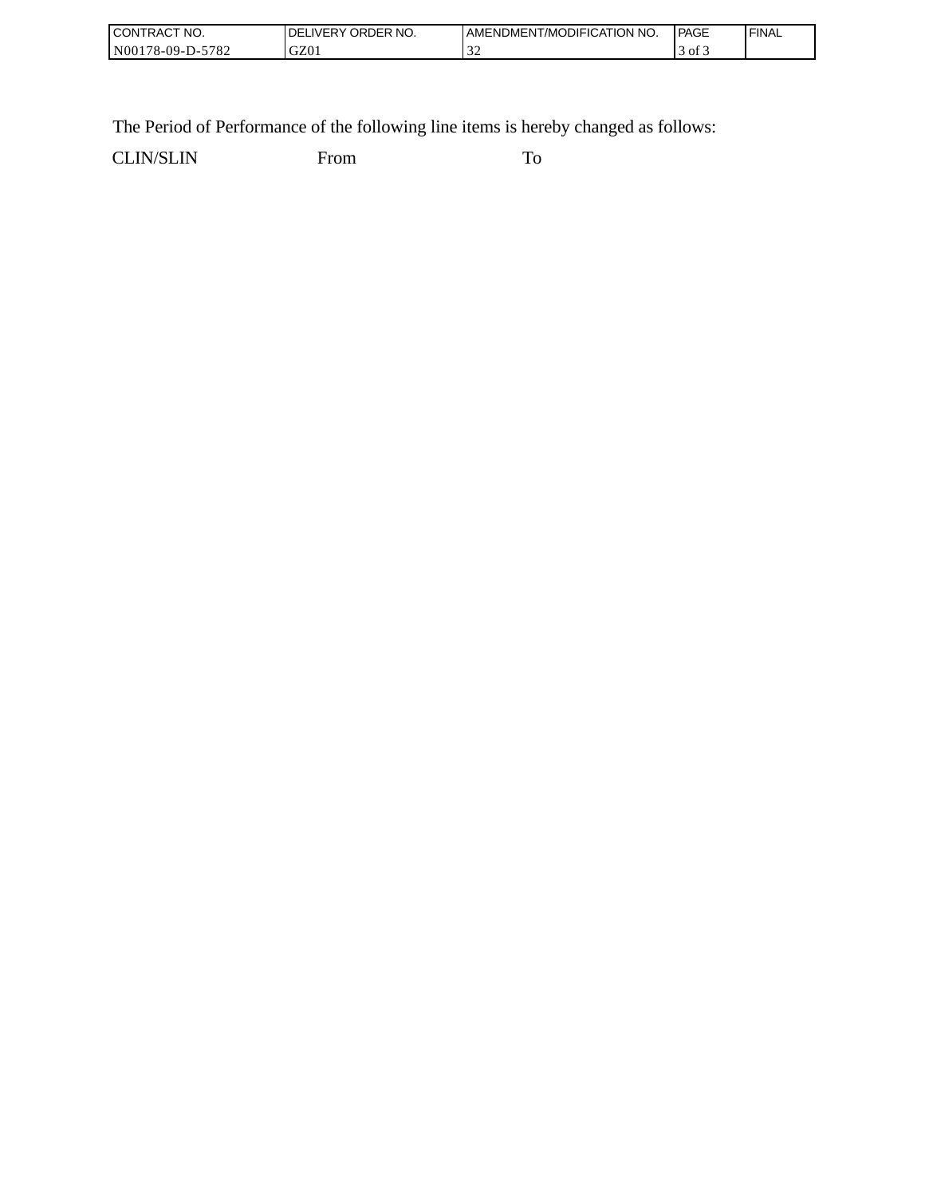| CONTRACT NO. | DELIVERY ORDER NO. | AMENDMENT/MODIFICATION NO. | PAGE | FINAL |
| --- | --- | --- | --- | --- |
| N00178-09-D-5782 | GZ01 | 32 | 3 of 3 | |

The Period of Performance of the following line items is hereby changed as follows:

| CLIN/SLIN | From | To |
| --- | --- | --- |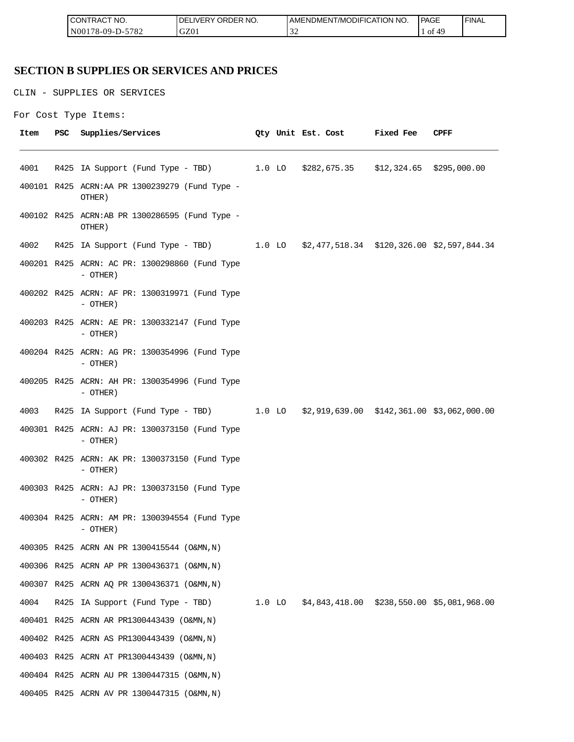# SECTION B SUPPLIES OR SERVICES AND PRICES

CLIN - SUPPLIES OR SERVICES

For Cost Type Items:

| Item | PSC | Supplies/Services | Qty | Unit | Est. Cost | Fixed Fee | CPFF |
|---|---|---|---|---|---|---|---|
| 4001 | R425 | IA Support (Fund Type - TBD) | 1.0 | LO | $282,675.35 | $12,324.65 | $295,000.00 |
| 400101 | R425 | ACRN:AA PR 1300239279 (Fund Type - OTHER) | | | | | |
| 400102 | R425 | ACRN:AB PR 1300286595 (Fund Type - OTHER) | | | | | |
| 4002 | R425 | IA Support (Fund Type - TBD) | 1.0 | LO | $2,477,518.34 | $120,326.00 | $2,597,844.34 |
| 400201 | R425 | ACRN: AC PR: 1300298860 (Fund Type - OTHER) | | | | | |
| 400202 | R425 | ACRN: AF PR: 1300319971 (Fund Type - OTHER) | | | | | |
| 400203 | R425 | ACRN: AE PR: 1300332147 (Fund Type - OTHER) | | | | | |
| 400204 | R425 | ACRN: AG PR: 1300354996 (Fund Type - OTHER) | | | | | |
| 400205 | R425 | ACRN: AH PR: 1300354996 (Fund Type - OTHER) | | | | | |
| 4003 | R425 | IA Support (Fund Type - TBD) | 1.0 | LO | $2,919,639.00 | $142,361.00 | $3,062,000.00 |
| 400301 | R425 | ACRN: AJ PR: 1300373150 (Fund Type - OTHER) | | | | | |
| 400302 | R425 | ACRN: AK PR: 1300373150 (Fund Type - OTHER) | | | | | |
| 400303 | R425 | ACRN: AJ PR: 1300373150 (Fund Type - OTHER) | | | | | |
| 400304 | R425 | ACRN: AM PR: 1300394554 (Fund Type - OTHER) | | | | | |
| 400305 | R425 | ACRN AN PR 1300415544 (O&MN,N) | | | | | |
| 400306 | R425 | ACRN AP PR 1300436371 (O&MN,N) | | | | | |
| 400307 | R425 | ACRN AQ PR 1300436371 (O&MN,N) | | | | | |
| 4004 | R425 | IA Support (Fund Type - TBD) | 1.0 | LO | $4,843,418.00 | $238,550.00 | $5,081,968.00 |
| 400401 | R425 | ACRN AR PR1300443439 (O&MN,N) | | | | | |
| 400402 | R425 | ACRN AS PR1300443439 (O&MN,N) | | | | | |
| 400403 | R425 | ACRN AT PR1300443439 (O&MN,N) | | | | | |
| 400404 | R425 | ACRN AU PR 1300447315 (O&MN,N) | | | | | |
| 400405 | R425 | ACRN AV PR 1300447315 (O&MN,N) | | | | | |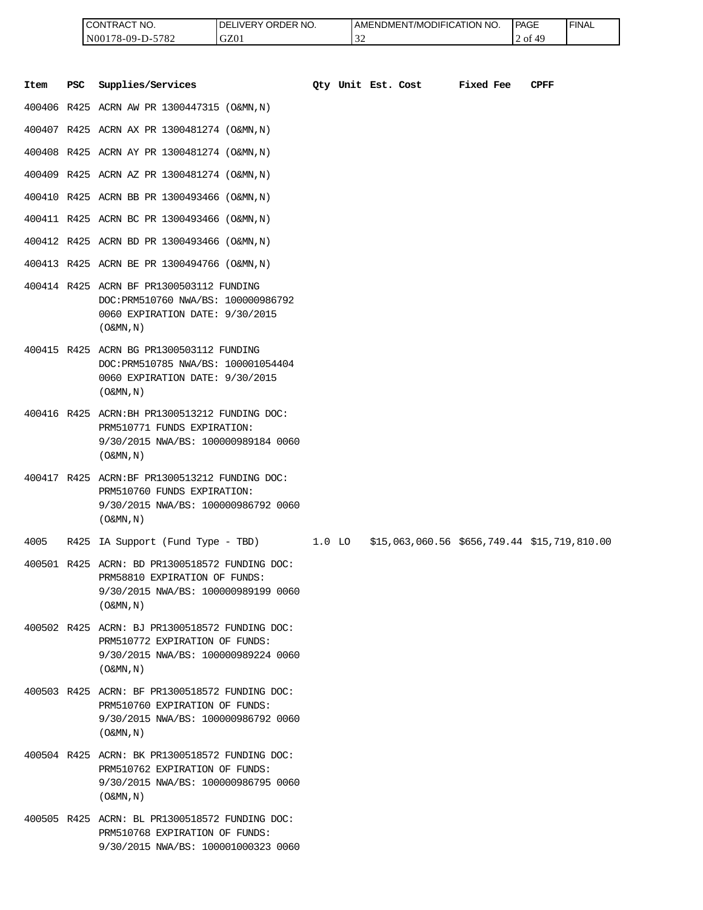| CONTRACT NO. | DELIVERY ORDER NO. | AMENDMENT/MODIFICATION NO. | PAGE | FINAL |
| --- | --- | --- | --- | --- |
| N00178-09-D-5782 | GZ01 | 32 | | |

| Item | PSC | Supplies/Services | Qty | Unit | Est. Cost | Fixed Fee | CPFF |
| --- | --- | --- | --- | --- | --- | --- | --- |
| 400406 | R425 | ACRN AW PR 1300447315 (O&MN,N) | | | | | |
| 400407 | R425 | ACRN AX PR 1300481274 (O&MN,N) | | | | | |
| 400408 | R425 | ACRN AY PR 1300481274 (O&MN,N) | | | | | |
| 400409 | R425 | ACRN AZ PR 1300481274 (O&MN,N) | | | | | |
| 400410 | R425 | ACRN BB PR 1300493466 (O&MN,N) | | | | | |
| 400411 | R425 | ACRN BC PR 1300493466 (O&MN,N) | | | | | |
| 400412 | R425 | ACRN BD PR 1300493466 (O&MN,N) | | | | | |
| 400413 | R425 | ACRN BE PR 1300494766 (O&MN,N) | | | | | |
| 400414 | R425 | ACRN BF PR1300503112 FUNDING DOC:PRM510760 NWA/BS: 100000986792 0060 EXPIRATION DATE: 9/30/2015 (O&MN,N) | | | | | |
| 400415 | R425 | ACRN BG PR1300503112 FUNDING DOC:PRM510785 NWA/BS: 100001054404 0060 EXPIRATION DATE: 9/30/2015 (O&MN,N) | | | | | |
| 400416 | R425 | ACRN:BH PR1300513212 FUNDING DOC: PRM510771 FUNDS EXPIRATION: 9/30/2015 NWA/BS: 100000989184 0060 (O&MN,N) | | | | | |
| 400417 | R425 | ACRN:BF PR1300513212 FUNDING DOC: PRM510760 FUNDS EXPIRATION: 9/30/2015 NWA/BS: 100000986792 0060 (O&MN,N) | | | | | |
| 4005 | R425 | IA Support (Fund Type - TBD) | 1.0 | LO | $15,063,060.56 | $656,749.44 | $15,719,810.00 |
| 400501 | R425 | ACRN: BD PR1300518572 FUNDING DOC: PRM58810 EXPIRATION OF FUNDS: 9/30/2015 NWA/BS: 100000989199 0060 (O&MN,N) | | | | | |
| 400502 | R425 | ACRN: BJ PR1300518572 FUNDING DOC: PRM510772 EXPIRATION OF FUNDS: 9/30/2015 NWA/BS: 100000989224 0060 (O&MN,N) | | | | | |
| 400503 | R425 | ACRN: BF PR1300518572 FUNDING DOC: PRM510760 EXPIRATION OF FUNDS: 9/30/2015 NWA/BS: 100000986792 0060 (O&MN,N) | | | | | |
| 400504 | R425 | ACRN: BK PR1300518572 FUNDING DOC: PRM510762 EXPIRATION OF FUNDS: 9/30/2015 NWA/BS: 100000986795 0060 (O&MN,N) | | | | | |
| 400505 | R425 | ACRN: BL PR1300518572 FUNDING DOC: PRM510768 EXPIRATION OF FUNDS: 9/30/2015 NWA/BS: 100001000323 0060 | | | | | |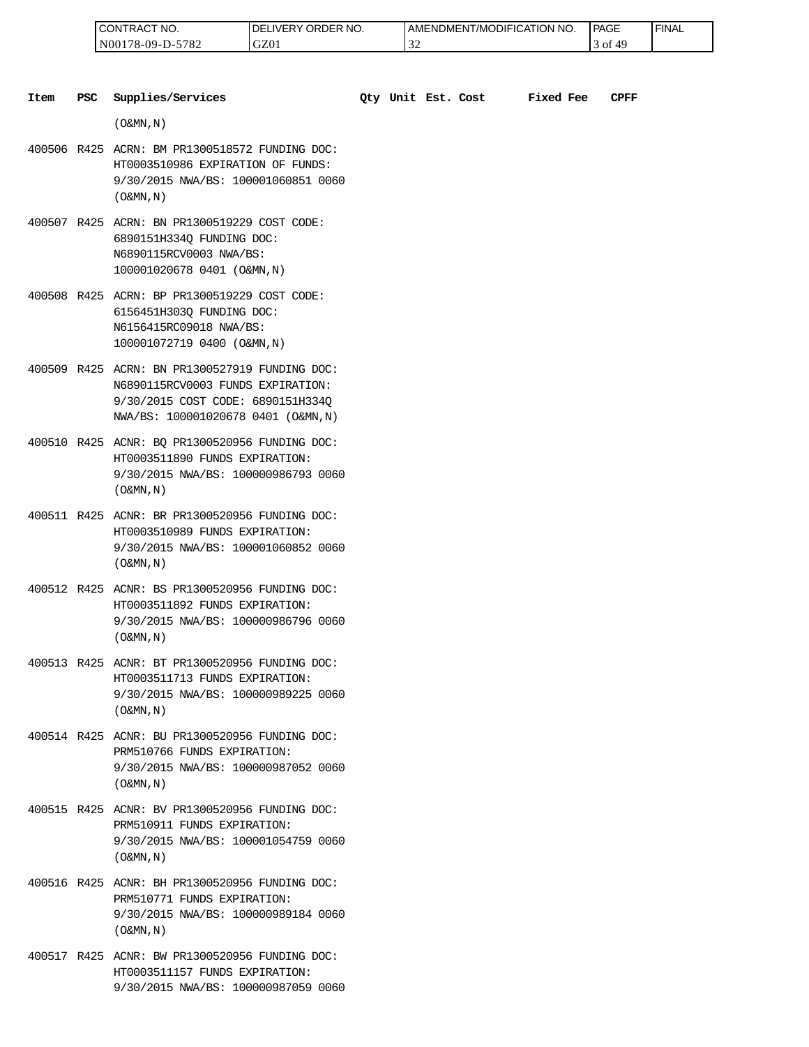| Item | PSC | Supplies/Services | Qty | Unit | Est. Cost | Fixed Fee | CPFF |
|---|---|---|---|---|---|---|---|
| | | (O&MN,N) | | | | | |
| 400506 | R425 | ACRN: BM PR1300518572 FUNDING DOC: HT0003510986 EXPIRATION OF FUNDS: 9/30/2015 NWA/BS: 100001060851 0060 (O&MN,N) | | | | | |
| 400507 | R425 | ACRN: BN PR1300519229 COST CODE: 6890151H334Q FUNDING DOC: N6890115RCV0003 NWA/BS: 100001020678 0401 (O&MN,N) | | | | | |
| 400508 | R425 | ACRN: BP PR1300519229 COST CODE: 6156451H303Q FUNDING DOC: N6156415RC09018 NWA/BS: 100001072719 0400 (O&MN,N) | | | | | |
| 400509 | R425 | ACRN: BN PR1300527919 FUNDING DOC: N6890115RCV0003 FUNDS EXPIRATION: 9/30/2015 COST CODE: 6890151H334Q NWA/BS: 100001020678 0401 (O&MN,N) | | | | | |
| 400510 | R425 | ACNR: BQ PR1300520956 FUNDING DOC: HT0003511890 FUNDS EXPIRATION: 9/30/2015 NWA/BS: 100000986793 0060 (O&MN,N) | | | | | |
| 400511 | R425 | ACNR: BR PR1300520956 FUNDING DOC: HT0003510989 FUNDS EXPIRATION: 9/30/2015 NWA/BS: 100001060852 0060 (O&MN,N) | | | | | |
| 400512 | R425 | ACNR: BS PR1300520956 FUNDING DOC: HT0003511892 FUNDS EXPIRATION: 9/30/2015 NWA/BS: 100000986796 0060 (O&MN,N) | | | | | |
| 400513 | R425 | ACNR: BT PR1300520956 FUNDING DOC: HT0003511713 FUNDS EXPIRATION: 9/30/2015 NWA/BS: 100000989225 0060 (O&MN,N) | | | | | |
| 400514 | R425 | ACNR: BU PR1300520956 FUNDING DOC: PRM510766 FUNDS EXPIRATION: 9/30/2015 NWA/BS: 100000987052 0060 (O&MN,N) | | | | | |
| 400515 | R425 | ACNR: BV PR1300520956 FUNDING DOC: PRM510911 FUNDS EXPIRATION: 9/30/2015 NWA/BS: 100001054759 0060 (O&MN,N) | | | | | |
| 400516 | R425 | ACNR: BH PR1300520956 FUNDING DOC: PRM510771 FUNDS EXPIRATION: 9/30/2015 NWA/BS: 100000989184 0060 (O&MN,N) | | | | | |
| 400517 | R425 | ACNR: BW PR1300520956 FUNDING DOC: HT0003511157 FUNDS EXPIRATION: 9/30/2015 NWA/BS: 100000987059 0060 | | | | | |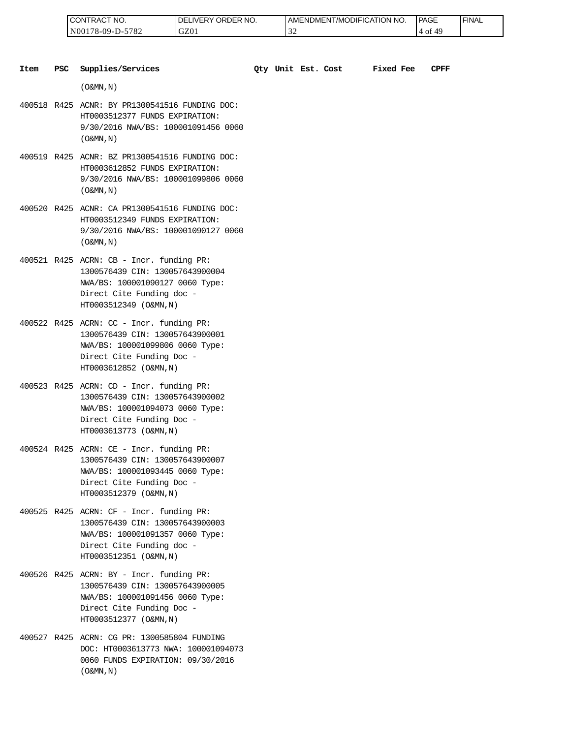| Item | PSC | Supplies/Services | Qty | Unit | Est. Cost | Fixed Fee | CPFF |
|---|---|---|---|---|---|---|---|
| | | (O&MN,N) | | | | | |
| 400518 | R425 | ACNR: BY PR1300541516 FUNDING DOC: HT0003512377 FUNDS EXPIRATION: 9/30/2016 NWA/BS: 100001091456 0060 (O&MN,N) | | | | | |
| 400519 | R425 | ACNR: BZ PR1300541516 FUNDING DOC: HT0003612852 FUNDS EXPIRATION: 9/30/2016 NWA/BS: 100001099806 0060 (O&MN,N) | | | | | |
| 400520 | R425 | ACNR: CA PR1300541516 FUNDING DOC: HT0003512349 FUNDS EXPIRATION: 9/30/2016 NWA/BS: 100001090127 0060 (O&MN,N) | | | | | |
| 400521 | R425 | ACRN: CB - Incr. funding PR: 1300576439 CIN: 130057643900004 NWA/BS: 100001090127 0060 Type: Direct Cite Funding doc - HT0003512349 (O&MN,N) | | | | | |
| 400522 | R425 | ACRN: CC - Incr. funding PR: 1300576439 CIN: 130057643900001 NWA/BS: 100001099806 0060 Type: Direct Cite Funding Doc - HT0003612852 (O&MN,N) | | | | | |
| 400523 | R425 | ACRN: CD - Incr. funding PR: 1300576439 CIN: 130057643900002 NWA/BS: 100001094073 0060 Type: Direct Cite Funding Doc - HT0003613773 (O&MN,N) | | | | | |
| 400524 | R425 | ACRN: CE - Incr. funding PR: 1300576439 CIN: 130057643900007 NWA/BS: 100001093445 0060 Type: Direct Cite Funding Doc - HT0003512379 (O&MN,N) | | | | | |
| 400525 | R425 | ACRN: CF - Incr. funding PR: 1300576439 CIN: 130057643900003 NWA/BS: 100001091357 0060 Type: Direct Cite Funding doc - HT0003512351 (O&MN,N) | | | | | |
| 400526 | R425 | ACRN: BY - Incr. funding PR: 1300576439 CIN: 130057643900005 NWA/BS: 100001091456 0060 Type: Direct Cite Funding Doc - HT0003512377 (O&MN,N) | | | | | |
| 400527 | R425 | ACRN: CG PR: 1300585804 FUNDING DOC: HT0003613773 NWA: 100001094073 0060 FUNDS EXPIRATION: 09/30/2016 (O&MN,N) | | | | | |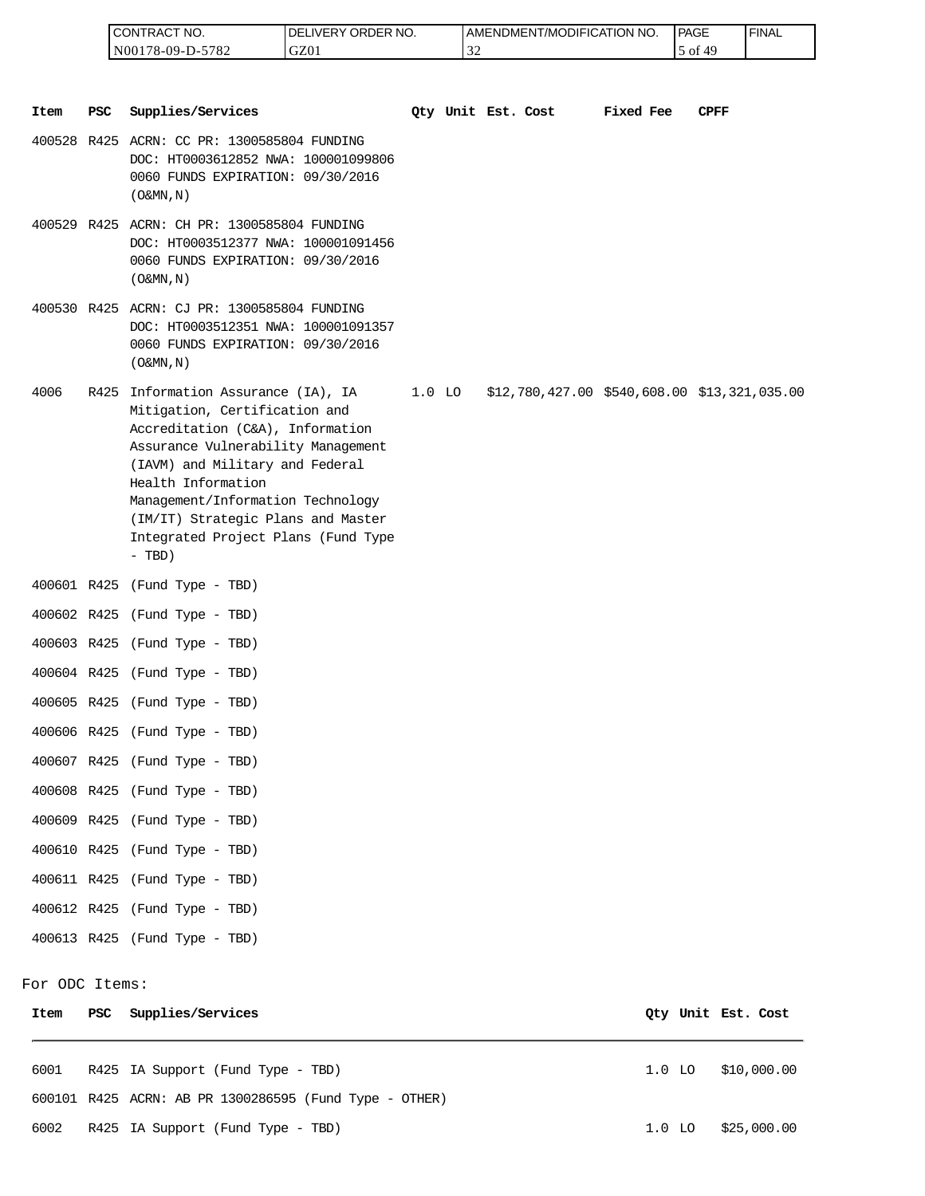| CONTRACT NO. | DELIVERY ORDER NO. | AMENDMENT/MODIFICATION NO. | PAGE | FINAL |
| --- | --- | --- | --- | --- |
| N00178-09-D-5782 | GZ01 | 32 | 5 of 49 | |

| Item | PSC | Supplies/Services | Qty | Unit | Est. Cost | Fixed Fee | CPFF |
| --- | --- | --- | --- | --- | --- | --- | --- |
| 400528 | R425 | ACRN: CC PR: 1300585804 FUNDING DOC: HT0003612852 NWA: 100001099806 0060 FUNDS EXPIRATION: 09/30/2016 (O&MN,N) | | | | | |
| 400529 | R425 | ACRN: CH PR: 1300585804 FUNDING DOC: HT0003512377 NWA: 100001091456 0060 FUNDS EXPIRATION: 09/30/2016 (O&MN,N) | | | | | |
| 400530 | R425 | ACRN: CJ PR: 1300585804 FUNDING DOC: HT0003512351 NWA: 100001091357 0060 FUNDS EXPIRATION: 09/30/2016 (O&MN,N) | | | | | |
| 4006 | R425 | Information Assurance (IA), IA Mitigation, Certification and Accreditation (C&A), Information Assurance Vulnerability Management (IAVM) and Military and Federal Health Information Management/Information Technology (IM/IT) Strategic Plans and Master Integrated Project Plans (Fund Type - TBD) | 1.0 | LO | $12,780,427.00 | $540,608.00 | $13,321,035.00 |
| 400601 | R425 | (Fund Type - TBD) | | | | | |
| 400602 | R425 | (Fund Type - TBD) | | | | | |
| 400603 | R425 | (Fund Type - TBD) | | | | | |
| 400604 | R425 | (Fund Type - TBD) | | | | | |
| 400605 | R425 | (Fund Type - TBD) | | | | | |
| 400606 | R425 | (Fund Type - TBD) | | | | | |
| 400607 | R425 | (Fund Type - TBD) | | | | | |
| 400608 | R425 | (Fund Type - TBD) | | | | | |
| 400609 | R425 | (Fund Type - TBD) | | | | | |
| 400610 | R425 | (Fund Type - TBD) | | | | | |
| 400611 | R425 | (Fund Type - TBD) | | | | | |
| 400612 | R425 | (Fund Type - TBD) | | | | | |
| 400613 | R425 | (Fund Type - TBD) | | | | | |

For ODC Items:

| Item | PSC | Supplies/Services | Qty | Unit | Est. Cost |
| --- | --- | --- | --- | --- | --- |
| 6001 | R425 | IA Support (Fund Type - TBD) | 1.0 | LO | $10,000.00 |
| 600101 | R425 | ACRN: AB PR 1300286595 (Fund Type - OTHER) | | | |
| 6002 | R425 | IA Support (Fund Type - TBD) | 1.0 | LO | $25,000.00 |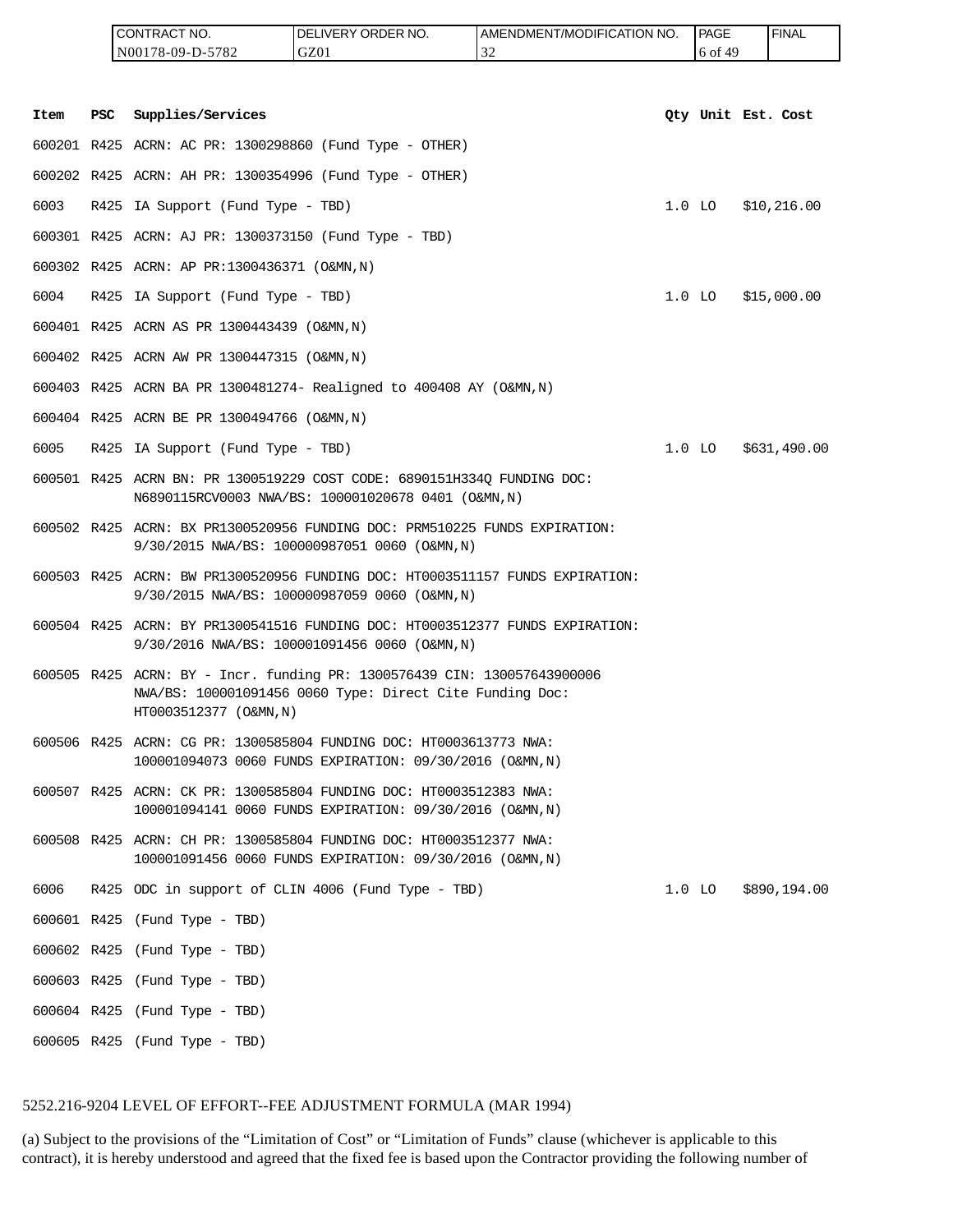| Item | PSC | Supplies/Services | Qty | Unit | Est. Cost |
|---|---|---|---|---|---|
| 600201 | R425 | ACRN: AC PR: 1300298860 (Fund Type - OTHER) | | | |
| 600202 | R425 | ACRN: AH PR: 1300354996 (Fund Type - OTHER) | | | |
| 6003 | R425 | IA Support (Fund Type - TBD) | 1.0 | LO | $10,216.00 |
| 600301 | R425 | ACRN: AJ PR: 1300373150 (Fund Type - TBD) | | | |
| 600302 | R425 | ACRN: AP PR:1300436371 (O&MN,N) | | | |
| 6004 | R425 | IA Support (Fund Type - TBD) | 1.0 | LO | $15,000.00 |
| 600401 | R425 | ACRN AS PR 1300443439 (O&MN,N) | | | |
| 600402 | R425 | ACRN AW PR 1300447315 (O&MN,N) | | | |
| 600403 | R425 | ACRN BA PR 1300481274- Realigned to 400408 AY (O&MN,N) | | | |
| 600404 | R425 | ACRN BE PR 1300494766 (O&MN,N) | | | |
| 6005 | R425 | IA Support (Fund Type - TBD) | 1.0 | LO | $631,490.00 |
| 600501 | R425 | ACRN: BN: PR 1300519229 COST CODE: 6890151H334Q FUNDING DOC: N6890115RCV0003 NWA/BS: 100001020678 0401 (O&MN,N) | | | |
| 600502 | R425 | ACRN: BX PR1300520956 FUNDING DOC: PRM510225 FUNDS EXPIRATION: 9/30/2015 NWA/BS: 100000987051 0060 (O&MN,N) | | | |
| 600503 | R425 | ACRN: BW PR1300520956 FUNDING DOC: HT0003511157 FUNDS EXPIRATION: 9/30/2015 NWA/BS: 100000987059 0060 (O&MN,N) | | | |
| 600504 | R425 | ACRN: BY PR1300541516 FUNDING DOC: HT0003512377 FUNDS EXPIRATION: 9/30/2016 NWA/BS: 100001091456 0060 (O&MN,N) | | | |
| 600505 | R425 | ACRN: BY - Incr. funding PR: 1300576439 CIN: 130057643900006 NWA/BS: 100001091456 0060 Type: Direct Cite Funding Doc: HT0003512377 (O&MN,N) | | | |
| 600506 | R425 | ACRN: CG PR: 1300585804 FUNDING DOC: HT0003613773 NWA: 100001094073 0060 FUNDS EXPIRATION: 09/30/2016 (O&MN,N) | | | |
| 600507 | R425 | ACRN: CK PR: 1300585804 FUNDING DOC: HT0003512383 NWA: 100001094141 0060 FUNDS EXPIRATION: 09/30/2016 (O&MN,N) | | | |
| 600508 | R425 | ACRN: CH PR: 1300585804 FUNDING DOC: HT0003512377 NWA: 100001091456 0060 FUNDS EXPIRATION: 09/30/2016 (O&MN,N) | | | |
| 6006 | R425 | ODC in support of CLIN 4006 (Fund Type - TBD) | 1.0 | LO | $890,194.00 |
| 600601 | R425 | (Fund Type - TBD) | | | |
| 600602 | R425 | (Fund Type - TBD) | | | |
| 600603 | R425 | (Fund Type - TBD) | | | |
| 600604 | R425 | (Fund Type - TBD) | | | |
| 600605 | R425 | (Fund Type - TBD) | | | |

5252.216-9204 LEVEL OF EFFORT--FEE ADJUSTMENT FORMULA (MAR 1994)

(a) Subject to the provisions of the "Limitation of Cost" or "Limitation of Funds" clause (whichever is applicable to this contract), it is hereby understood and agreed that the fixed fee is based upon the Contractor providing the following number of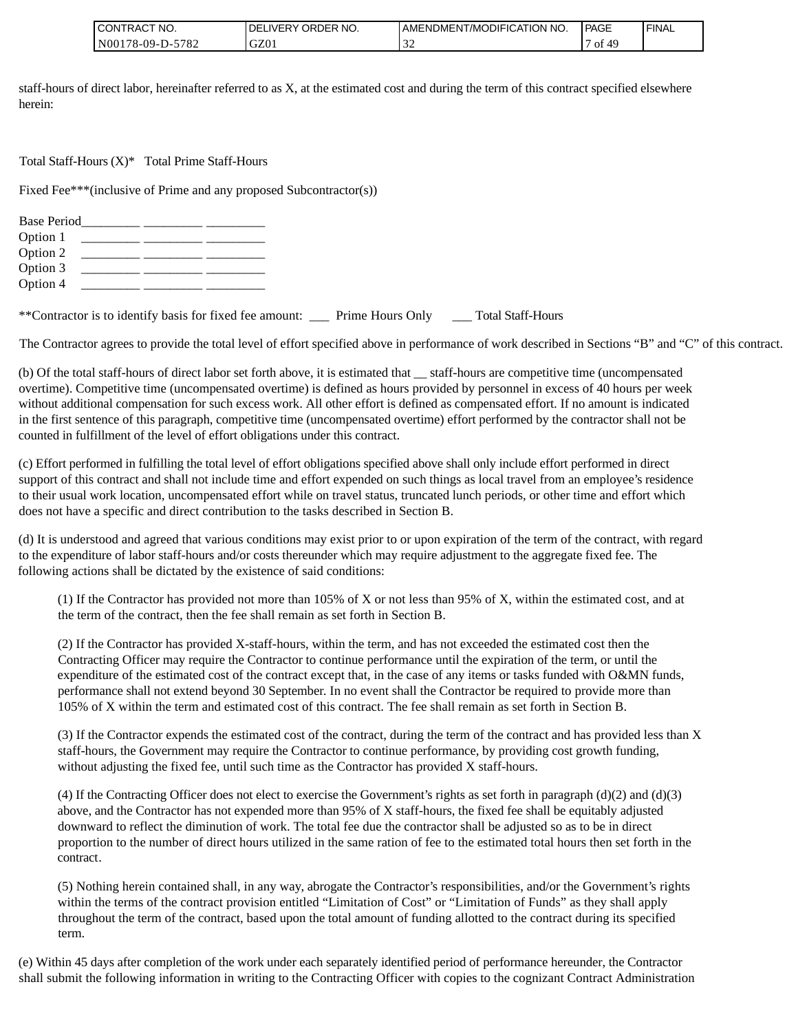staff-hours of direct labor, hereinafter referred to as X, at the estimated cost and during the term of this contract specified elsewhere herein:

Total Staff-Hours (X)* Total Prime Staff-Hours

Fixed Fee***(inclusive of Prime and any proposed Subcontractor(s))

Base Period_________ _________ _________
Option 1 _________ _________ _________
Option 2 _________ _________ _________
Option 3 _________ _________ _________
Option 4 _________ _________ _________

**Contractor is to identify basis for fixed fee amount: ___ Prime Hours Only ___ Total Staff-Hours

The Contractor agrees to provide the total level of effort specified above in performance of work described in Sections "B" and "C" of this contract.

(b) Of the total staff-hours of direct labor set forth above, it is estimated that __ staff-hours are competitive time (uncompensated overtime). Competitive time (uncompensated overtime) is defined as hours provided by personnel in excess of 40 hours per week without additional compensation for such excess work. All other effort is defined as compensated effort. If no amount is indicated in the first sentence of this paragraph, competitive time (uncompensated overtime) effort performed by the contractor shall not be counted in fulfillment of the level of effort obligations under this contract.

(c) Effort performed in fulfilling the total level of effort obligations specified above shall only include effort performed in direct support of this contract and shall not include time and effort expended on such things as local travel from an employee's residence to their usual work location, uncompensated effort while on travel status, truncated lunch periods, or other time and effort which does not have a specific and direct contribution to the tasks described in Section B.

(d) It is understood and agreed that various conditions may exist prior to or upon expiration of the term of the contract, with regard to the expenditure of labor staff-hours and/or costs thereunder which may require adjustment to the aggregate fixed fee. The following actions shall be dictated by the existence of said conditions:

(1) If the Contractor has provided not more than 105% of X or not less than 95% of X, within the estimated cost, and at the term of the contract, then the fee shall remain as set forth in Section B.

(2) If the Contractor has provided X-staff-hours, within the term, and has not exceeded the estimated cost then the Contracting Officer may require the Contractor to continue performance until the expiration of the term, or until the expenditure of the estimated cost of the contract except that, in the case of any items or tasks funded with O&MN funds, performance shall not extend beyond 30 September. In no event shall the Contractor be required to provide more than 105% of X within the term and estimated cost of this contract. The fee shall remain as set forth in Section B.

(3) If the Contractor expends the estimated cost of the contract, during the term of the contract and has provided less than X staff-hours, the Government may require the Contractor to continue performance, by providing cost growth funding, without adjusting the fixed fee, until such time as the Contractor has provided X staff-hours.

(4) If the Contracting Officer does not elect to exercise the Government's rights as set forth in paragraph (d)(2) and (d)(3) above, and the Contractor has not expended more than 95% of X staff-hours, the fixed fee shall be equitably adjusted downward to reflect the diminution of work. The total fee due the contractor shall be adjusted so as to be in direct proportion to the number of direct hours utilized in the same ration of fee to the estimated total hours then set forth in the contract.

(5) Nothing herein contained shall, in any way, abrogate the Contractor's responsibilities, and/or the Government's rights within the terms of the contract provision entitled "Limitation of Cost" or "Limitation of Funds" as they shall apply throughout the term of the contract, based upon the total amount of funding allotted to the contract during its specified term.

(e) Within 45 days after completion of the work under each separately identified period of performance hereunder, the Contractor shall submit the following information in writing to the Contracting Officer with copies to the cognizant Contract Administration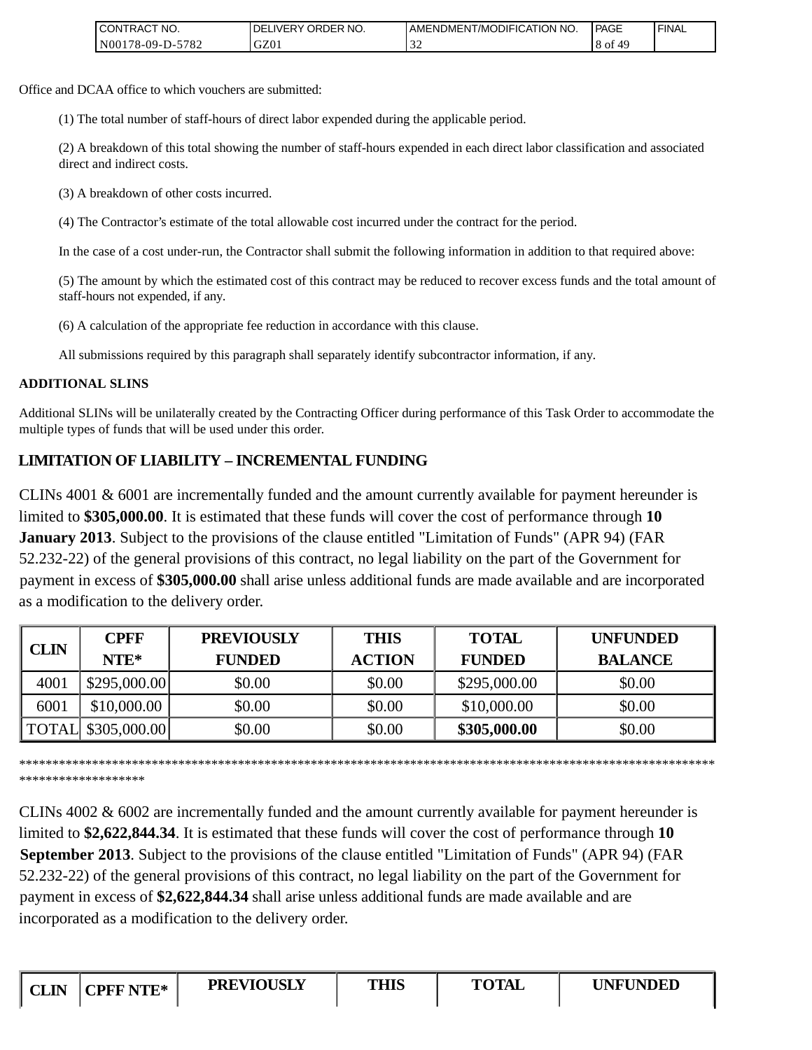Office and DCAA office to which vouchers are submitted:

(1) The total number of staff-hours of direct labor expended during the applicable period.

(2) A breakdown of this total showing the number of staff-hours expended in each direct labor classification and associated direct and indirect costs.

(3) A breakdown of other costs incurred.

(4) The Contractor's estimate of the total allowable cost incurred under the contract for the period.

In the case of a cost under-run, the Contractor shall submit the following information in addition to that required above:

(5) The amount by which the estimated cost of this contract may be reduced to recover excess funds and the total amount of staff-hours not expended, if any.

(6) A calculation of the appropriate fee reduction in accordance with this clause.

All submissions required by this paragraph shall separately identify subcontractor information, if any.

**ADDITIONAL SLINS**

Additional SLINs will be unilaterally created by the Contracting Officer during performance of this Task Order to accommodate the multiple types of funds that will be used under this order.

**LIMITATION OF LIABILITY – INCREMENTAL FUNDING**

CLINs 4001 & 6001 are incrementally funded and the amount currently available for payment hereunder is limited to **$305,000.00**. It is estimated that these funds will cover the cost of performance through **10 January 2013**. Subject to the provisions of the clause entitled "Limitation of Funds" (APR 94) (FAR 52.232-22) of the general provisions of this contract, no legal liability on the part of the Government for payment in excess of **$305,000.00** shall arise unless additional funds are made available and are incorporated as a modification to the delivery order.

| CLIN | CPFF NTE* | PREVIOUSLY FUNDED | THIS ACTION | TOTAL FUNDED | UNFUNDED BALANCE |
|---|---|---|---|---|---|
| 4001 | $295,000.00 | $0.00 | $0.00 | $295,000.00 | $0.00 |
| 6001 | $10,000.00 | $0.00 | $0.00 | $10,000.00 | $0.00 |
| TOTAL | $305,000.00 | $0.00 | $0.00 | **$305,000.00** | $0.00 |

******************************************************************************************************************************

CLINs 4002 & 6002 are incrementally funded and the amount currently available for payment hereunder is limited to **$2,622,844.34**. It is estimated that these funds will cover the cost of performance through **10 September 2013**. Subject to the provisions of the clause entitled "Limitation of Funds" (APR 94) (FAR 52.232-22) of the general provisions of this contract, no legal liability on the part of the Government for payment in excess of **$2,622,844.34** shall arise unless additional funds are made available and are incorporated as a modification to the delivery order.

| CLIN | CPFF NTE* | PREVIOUSLY | THIS | TOTAL | UNFUNDED |
|---|---|---|---|---|---|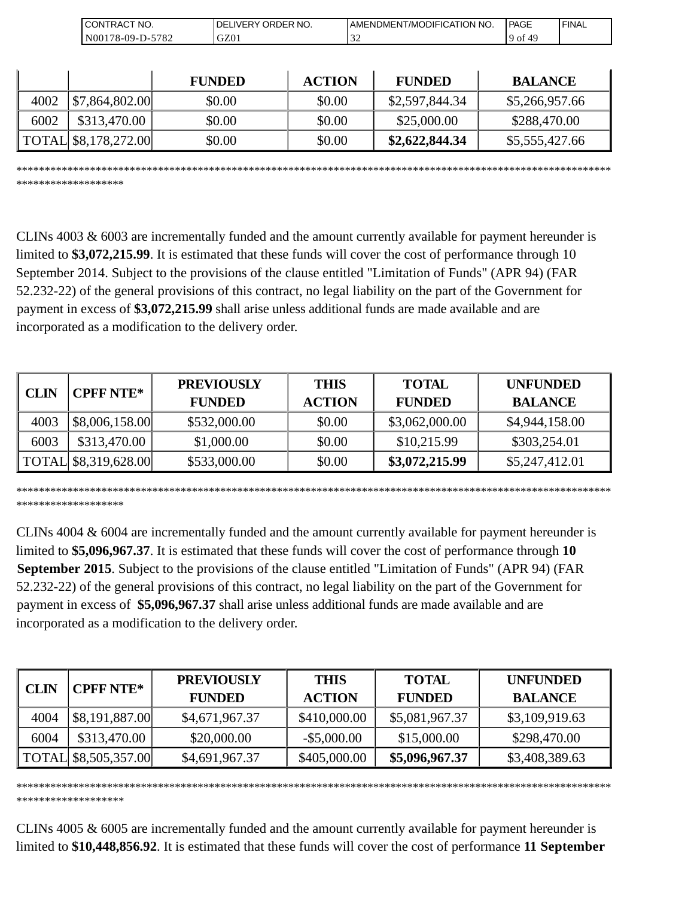| | | FUNDED | ACTION | FUNDED | BALANCE |
|---|---|---|---|---|---|
| 4002 | $7,864,802.00 | $0.00 | $0.00 | $2,597,844.34 | $5,266,957.66 |
| 6002 | $313,470.00 | $0.00 | $0.00 | $25,000.00 | $288,470.00 |
| TOTAL | $8,178,272.00 | $0.00 | $0.00 | **$2,622,844.34** | $5,555,427.66 |

**************************************************************************************************************************

CLINs 4003 & 6003 are incrementally funded and the amount currently available for payment hereunder is limited to **$3,072,215.99**. It is estimated that these funds will cover the cost of performance through 10 September 2014. Subject to the provisions of the clause entitled "Limitation of Funds" (APR 94) (FAR 52.232-22) of the general provisions of this contract, no legal liability on the part of the Government for payment in excess of **$3,072,215.99** shall arise unless additional funds are made available and are incorporated as a modification to the delivery order.

| CLIN | CPFF NTE* | PREVIOUSLY FUNDED | THIS ACTION | TOTAL FUNDED | UNFUNDED BALANCE |
|---|---|---|---|---|---|
| 4003 | $8,006,158.00 | $532,000.00 | $0.00 | $3,062,000.00 | $4,944,158.00 |
| 6003 | $313,470.00 | $1,000.00 | $0.00 | $10,215.99 | $303,254.01 |
| TOTAL | $8,319,628.00 | $533,000.00 | $0.00 | **$3,072,215.99** | $5,247,412.01 |

**************************************************************************************************************************

CLINs 4004 & 6004 are incrementally funded and the amount currently available for payment hereunder is limited to **$5,096,967.37**. It is estimated that these funds will cover the cost of performance through **10 September 2015**. Subject to the provisions of the clause entitled "Limitation of Funds" (APR 94) (FAR 52.232-22) of the general provisions of this contract, no legal liability on the part of the Government for payment in excess of **$5,096,967.37** shall arise unless additional funds are made available and are incorporated as a modification to the delivery order.

| CLIN | CPFF NTE* | PREVIOUSLY FUNDED | THIS ACTION | TOTAL FUNDED | UNFUNDED BALANCE |
|---|---|---|---|---|---|
| 4004 | $8,191,887.00 | $4,671,967.37 | $410,000.00 | $5,081,967.37 | $3,109,919.63 |
| 6004 | $313,470.00 | $20,000.00 | -$5,000.00 | $15,000.00 | $298,470.00 |
| TOTAL | $8,505,357.00 | $4,691,967.37 | $405,000.00 | **$5,096,967.37** | $3,408,389.63 |

**************************************************************************************************************************

CLINs 4005 & 6005 are incrementally funded and the amount currently available for payment hereunder is limited to **$10,448,856.92**. It is estimated that these funds will cover the cost of performance **11 September**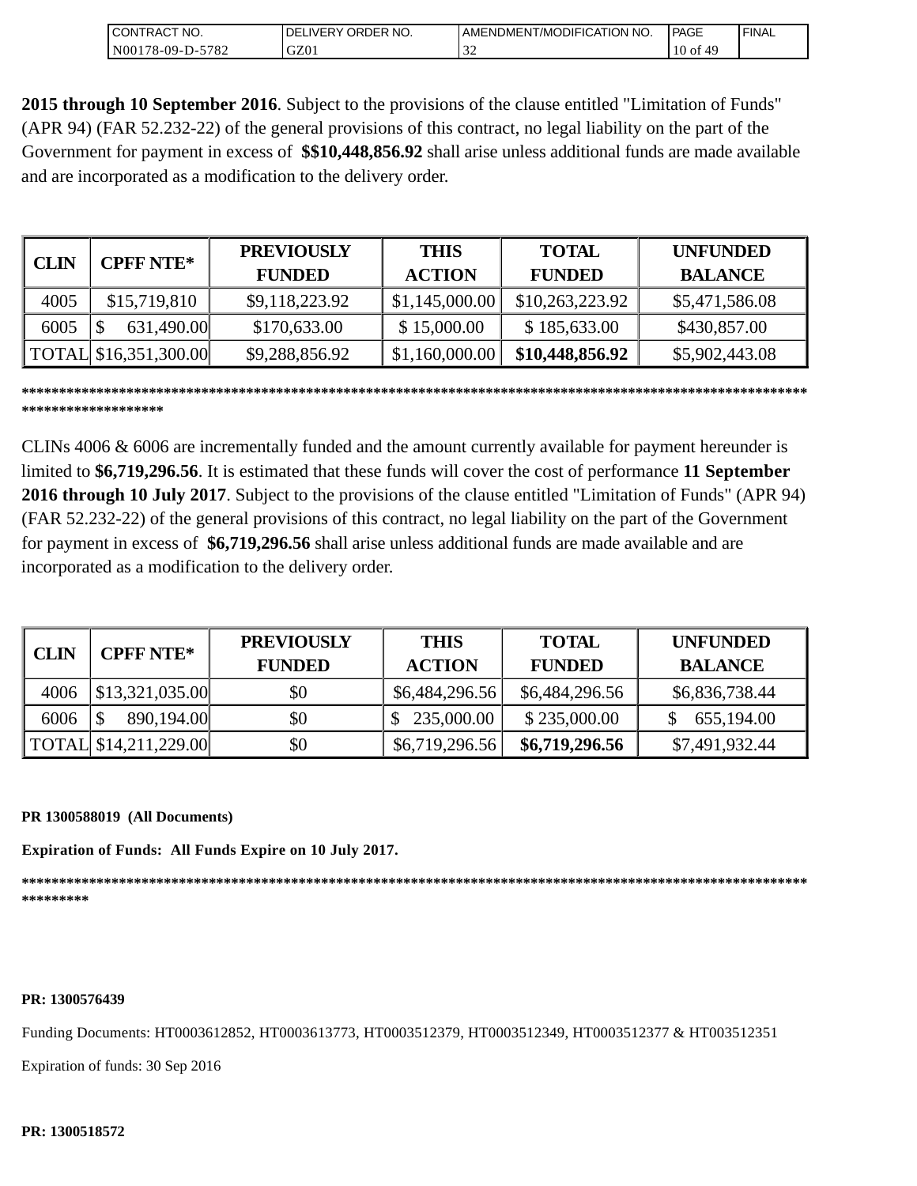**2015 through 10 September 2016**. Subject to the provisions of the clause entitled "Limitation of Funds" (APR 94) (FAR 52.232-22) of the general provisions of this contract, no legal liability on the part of the Government for payment in excess of **$$10,448,856.92** shall arise unless additional funds are made available and are incorporated as a modification to the delivery order.

| CLIN | CPFF NTE* | PREVIOUSLY FUNDED | THIS ACTION | TOTAL FUNDED | UNFUNDED BALANCE |
|---|---|---|---|---|---|
| 4005 | $15,719,810 | $9,118,223.92 | $1,145,000.00 | $10,263,223.92 | $5,471,586.08 |
| 6005 | $ 631,490.00 | $170,633.00 | $ 15,000.00 | $ 185,633.00 | $430,857.00 |
| TOTAL | $16,351,300.00 | $9,288,856.92 | $1,160,000.00 | **$10,448,856.92** | $5,902,443.08 |

**********************************************************************************************************************************

CLINs 4006 & 6006 are incrementally funded and the amount currently available for payment hereunder is limited to **$6,719,296.56**. It is estimated that these funds will cover the cost of performance **11 September 2016 through 10 July 2017**. Subject to the provisions of the clause entitled "Limitation of Funds" (APR 94) (FAR 52.232-22) of the general provisions of this contract, no legal liability on the part of the Government for payment in excess of **$6,719,296.56** shall arise unless additional funds are made available and are incorporated as a modification to the delivery order.

| CLIN | CPFF NTE* | PREVIOUSLY FUNDED | THIS ACTION | TOTAL FUNDED | UNFUNDED BALANCE |
|---|---|---|---|---|---|
| 4006 | $13,321,035.00 | $0 | $6,484,296.56 | $6,484,296.56 | $6,836,738.44 |
| 6006 | $ 890,194.00 | $0 | $ 235,000.00 | $ 235,000.00 | $ 655,194.00 |
| TOTAL | $14,211,229.00 | $0 | $6,719,296.56 | **$6,719,296.56** | $7,491,932.44 |

**PR 1300588019 (All Documents)**

**Expiration of Funds: All Funds Expire on 10 July 2017.**

********************************************************************************************************************

**PR: 1300576439**

Funding Documents: HT0003612852, HT0003613773, HT0003512379, HT0003512349, HT0003512377 & HT003512351

Expiration of funds: 30 Sep 2016

**PR: 1300518572**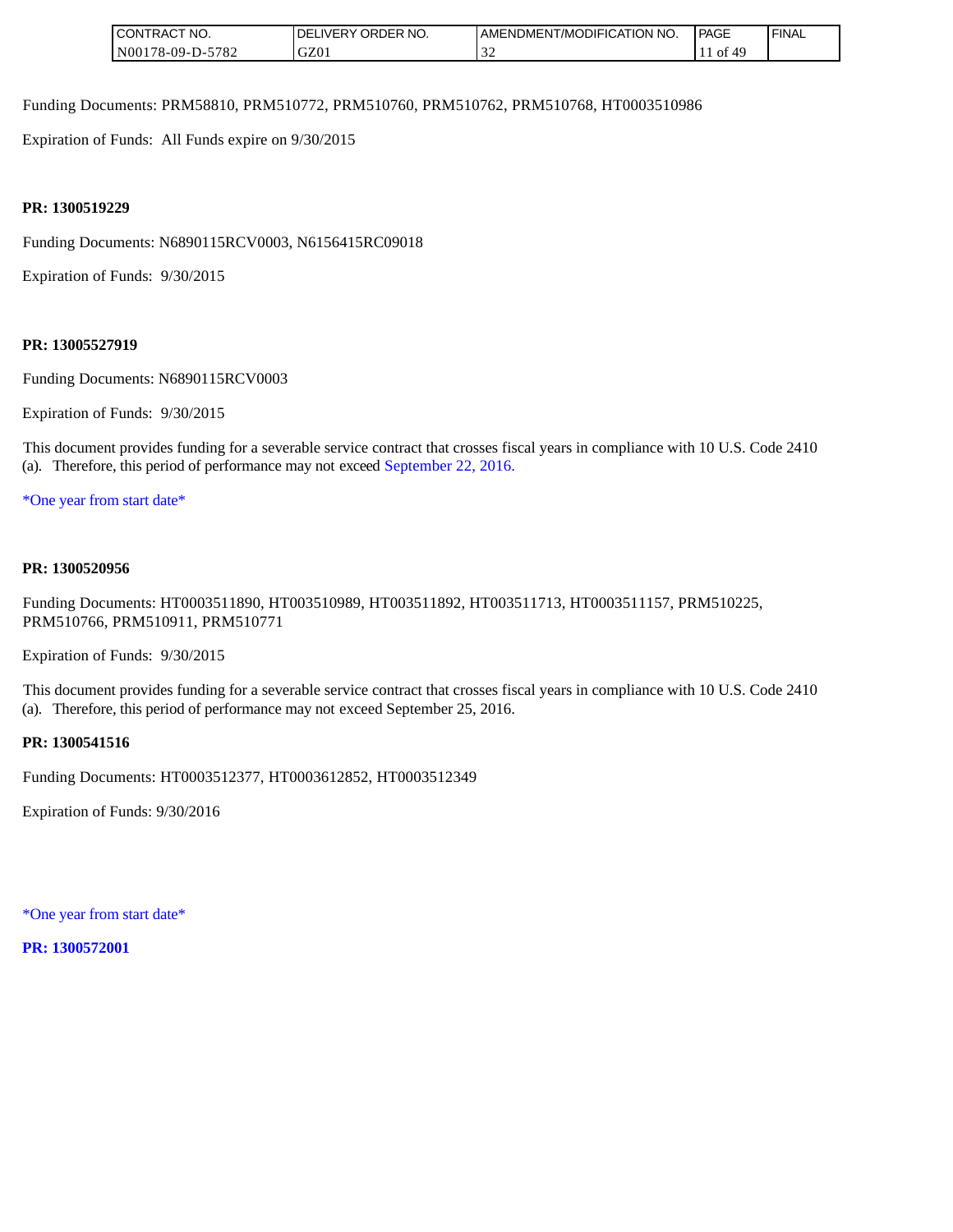Funding Documents: PRM58810, PRM510772, PRM510760, PRM510762, PRM510768, HT0003510986

Expiration of Funds: All Funds expire on 9/30/2015

**PR: 1300519229**

Funding Documents: N6890115RCV0003, N6156415RC09018

Expiration of Funds: 9/30/2015

**PR: 13005527919**

Funding Documents: N6890115RCV0003

Expiration of Funds: 9/30/2015

This document provides funding for a severable service contract that crosses fiscal years in compliance with 10 U.S. Code 2410 (a). Therefore, this period of performance may not exceed September 22, 2016.

*One year from start date*

**PR: 1300520956**

Funding Documents: HT0003511890, HT003510989, HT003511892, HT003511713, HT0003511157, PRM510225, PRM510766, PRM510911, PRM510771

Expiration of Funds: 9/30/2015

This document provides funding for a severable service contract that crosses fiscal years in compliance with 10 U.S. Code 2410 (a). Therefore, this period of performance may not exceed September 25, 2016.

**PR: 1300541516**

Funding Documents: HT0003512377, HT0003612852, HT0003512349

Expiration of Funds: 9/30/2016

*One year from start date*

**PR: 1300572001**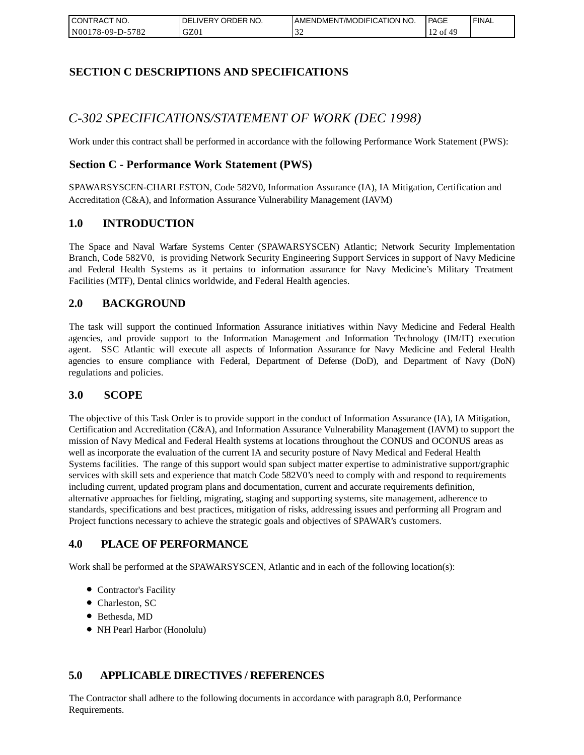## SECTION C DESCRIPTIONS AND SPECIFICATIONS

### *C-302 SPECIFICATIONS/STATEMENT OF WORK (DEC 1998)*

Work under this contract shall be performed in accordance with the following Performance Work Statement (PWS):

### Section C - Performance Work Statement (PWS)

SPAWARSYSCEN-CHARLESTON, Code 582V0, Information Assurance (IA), IA Mitigation, Certification and Accreditation (C&A), and Information Assurance Vulnerability Management (IAVM)

### 1.0 INTRODUCTION

The Space and Naval Warfare Systems Center (SPAWARSYSCEN) Atlantic; Network Security Implementation Branch, Code 582V0, is providing Network Security Engineering Support Services in support of Navy Medicine and Federal Health Systems as it pertains to information assurance for Navy Medicine's Military Treatment Facilities (MTF), Dental clinics worldwide, and Federal Health agencies.

### 2.0 BACKGROUND

The task will support the continued Information Assurance initiatives within Navy Medicine and Federal Health agencies, and provide support to the Information Management and Information Technology (IM/IT) execution agent. SSC Atlantic will execute all aspects of Information Assurance for Navy Medicine and Federal Health agencies to ensure compliance with Federal, Department of Defense (DoD), and Department of Navy (DoN) regulations and policies.

### 3.0 SCOPE

The objective of this Task Order is to provide support in the conduct of Information Assurance (IA), IA Mitigation, Certification and Accreditation (C&A), and Information Assurance Vulnerability Management (IAVM) to support the mission of Navy Medical and Federal Health systems at locations throughout the CONUS and OCONUS areas as well as incorporate the evaluation of the current IA and security posture of Navy Medical and Federal Health Systems facilities. The range of this support would span subject matter expertise to administrative support/graphic services with skill sets and experience that match Code 582V0's need to comply with and respond to requirements including current, updated program plans and documentation, current and accurate requirements definition, alternative approaches for fielding, migrating, staging and supporting systems, site management, adherence to standards, specifications and best practices, mitigation of risks, addressing issues and performing all Program and Project functions necessary to achieve the strategic goals and objectives of SPAWAR's customers.

### 4.0 PLACE OF PERFORMANCE

Work shall be performed at the SPAWARSYSCEN, Atlantic and in each of the following location(s):

- Contractor's Facility
- Charleston, SC
- Bethesda, MD
- NH Pearl Harbor (Honolulu)

### 5.0 APPLICABLE DIRECTIVES / REFERENCES

The Contractor shall adhere to the following documents in accordance with paragraph 8.0, Performance Requirements.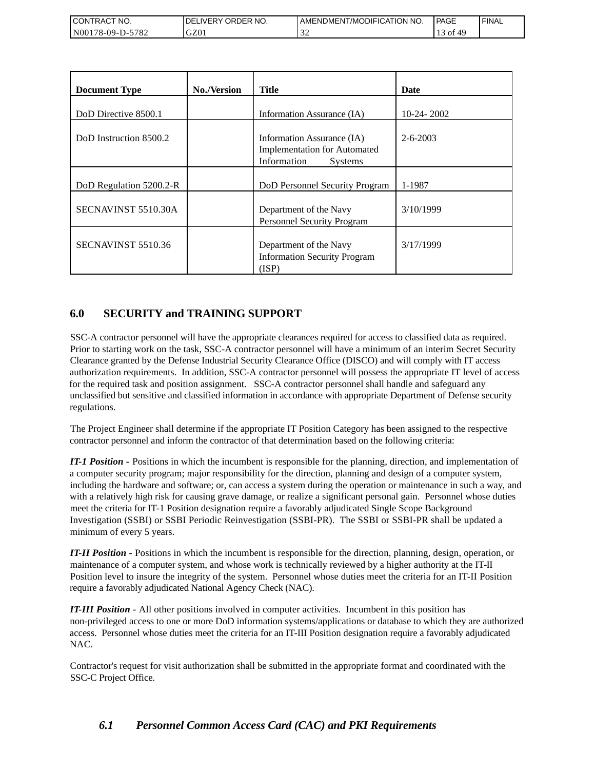| Document Type | No./Version | Title | Date |
| --- | --- | --- | --- |
| DoD Directive 8500.1 | | Information Assurance (IA) | 10-24- 2002 |
| DoD Instruction 8500.2 | | Information Assurance (IA) Implementation for Automated Information Systems | 2-6-2003 |
| DoD Regulation 5200.2-R | | DoD Personnel Security Program | 1-1987 |
| SECNAVINST 5510.30A | | Department of the Navy Personnel Security Program | 3/10/1999 |
| SECNAVINST 5510.36 | | Department of the Navy Information Security Program (ISP) | 3/17/1999 |

## 6.0 SECURITY and TRAINING SUPPORT

SSC-A contractor personnel will have the appropriate clearances required for access to classified data as required. Prior to starting work on the task, SSC-A contractor personnel will have a minimum of an interim Secret Security Clearance granted by the Defense Industrial Security Clearance Office (DISCO) and will comply with IT access authorization requirements. In addition, SSC-A contractor personnel will possess the appropriate IT level of access for the required task and position assignment. SSC-A contractor personnel shall handle and safeguard any unclassified but sensitive and classified information in accordance with appropriate Department of Defense security regulations.

The Project Engineer shall determine if the appropriate IT Position Category has been assigned to the respective contractor personnel and inform the contractor of that determination based on the following criteria:

***IT-1 Position -*** Positions in which the incumbent is responsible for the planning, direction, and implementation of a computer security program; major responsibility for the direction, planning and design of a computer system, including the hardware and software; or, can access a system during the operation or maintenance in such a way, and with a relatively high risk for causing grave damage, or realize a significant personal gain. Personnel whose duties meet the criteria for IT-1 Position designation require a favorably adjudicated Single Scope Background Investigation (SSBI) or SSBI Periodic Reinvestigation (SSBI-PR). The SSBI or SSBI-PR shall be updated a minimum of every 5 years.

***IT-II Position -*** Positions in which the incumbent is responsible for the direction, planning, design, operation, or maintenance of a computer system, and whose work is technically reviewed by a higher authority at the IT-II Position level to insure the integrity of the system. Personnel whose duties meet the criteria for an IT-II Position require a favorably adjudicated National Agency Check (NAC).

***IT-III Position -*** All other positions involved in computer activities. Incumbent in this position has non-privileged access to one or more DoD information systems/applications or database to which they are authorized access. Personnel whose duties meet the criteria for an IT-III Position designation require a favorably adjudicated NAC.

Contractor's request for visit authorization shall be submitted in the appropriate format and coordinated with the SSC-C Project Office.

### *6.1 Personnel Common Access Card (CAC) and PKI Requirements*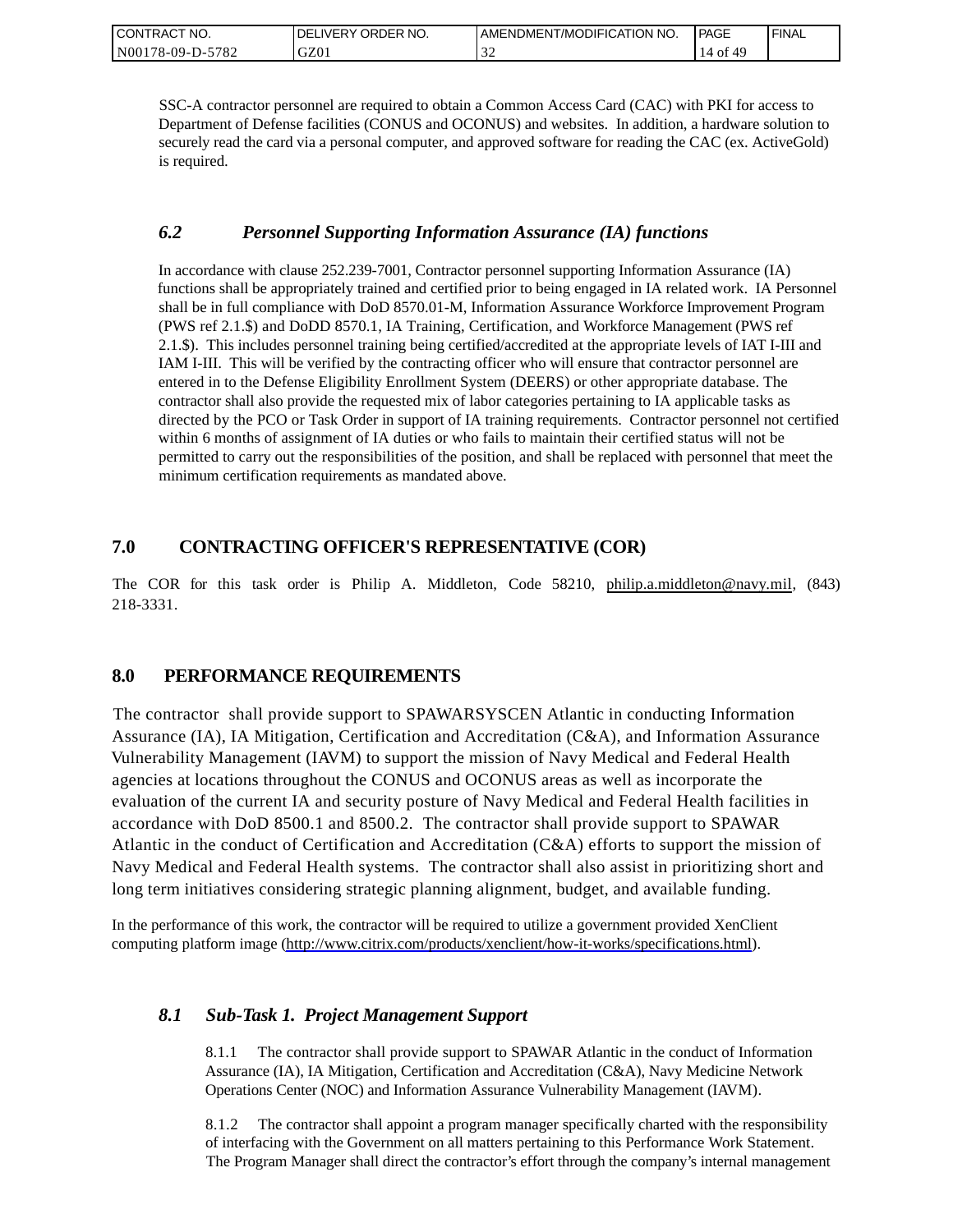SSC-A contractor personnel are required to obtain a Common Access Card (CAC) with PKI for access to Department of Defense facilities (CONUS and OCONUS) and websites. In addition, a hardware solution to securely read the card via a personal computer, and approved software for reading the CAC (ex. ActiveGold) is required.

### *6.2 Personnel Supporting Information Assurance (IA) functions*

In accordance with clause 252.239-7001, Contractor personnel supporting Information Assurance (IA) functions shall be appropriately trained and certified prior to being engaged in IA related work. IA Personnel shall be in full compliance with DoD 8570.01-M, Information Assurance Workforce Improvement Program (PWS ref 2.1.$) and DoDD 8570.1, IA Training, Certification, and Workforce Management (PWS ref 2.1.$). This includes personnel training being certified/accredited at the appropriate levels of IAT I-III and IAM I-III. This will be verified by the contracting officer who will ensure that contractor personnel are entered in to the Defense Eligibility Enrollment System (DEERS) or other appropriate database. The contractor shall also provide the requested mix of labor categories pertaining to IA applicable tasks as directed by the PCO or Task Order in support of IA training requirements. Contractor personnel not certified within 6 months of assignment of IA duties or who fails to maintain their certified status will not be permitted to carry out the responsibilities of the position, and shall be replaced with personnel that meet the minimum certification requirements as mandated above.

## 7.0 CONTRACTING OFFICER'S REPRESENTATIVE (COR)

The COR for this task order is Philip A. Middleton, Code 58210, philip.a.middleton@navy.mil, (843) 218-3331.

## 8.0 PERFORMANCE REQUIREMENTS

The contractor shall provide support to SPAWARSYSCEN Atlantic in conducting Information Assurance (IA), IA Mitigation, Certification and Accreditation (C&A), and Information Assurance Vulnerability Management (IAVM) to support the mission of Navy Medical and Federal Health agencies at locations throughout the CONUS and OCONUS areas as well as incorporate the evaluation of the current IA and security posture of Navy Medical and Federal Health facilities in accordance with DoD 8500.1 and 8500.2. The contractor shall provide support to SPAWAR Atlantic in the conduct of Certification and Accreditation (C&A) efforts to support the mission of Navy Medical and Federal Health systems. The contractor shall also assist in prioritizing short and long term initiatives considering strategic planning alignment, budget, and available funding.

In the performance of this work, the contractor will be required to utilize a government provided XenClient computing platform image (http://www.citrix.com/products/xenclient/how-it-works/specifications.html).

### *8.1 Sub-Task 1. Project Management Support*

8.1.1 The contractor shall provide support to SPAWAR Atlantic in the conduct of Information Assurance (IA), IA Mitigation, Certification and Accreditation (C&A), Navy Medicine Network Operations Center (NOC) and Information Assurance Vulnerability Management (IAVM).

8.1.2 The contractor shall appoint a program manager specifically charted with the responsibility of interfacing with the Government on all matters pertaining to this Performance Work Statement. The Program Manager shall direct the contractor's effort through the company's internal management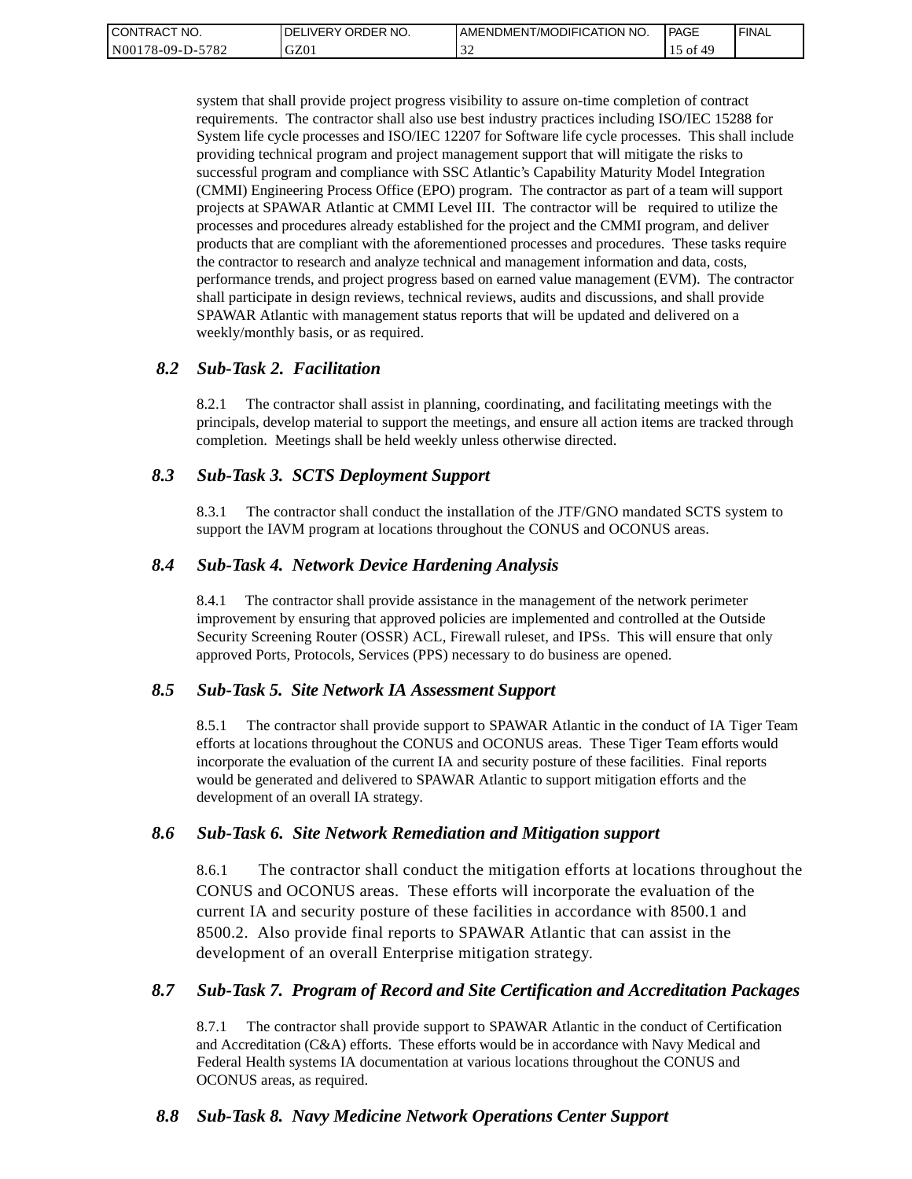system that shall provide project progress visibility to assure on-time completion of contract requirements. The contractor shall also use best industry practices including ISO/IEC 15288 for System life cycle processes and ISO/IEC 12207 for Software life cycle processes. This shall include providing technical program and project management support that will mitigate the risks to successful program and compliance with SSC Atlantic's Capability Maturity Model Integration (CMMI) Engineering Process Office (EPO) program. The contractor as part of a team will support projects at SPAWAR Atlantic at CMMI Level III. The contractor will be required to utilize the processes and procedures already established for the project and the CMMI program, and deliver products that are compliant with the aforementioned processes and procedures. These tasks require the contractor to research and analyze technical and management information and data, costs, performance trends, and project progress based on earned value management (EVM). The contractor shall participate in design reviews, technical reviews, audits and discussions, and shall provide SPAWAR Atlantic with management status reports that will be updated and delivered on a weekly/monthly basis, or as required.

### *8.2 Sub-Task 2. Facilitation*

8.2.1 The contractor shall assist in planning, coordinating, and facilitating meetings with the principals, develop material to support the meetings, and ensure all action items are tracked through completion. Meetings shall be held weekly unless otherwise directed.

### *8.3 Sub-Task 3. SCTS Deployment Support*

8.3.1 The contractor shall conduct the installation of the JTF/GNO mandated SCTS system to support the IAVM program at locations throughout the CONUS and OCONUS areas.

### *8.4 Sub-Task 4. Network Device Hardening Analysis*

8.4.1 The contractor shall provide assistance in the management of the network perimeter improvement by ensuring that approved policies are implemented and controlled at the Outside Security Screening Router (OSSR) ACL, Firewall ruleset, and IPSs. This will ensure that only approved Ports, Protocols, Services (PPS) necessary to do business are opened.

### *8.5 Sub-Task 5. Site Network IA Assessment Support*

8.5.1 The contractor shall provide support to SPAWAR Atlantic in the conduct of IA Tiger Team efforts at locations throughout the CONUS and OCONUS areas. These Tiger Team efforts would incorporate the evaluation of the current IA and security posture of these facilities. Final reports would be generated and delivered to SPAWAR Atlantic to support mitigation efforts and the development of an overall IA strategy.

### *8.6 Sub-Task 6. Site Network Remediation and Mitigation support*

8.6.1 The contractor shall conduct the mitigation efforts at locations throughout the CONUS and OCONUS areas. These efforts will incorporate the evaluation of the current IA and security posture of these facilities in accordance with 8500.1 and 8500.2. Also provide final reports to SPAWAR Atlantic that can assist in the development of an overall Enterprise mitigation strategy.

### *8.7 Sub-Task 7. Program of Record and Site Certification and Accreditation Packages*

8.7.1 The contractor shall provide support to SPAWAR Atlantic in the conduct of Certification and Accreditation (C&A) efforts. These efforts would be in accordance with Navy Medical and Federal Health systems IA documentation at various locations throughout the CONUS and OCONUS areas, as required.

### *8.8 Sub-Task 8. Navy Medicine Network Operations Center Support*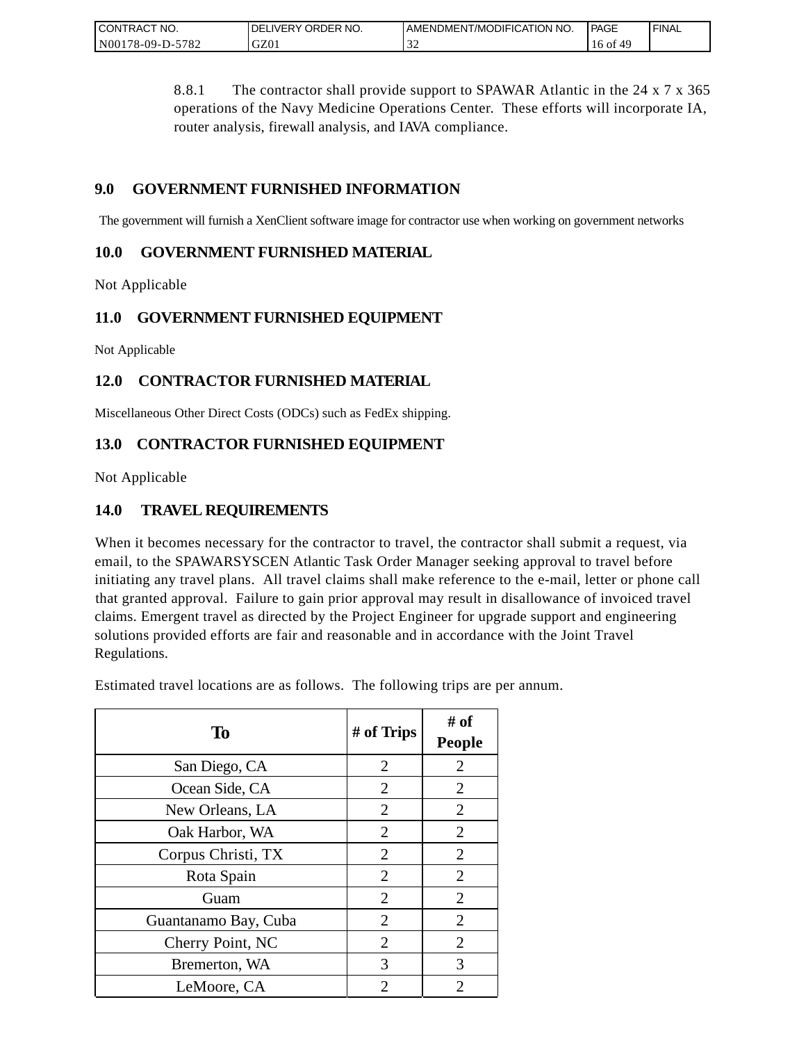8.8.1 The contractor shall provide support to SPAWAR Atlantic in the 24 x 7 x 365 operations of the Navy Medicine Operations Center. These efforts will incorporate IA, router analysis, firewall analysis, and IAVA compliance.

## 9.0 GOVERNMENT FURNISHED INFORMATION

The government will furnish a XenClient software image for contractor use when working on government networks

## 10.0 GOVERNMENT FURNISHED MATERIAL

Not Applicable

## 11.0 GOVERNMENT FURNISHED EQUIPMENT

Not Applicable

## 12.0 CONTRACTOR FURNISHED MATERIAL

Miscellaneous Other Direct Costs (ODCs) such as FedEx shipping.

## 13.0 CONTRACTOR FURNISHED EQUIPMENT

Not Applicable

## 14.0 TRAVEL REQUIREMENTS

When it becomes necessary for the contractor to travel, the contractor shall submit a request, via email, to the SPAWARSYSCEN Atlantic Task Order Manager seeking approval to travel before initiating any travel plans. All travel claims shall make reference to the e-mail, letter or phone call that granted approval. Failure to gain prior approval may result in disallowance of invoiced travel claims. Emergent travel as directed by the Project Engineer for upgrade support and engineering solutions provided efforts are fair and reasonable and in accordance with the Joint Travel Regulations.

Estimated travel locations are as follows. The following trips are per annum.

| To | # of Trips | # of People |
|---|---|---|
| San Diego, CA | 2 | 2 |
| Ocean Side, CA | 2 | 2 |
| New Orleans, LA | 2 | 2 |
| Oak Harbor, WA | 2 | 2 |
| Corpus Christi, TX | 2 | 2 |
| Rota Spain | 2 | 2 |
| Guam | 2 | 2 |
| Guantanamo Bay, Cuba | 2 | 2 |
| Cherry Point, NC | 2 | 2 |
| Bremerton, WA | 3 | 3 |
| LeMoore, CA | 2 | 2 |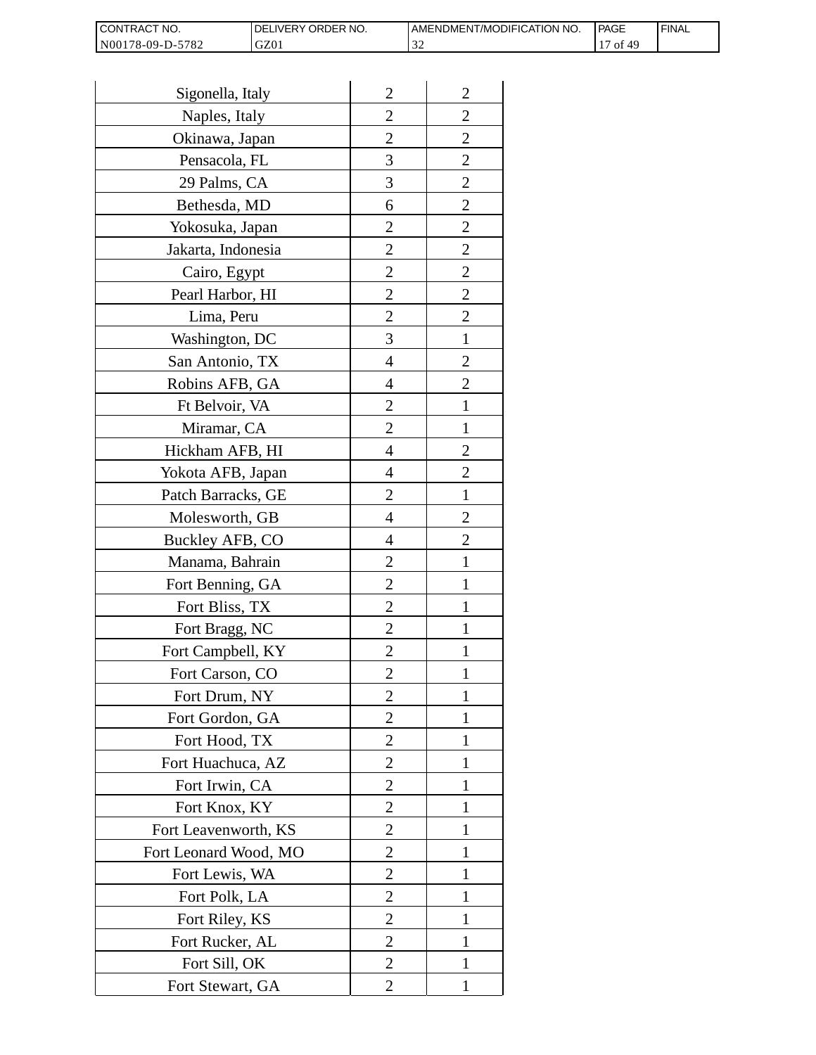| | | |
|---|---|---|
| Sigonella, Italy | 2 | 2 |
| Naples, Italy | 2 | 2 |
| Okinawa, Japan | 2 | 2 |
| Pensacola, FL | 3 | 2 |
| 29 Palms, CA | 3 | 2 |
| Bethesda, MD | 6 | 2 |
| Yokosuka, Japan | 2 | 2 |
| Jakarta, Indonesia | 2 | 2 |
| Cairo, Egypt | 2 | 2 |
| Pearl Harbor, HI | 2 | 2 |
| Lima, Peru | 2 | 2 |
| Washington, DC | 3 | 1 |
| San Antonio, TX | 4 | 2 |
| Robins AFB, GA | 4 | 2 |
| Ft Belvoir, VA | 2 | 1 |
| Miramar, CA | 2 | 1 |
| Hickham AFB, HI | 4 | 2 |
| Yokota AFB, Japan | 4 | 2 |
| Patch Barracks, GE | 2 | 1 |
| Molesworth, GB | 4 | 2 |
| Buckley AFB, CO | 4 | 2 |
| Manama, Bahrain | 2 | 1 |
| Fort Benning, GA | 2 | 1 |
| Fort Bliss, TX | 2 | 1 |
| Fort Bragg, NC | 2 | 1 |
| Fort Campbell, KY | 2 | 1 |
| Fort Carson, CO | 2 | 1 |
| Fort Drum, NY | 2 | 1 |
| Fort Gordon, GA | 2 | 1 |
| Fort Hood, TX | 2 | 1 |
| Fort Huachuca, AZ | 2 | 1 |
| Fort Irwin, CA | 2 | 1 |
| Fort Knox, KY | 2 | 1 |
| Fort Leavenworth, KS | 2 | 1 |
| Fort Leonard Wood, MO | 2 | 1 |
| Fort Lewis, WA | 2 | 1 |
| Fort Polk, LA | 2 | 1 |
| Fort Riley, KS | 2 | 1 |
| Fort Rucker, AL | 2 | 1 |
| Fort Sill, OK | 2 | 1 |
| Fort Stewart, GA | 2 | 1 |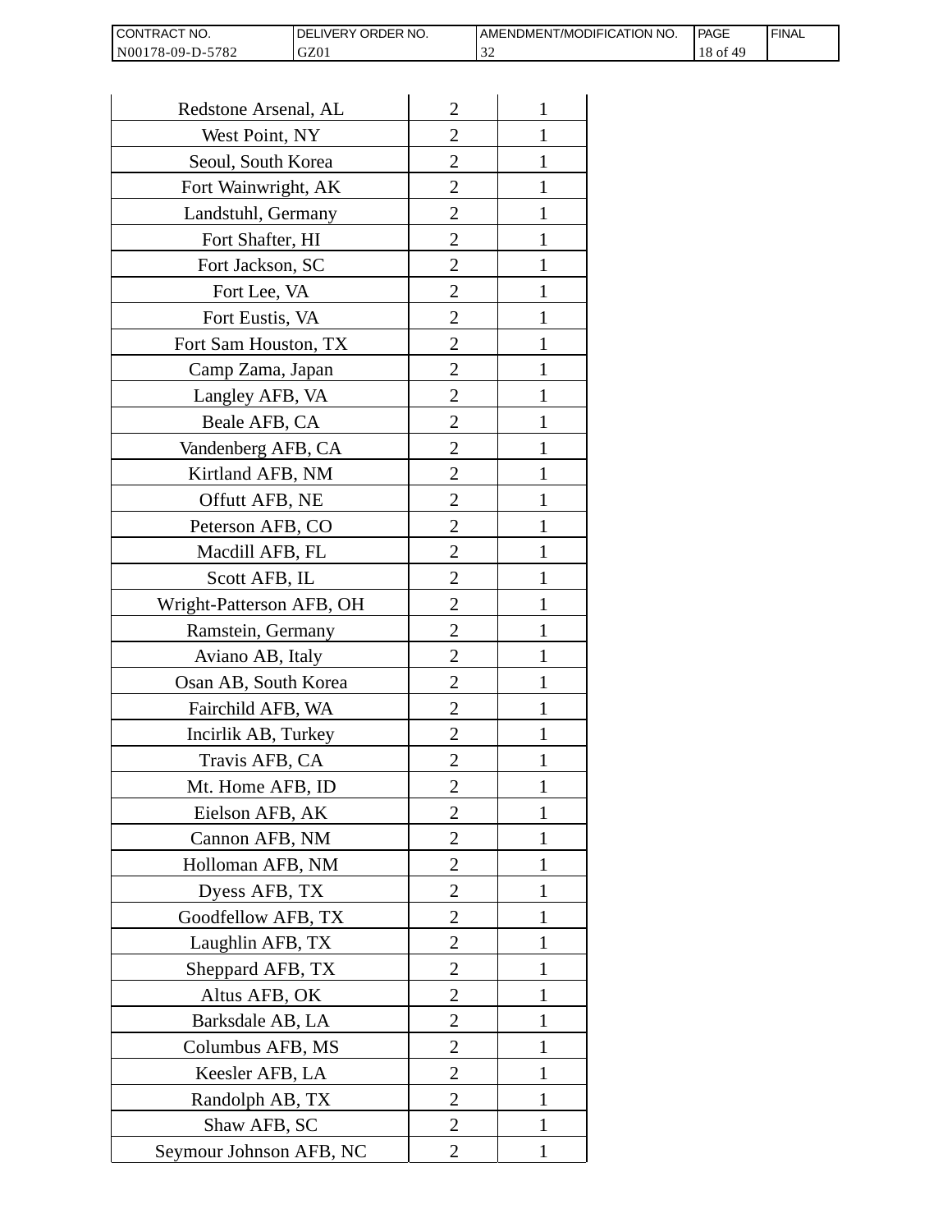| | | |
|---|---|---|
| Redstone Arsenal, AL | 2 | 1 |
| West Point, NY | 2 | 1 |
| Seoul, South Korea | 2 | 1 |
| Fort Wainwright, AK | 2 | 1 |
| Landstuhl, Germany | 2 | 1 |
| Fort Shafter, HI | 2 | 1 |
| Fort Jackson, SC | 2 | 1 |
| Fort Lee, VA | 2 | 1 |
| Fort Eustis, VA | 2 | 1 |
| Fort Sam Houston, TX | 2 | 1 |
| Camp Zama, Japan | 2 | 1 |
| Langley AFB, VA | 2 | 1 |
| Beale AFB, CA | 2 | 1 |
| Vandenberg AFB, CA | 2 | 1 |
| Kirtland AFB, NM | 2 | 1 |
| Offutt AFB, NE | 2 | 1 |
| Peterson AFB, CO | 2 | 1 |
| Macdill AFB, FL | 2 | 1 |
| Scott AFB, IL | 2 | 1 |
| Wright-Patterson AFB, OH | 2 | 1 |
| Ramstein, Germany | 2 | 1 |
| Aviano AB, Italy | 2 | 1 |
| Osan AB, South Korea | 2 | 1 |
| Fairchild AFB, WA | 2 | 1 |
| Incirlik AB, Turkey | 2 | 1 |
| Travis AFB, CA | 2 | 1 |
| Mt. Home AFB, ID | 2 | 1 |
| Eielson AFB, AK | 2 | 1 |
| Cannon AFB, NM | 2 | 1 |
| Holloman AFB, NM | 2 | 1 |
| Dyess AFB, TX | 2 | 1 |
| Goodfellow AFB, TX | 2 | 1 |
| Laughlin AFB, TX | 2 | 1 |
| Sheppard AFB, TX | 2 | 1 |
| Altus AFB, OK | 2 | 1 |
| Barksdale AB, LA | 2 | 1 |
| Columbus AFB, MS | 2 | 1 |
| Keesler AFB, LA | 2 | 1 |
| Randolph AB, TX | 2 | 1 |
| Shaw AFB, SC | 2 | 1 |
| Seymour Johnson AFB, NC | 2 | 1 |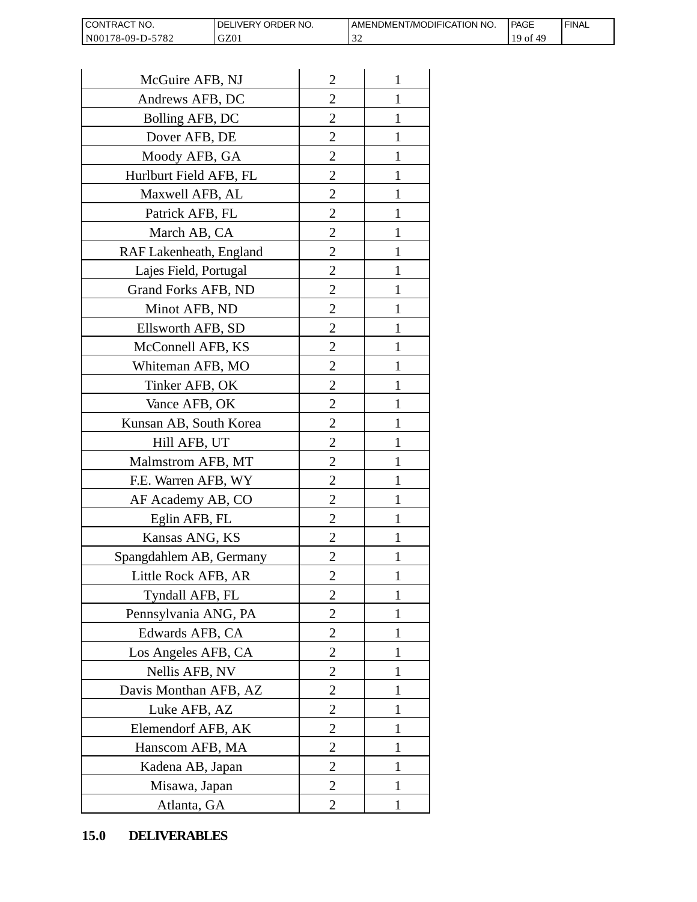| | | |
|---|---|---|
| McGuire AFB, NJ | 2 | 1 |
| Andrews AFB, DC | 2 | 1 |
| Bolling AFB, DC | 2 | 1 |
| Dover AFB, DE | 2 | 1 |
| Moody AFB, GA | 2 | 1 |
| Hurlburt Field AFB, FL | 2 | 1 |
| Maxwell AFB, AL | 2 | 1 |
| Patrick AFB, FL | 2 | 1 |
| March AB, CA | 2 | 1 |
| RAF Lakenheath, England | 2 | 1 |
| Lajes Field, Portugal | 2 | 1 |
| Grand Forks AFB, ND | 2 | 1 |
| Minot AFB, ND | 2 | 1 |
| Ellsworth AFB, SD | 2 | 1 |
| McConnell AFB, KS | 2 | 1 |
| Whiteman AFB, MO | 2 | 1 |
| Tinker AFB, OK | 2 | 1 |
| Vance AFB, OK | 2 | 1 |
| Kunsan AB, South Korea | 2 | 1 |
| Hill AFB, UT | 2 | 1 |
| Malmstrom AFB, MT | 2 | 1 |
| F.E. Warren AFB, WY | 2 | 1 |
| AF Academy AB, CO | 2 | 1 |
| Eglin AFB, FL | 2 | 1 |
| Kansas ANG, KS | 2 | 1 |
| Spangdahlem AB, Germany | 2 | 1 |
| Little Rock AFB, AR | 2 | 1 |
| Tyndall AFB, FL | 2 | 1 |
| Pennsylvania ANG, PA | 2 | 1 |
| Edwards AFB, CA | 2 | 1 |
| Los Angeles AFB, CA | 2 | 1 |
| Nellis AFB, NV | 2 | 1 |
| Davis Monthan AFB, AZ | 2 | 1 |
| Luke AFB, AZ | 2 | 1 |
| Elemendorf AFB, AK | 2 | 1 |
| Hanscom AFB, MA | 2 | 1 |
| Kadena AB, Japan | 2 | 1 |
| Misawa, Japan | 2 | 1 |
| Atlanta, GA | 2 | 1 |

## 15.0 DELIVERABLES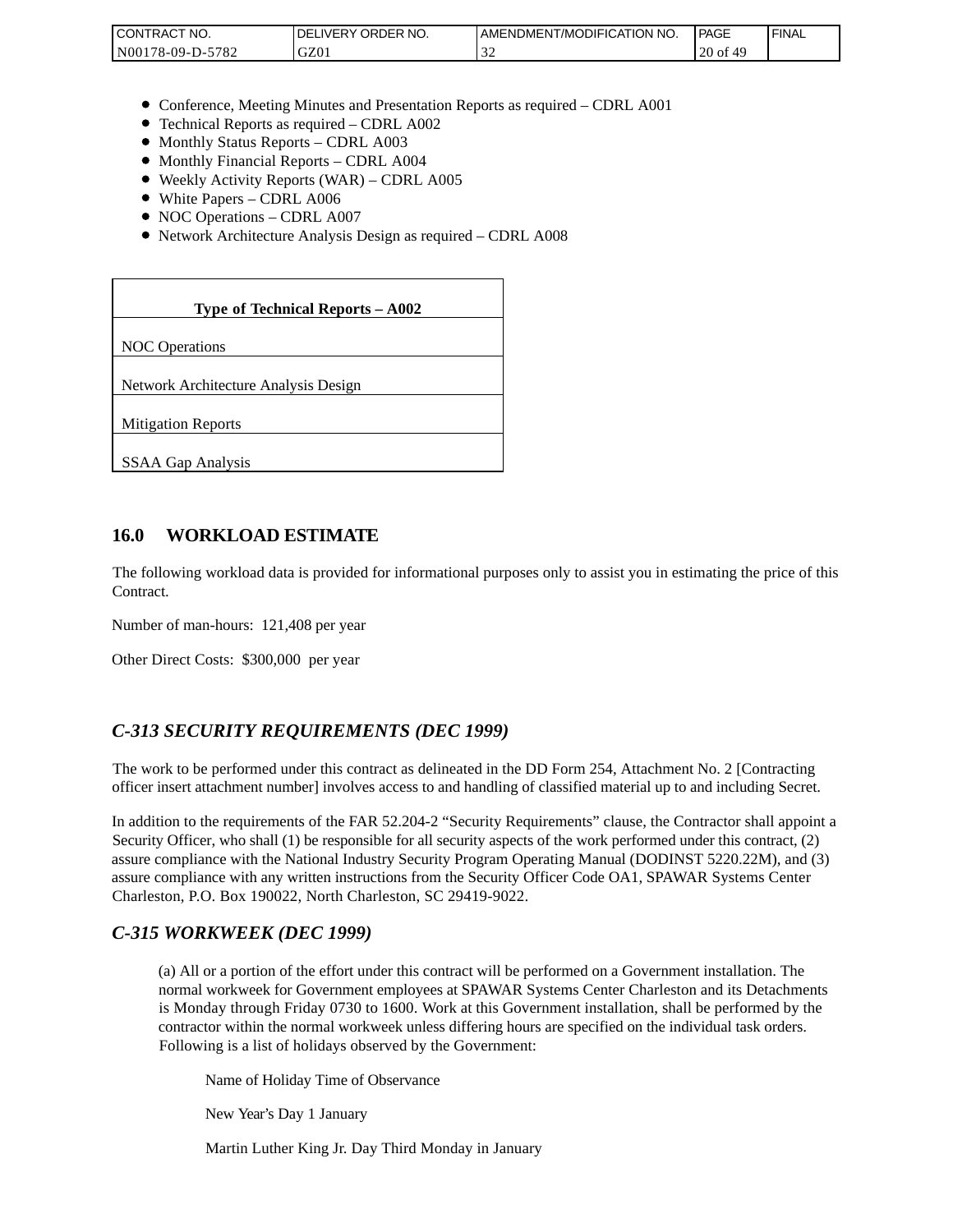- Conference, Meeting Minutes and Presentation Reports as required – CDRL A001
- Technical Reports as required – CDRL A002
- Monthly Status Reports – CDRL A003
- Monthly Financial Reports – CDRL A004
- Weekly Activity Reports (WAR) – CDRL A005
- White Papers – CDRL A006
- NOC Operations – CDRL A007
- Network Architecture Analysis Design as required – CDRL A008

| **Type of Technical Reports – A002** |
|---|
| NOC Operations |
| Network Architecture Analysis Design |
| Mitigation Reports |
| SSAA Gap Analysis |

## 16.0 WORKLOAD ESTIMATE

The following workload data is provided for informational purposes only to assist you in estimating the price of this Contract.

Number of man-hours: 121,408 per year

Other Direct Costs: $300,000 per year

## *C-313 SECURITY REQUIREMENTS (DEC 1999)*

The work to be performed under this contract as delineated in the DD Form 254, Attachment No. 2 [Contracting officer insert attachment number] involves access to and handling of classified material up to and including Secret.

In addition to the requirements of the FAR 52.204-2 "Security Requirements" clause, the Contractor shall appoint a Security Officer, who shall (1) be responsible for all security aspects of the work performed under this contract, (2) assure compliance with the National Industry Security Program Operating Manual (DODINST 5220.22M), and (3) assure compliance with any written instructions from the Security Officer Code OA1, SPAWAR Systems Center Charleston, P.O. Box 190022, North Charleston, SC 29419-9022.

## *C-315 WORKWEEK (DEC 1999)*

(a) All or a portion of the effort under this contract will be performed on a Government installation. The normal workweek for Government employees at SPAWAR Systems Center Charleston and its Detachments is Monday through Friday 0730 to 1600. Work at this Government installation, shall be performed by the contractor within the normal workweek unless differing hours are specified on the individual task orders. Following is a list of holidays observed by the Government:

Name of Holiday Time of Observance

New Year's Day 1 January

Martin Luther King Jr. Day Third Monday in January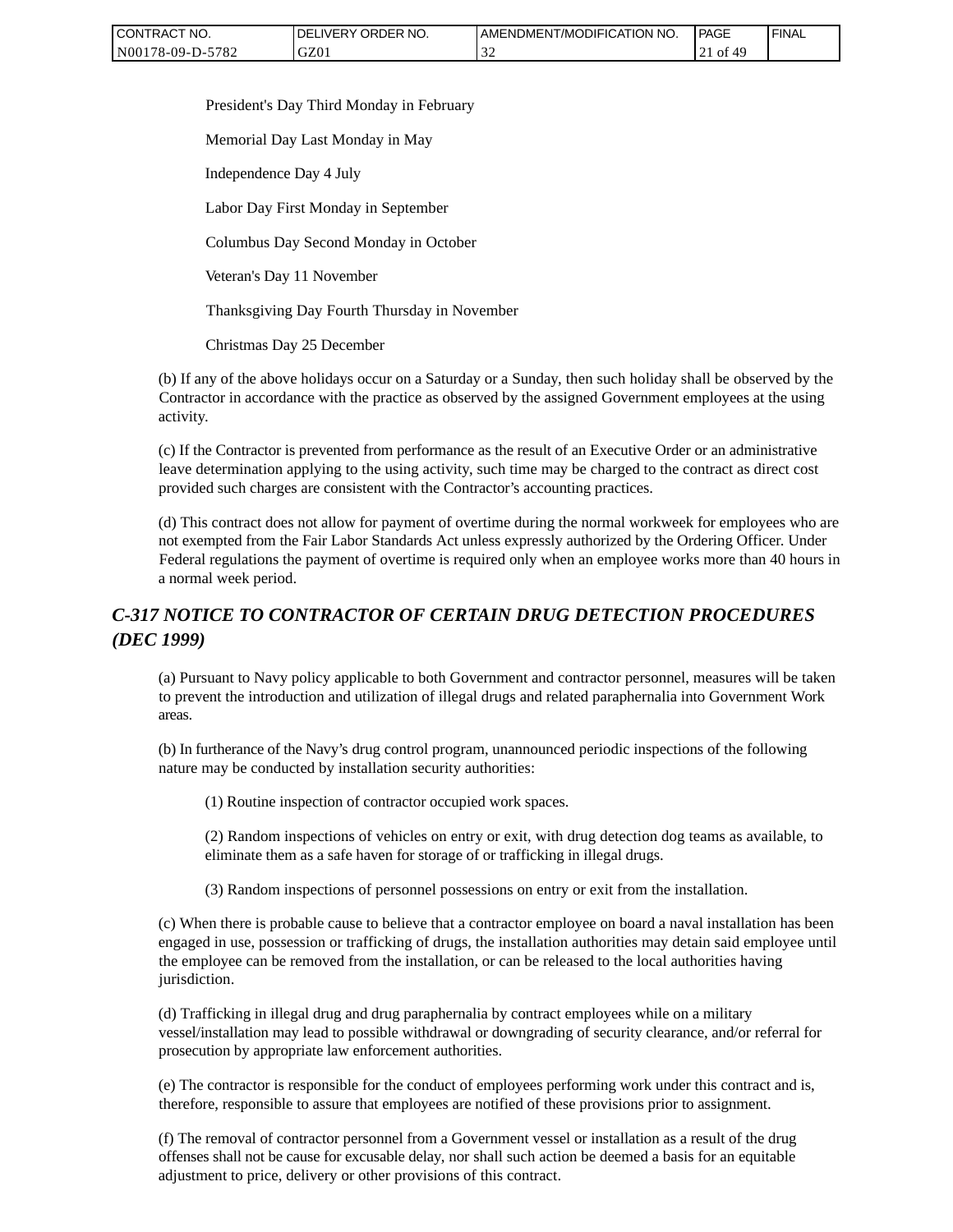President's Day Third Monday in February

Memorial Day Last Monday in May

Independence Day 4 July

Labor Day First Monday in September

Columbus Day Second Monday in October

Veteran's Day 11 November

Thanksgiving Day Fourth Thursday in November

Christmas Day 25 December

(b) If any of the above holidays occur on a Saturday or a Sunday, then such holiday shall be observed by the Contractor in accordance with the practice as observed by the assigned Government employees at the using activity.

(c) If the Contractor is prevented from performance as the result of an Executive Order or an administrative leave determination applying to the using activity, such time may be charged to the contract as direct cost provided such charges are consistent with the Contractor's accounting practices.

(d) This contract does not allow for payment of overtime during the normal workweek for employees who are not exempted from the Fair Labor Standards Act unless expressly authorized by the Ordering Officer. Under Federal regulations the payment of overtime is required only when an employee works more than 40 hours in a normal week period.

## *C-317 NOTICE TO CONTRACTOR OF CERTAIN DRUG DETECTION PROCEDURES (DEC 1999)*

(a) Pursuant to Navy policy applicable to both Government and contractor personnel, measures will be taken to prevent the introduction and utilization of illegal drugs and related paraphernalia into Government Work areas.

(b) In furtherance of the Navy's drug control program, unannounced periodic inspections of the following nature may be conducted by installation security authorities:

(1) Routine inspection of contractor occupied work spaces.

(2) Random inspections of vehicles on entry or exit, with drug detection dog teams as available, to eliminate them as a safe haven for storage of or trafficking in illegal drugs.

(3) Random inspections of personnel possessions on entry or exit from the installation.

(c) When there is probable cause to believe that a contractor employee on board a naval installation has been engaged in use, possession or trafficking of drugs, the installation authorities may detain said employee until the employee can be removed from the installation, or can be released to the local authorities having jurisdiction.

(d) Trafficking in illegal drug and drug paraphernalia by contract employees while on a military vessel/installation may lead to possible withdrawal or downgrading of security clearance, and/or referral for prosecution by appropriate law enforcement authorities.

(e) The contractor is responsible for the conduct of employees performing work under this contract and is, therefore, responsible to assure that employees are notified of these provisions prior to assignment.

(f) The removal of contractor personnel from a Government vessel or installation as a result of the drug offenses shall not be cause for excusable delay, nor shall such action be deemed a basis for an equitable adjustment to price, delivery or other provisions of this contract.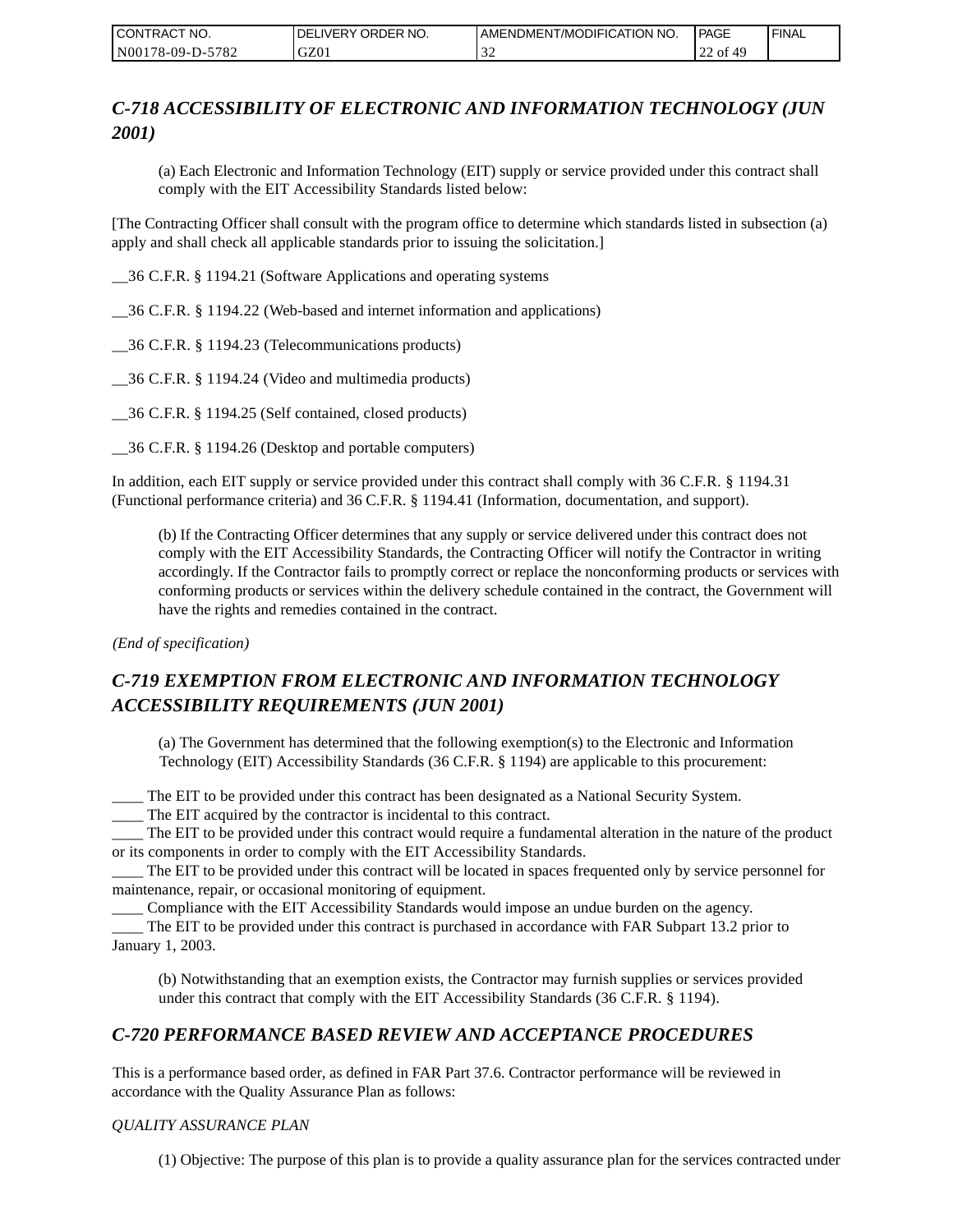## *C-718 ACCESSIBILITY OF ELECTRONIC AND INFORMATION TECHNOLOGY (JUN 2001)*

(a) Each Electronic and Information Technology (EIT) supply or service provided under this contract shall comply with the EIT Accessibility Standards listed below:

[The Contracting Officer shall consult with the program office to determine which standards listed in subsection (a) apply and shall check all applicable standards prior to issuing the solicitation.]

__36 C.F.R. § 1194.21 (Software Applications and operating systems

__36 C.F.R. § 1194.22 (Web-based and internet information and applications)

__36 C.F.R. § 1194.23 (Telecommunications products)

__36 C.F.R. § 1194.24 (Video and multimedia products)

__36 C.F.R. § 1194.25 (Self contained, closed products)

__36 C.F.R. § 1194.26 (Desktop and portable computers)

In addition, each EIT supply or service provided under this contract shall comply with 36 C.F.R. § 1194.31 (Functional performance criteria) and 36 C.F.R. § 1194.41 (Information, documentation, and support).

(b) If the Contracting Officer determines that any supply or service delivered under this contract does not comply with the EIT Accessibility Standards, the Contracting Officer will notify the Contractor in writing accordingly. If the Contractor fails to promptly correct or replace the nonconforming products or services with conforming products or services within the delivery schedule contained in the contract, the Government will have the rights and remedies contained in the contract.

*(End of specification)*

## *C-719 EXEMPTION FROM ELECTRONIC AND INFORMATION TECHNOLOGY ACCESSIBILITY REQUIREMENTS (JUN 2001)*

(a) The Government has determined that the following exemption(s) to the Electronic and Information Technology (EIT) Accessibility Standards (36 C.F.R. § 1194) are applicable to this procurement:

____ The EIT to be provided under this contract has been designated as a National Security System.
____ The EIT acquired by the contractor is incidental to this contract.
____ The EIT to be provided under this contract would require a fundamental alteration in the nature of the product or its components in order to comply with the EIT Accessibility Standards.
____ The EIT to be provided under this contract will be located in spaces frequented only by service personnel for maintenance, repair, or occasional monitoring of equipment.
____ Compliance with the EIT Accessibility Standards would impose an undue burden on the agency.
____ The EIT to be provided under this contract is purchased in accordance with FAR Subpart 13.2 prior to January 1, 2003.

(b) Notwithstanding that an exemption exists, the Contractor may furnish supplies or services provided under this contract that comply with the EIT Accessibility Standards (36 C.F.R. § 1194).

## *C-720 PERFORMANCE BASED REVIEW AND ACCEPTANCE PROCEDURES*

This is a performance based order, as defined in FAR Part 37.6. Contractor performance will be reviewed in accordance with the Quality Assurance Plan as follows:

*QUALITY ASSURANCE PLAN*

(1) Objective: The purpose of this plan is to provide a quality assurance plan for the services contracted under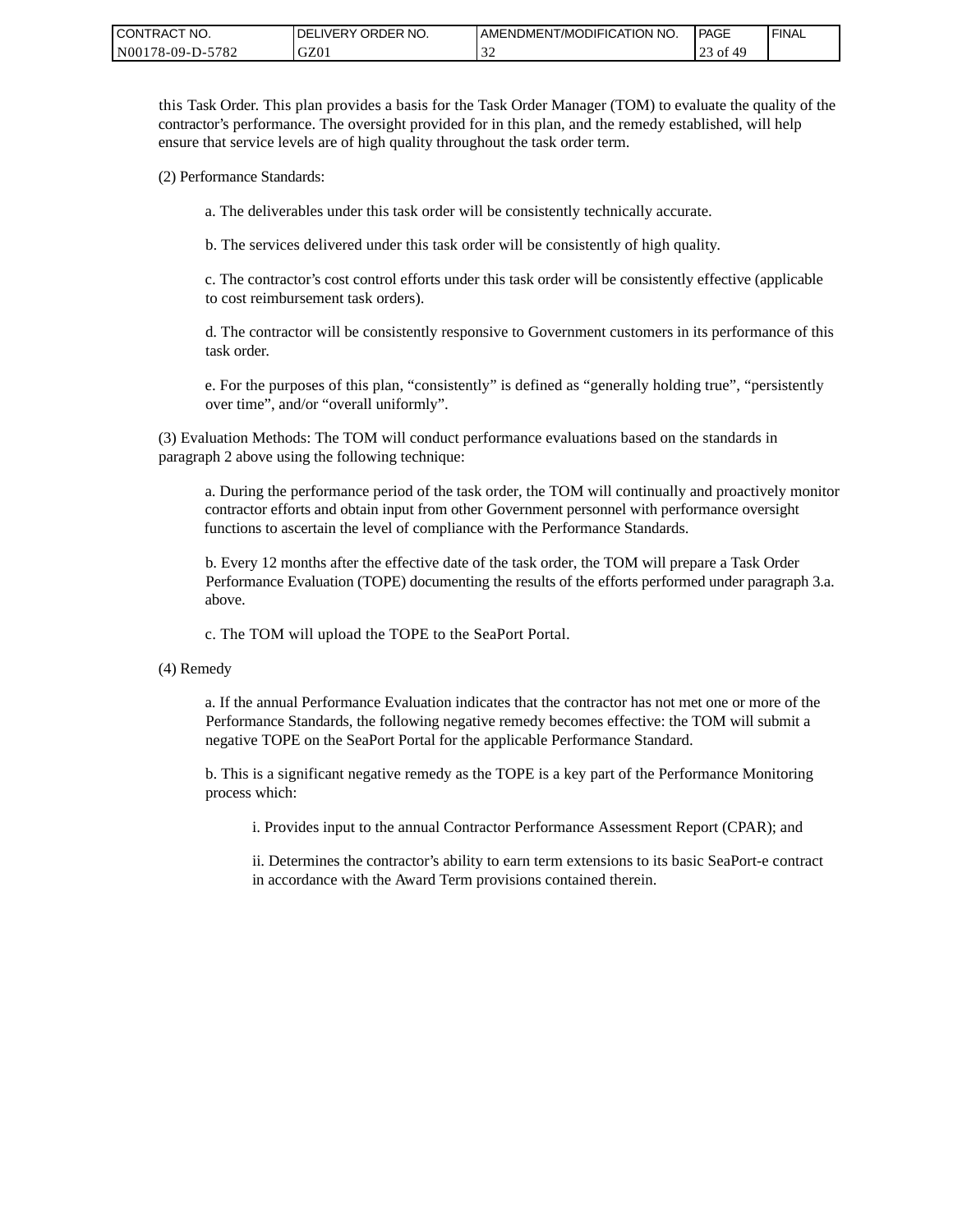this Task Order. This plan provides a basis for the Task Order Manager (TOM) to evaluate the quality of the contractor's performance. The oversight provided for in this plan, and the remedy established, will help ensure that service levels are of high quality throughout the task order term.

(2) Performance Standards:

a. The deliverables under this task order will be consistently technically accurate.

b. The services delivered under this task order will be consistently of high quality.

c. The contractor's cost control efforts under this task order will be consistently effective (applicable to cost reimbursement task orders).

d. The contractor will be consistently responsive to Government customers in its performance of this task order.

e. For the purposes of this plan, "consistently" is defined as "generally holding true", "persistently over time", and/or "overall uniformly".

(3) Evaluation Methods: The TOM will conduct performance evaluations based on the standards in paragraph 2 above using the following technique:

a. During the performance period of the task order, the TOM will continually and proactively monitor contractor efforts and obtain input from other Government personnel with performance oversight functions to ascertain the level of compliance with the Performance Standards.

b. Every 12 months after the effective date of the task order, the TOM will prepare a Task Order Performance Evaluation (TOPE) documenting the results of the efforts performed under paragraph 3.a. above.

c. The TOM will upload the TOPE to the SeaPort Portal.

(4) Remedy

a. If the annual Performance Evaluation indicates that the contractor has not met one or more of the Performance Standards, the following negative remedy becomes effective: the TOM will submit a negative TOPE on the SeaPort Portal for the applicable Performance Standard.

b. This is a significant negative remedy as the TOPE is a key part of the Performance Monitoring process which:

i. Provides input to the annual Contractor Performance Assessment Report (CPAR); and

ii. Determines the contractor's ability to earn term extensions to its basic SeaPort-e contract in accordance with the Award Term provisions contained therein.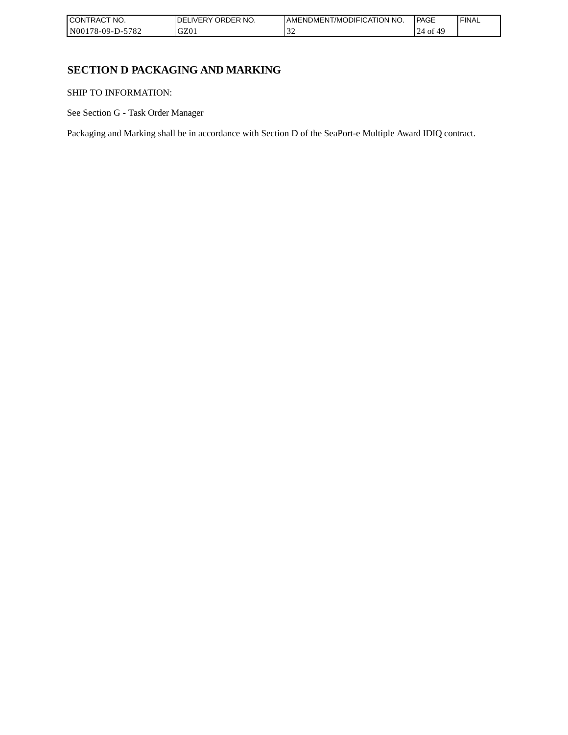# SECTION D PACKAGING AND MARKING

SHIP TO INFORMATION:

See Section G - Task Order Manager

Packaging and Marking shall be in accordance with Section D of the SeaPort-e Multiple Award IDIQ contract.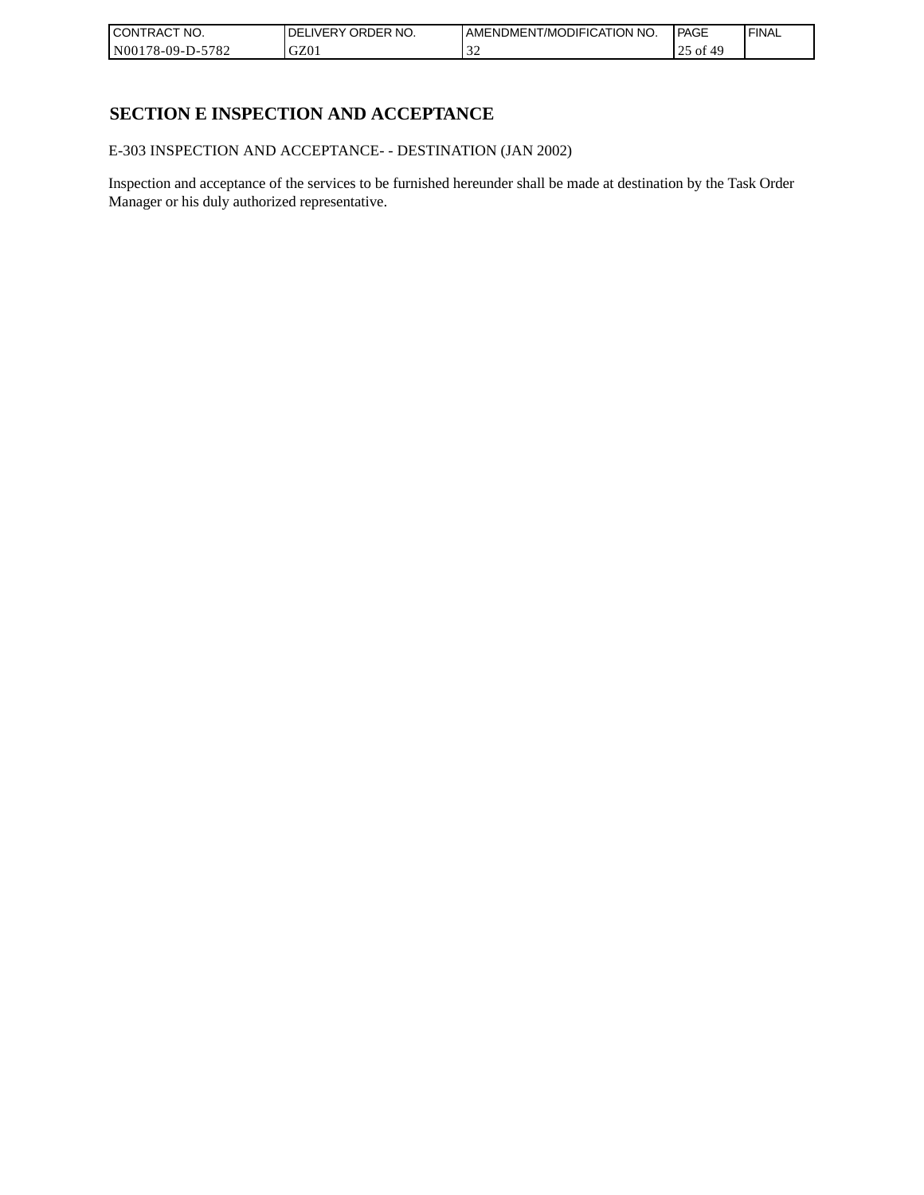## SECTION E INSPECTION AND ACCEPTANCE

E-303 INSPECTION AND ACCEPTANCE- - DESTINATION (JAN 2002)

Inspection and acceptance of the services to be furnished hereunder shall be made at destination by the Task Order Manager or his duly authorized representative.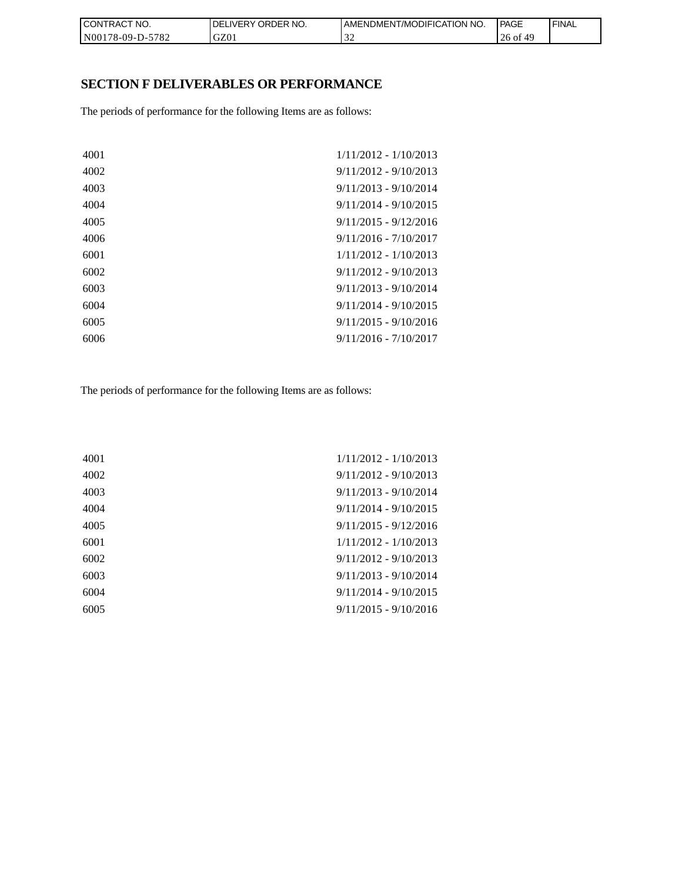## SECTION F DELIVERABLES OR PERFORMANCE

The periods of performance for the following Items are as follows:

| | |
|---|---|
| 4001 | 1/11/2012 - 1/10/2013 |
| 4002 | 9/11/2012 - 9/10/2013 |
| 4003 | 9/11/2013 - 9/10/2014 |
| 4004 | 9/11/2014 - 9/10/2015 |
| 4005 | 9/11/2015 - 9/12/2016 |
| 4006 | 9/11/2016 - 7/10/2017 |
| 6001 | 1/11/2012 - 1/10/2013 |
| 6002 | 9/11/2012 - 9/10/2013 |
| 6003 | 9/11/2013 - 9/10/2014 |
| 6004 | 9/11/2014 - 9/10/2015 |
| 6005 | 9/11/2015 - 9/10/2016 |
| 6006 | 9/11/2016 - 7/10/2017 |

The periods of performance for the following Items are as follows:

| | |
|---|---|
| 4001 | 1/11/2012 - 1/10/2013 |
| 4002 | 9/11/2012 - 9/10/2013 |
| 4003 | 9/11/2013 - 9/10/2014 |
| 4004 | 9/11/2014 - 9/10/2015 |
| 4005 | 9/11/2015 - 9/12/2016 |
| 6001 | 1/11/2012 - 1/10/2013 |
| 6002 | 9/11/2012 - 9/10/2013 |
| 6003 | 9/11/2013 - 9/10/2014 |
| 6004 | 9/11/2014 - 9/10/2015 |
| 6005 | 9/11/2015 - 9/10/2016 |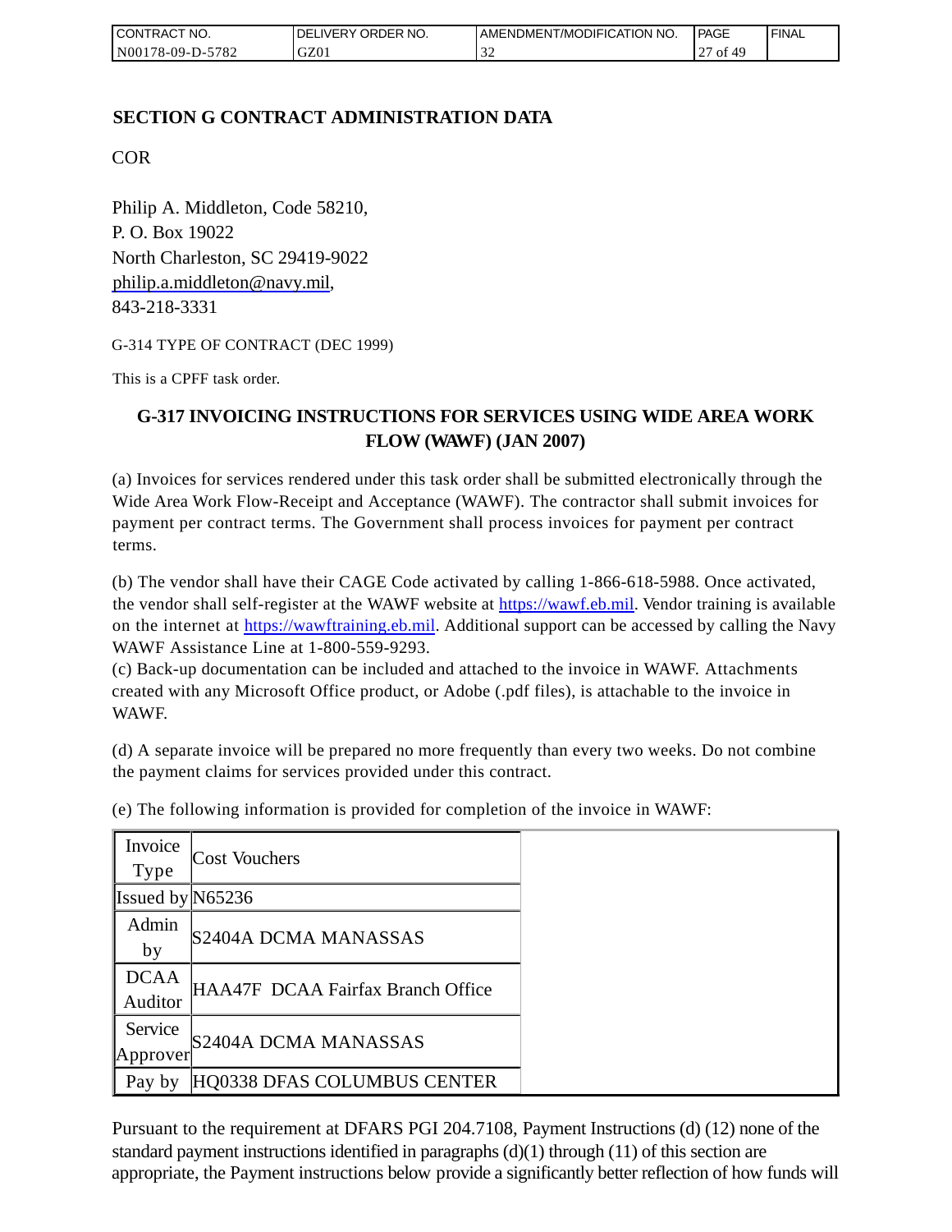## SECTION G CONTRACT ADMINISTRATION DATA

COR

Philip A. Middleton, Code 58210,
P. O. Box 19022
North Charleston, SC 29419-9022
philip.a.middleton@navy.mil,
843-218-3331

G-314 TYPE OF CONTRACT (DEC 1999)

This is a CPFF task order.

### G-317 INVOICING INSTRUCTIONS FOR SERVICES USING WIDE AREA WORK FLOW (WAWF) (JAN 2007)

(a) Invoices for services rendered under this task order shall be submitted electronically through the Wide Area Work Flow-Receipt and Acceptance (WAWF). The contractor shall submit invoices for payment per contract terms. The Government shall process invoices for payment per contract terms.

(b) The vendor shall have their CAGE Code activated by calling 1-866-618-5988. Once activated, the vendor shall self-register at the WAWF website at https://wawf.eb.mil. Vendor training is available on the internet at https://wawftraining.eb.mil. Additional support can be accessed by calling the Navy WAWF Assistance Line at 1-800-559-9293.
(c) Back-up documentation can be included and attached to the invoice in WAWF. Attachments created with any Microsoft Office product, or Adobe (.pdf files), is attachable to the invoice in WAWF.

(d) A separate invoice will be prepared no more frequently than every two weeks. Do not combine the payment claims for services provided under this contract.

(e) The following information is provided for completion of the invoice in WAWF:

| Invoice Type | Cost Vouchers |
|---|---|
| Issued by | N65236 |
| Admin by | S2404A DCMA MANASSAS |
| DCAA Auditor | HAA47F DCAA Fairfax Branch Office |
| Service Approver | S2404A DCMA MANASSAS |
| Pay by | HQ0338 DFAS COLUMBUS CENTER |

Pursuant to the requirement at DFARS PGI 204.7108, Payment Instructions (d) (12) none of the standard payment instructions identified in paragraphs (d)(1) through (11) of this section are appropriate, the Payment instructions below provide a significantly better reflection of how funds will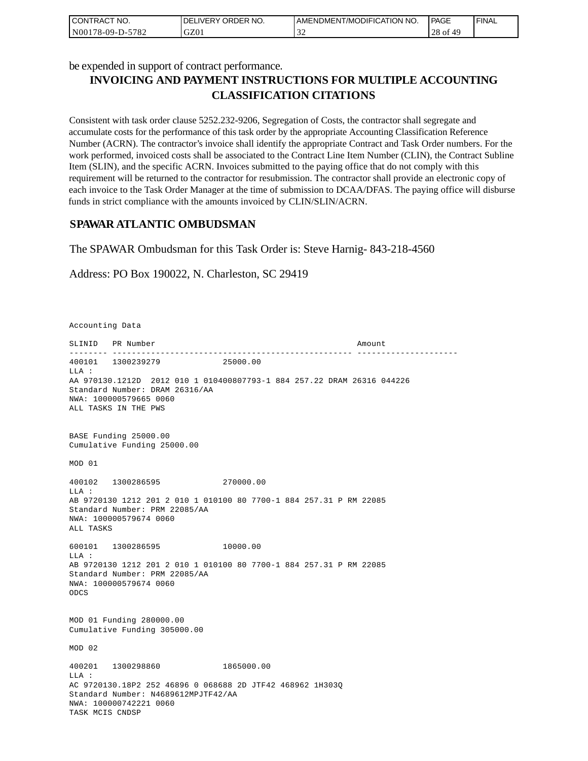be expended in support of contract performance.

## INVOICING AND PAYMENT INSTRUCTIONS FOR MULTIPLE ACCOUNTING CLASSIFICATION CITATIONS

Consistent with task order clause 5252.232-9206, Segregation of Costs, the contractor shall segregate and accumulate costs for the performance of this task order by the appropriate Accounting Classification Reference Number (ACRN). The contractor's invoice shall identify the appropriate Contract and Task Order numbers. For the work performed, invoiced costs shall be associated to the Contract Line Item Number (CLIN), the Contract Subline Item (SLIN), and the specific ACRN. Invoices submitted to the paying office that do not comply with this requirement will be returned to the contractor for resubmission. The contractor shall provide an electronic copy of each invoice to the Task Order Manager at the time of submission to DCAA/DFAS. The paying office will disburse funds in strict compliance with the amounts invoiced by CLIN/SLIN/ACRN.

## SPAWAR ATLANTIC OMBUDSMAN

The SPAWAR Ombudsman for this Task Order is: Steve Harnig- 843-218-4560

Address: PO Box 190022, N. Charleston, SC 29419

```
Accounting Data

SLINID   PR Number                                          Amount
-------- -------------------------------------------------- ---------------------
400101   1300239279              25000.00
LLA :
AA 970130.1212D  2012 010 1 010400807793-1 884 257.22 DRAM 26316 044226
Standard Number: DRAM 26316/AA
NWA: 100000579665 0060
ALL TASKS IN THE PWS


BASE Funding 25000.00
Cumulative Funding 25000.00

MOD 01

400102   1300286595              270000.00
LLA :
AB 9720130 1212 201 2 010 1 010100 80 7700-1 884 257.31 P RM 22085
Standard Number: PRM 22085/AA
NWA: 100000579674 0060
ALL TASKS

600101   1300286595              10000.00
LLA :
AB 9720130 1212 201 2 010 1 010100 80 7700-1 884 257.31 P RM 22085
Standard Number: PRM 22085/AA
NWA: 100000579674 0060
ODCS


MOD 01 Funding 280000.00
Cumulative Funding 305000.00

MOD 02

400201   1300298860              1865000.00
LLA :
AC 9720130.18P2 252 46896 0 068688 2D JTF42 468962 1H303Q
Standard Number: N4689612MPJTF42/AA
NWA: 100000742221 0060
TASK MCIS CNDSP
```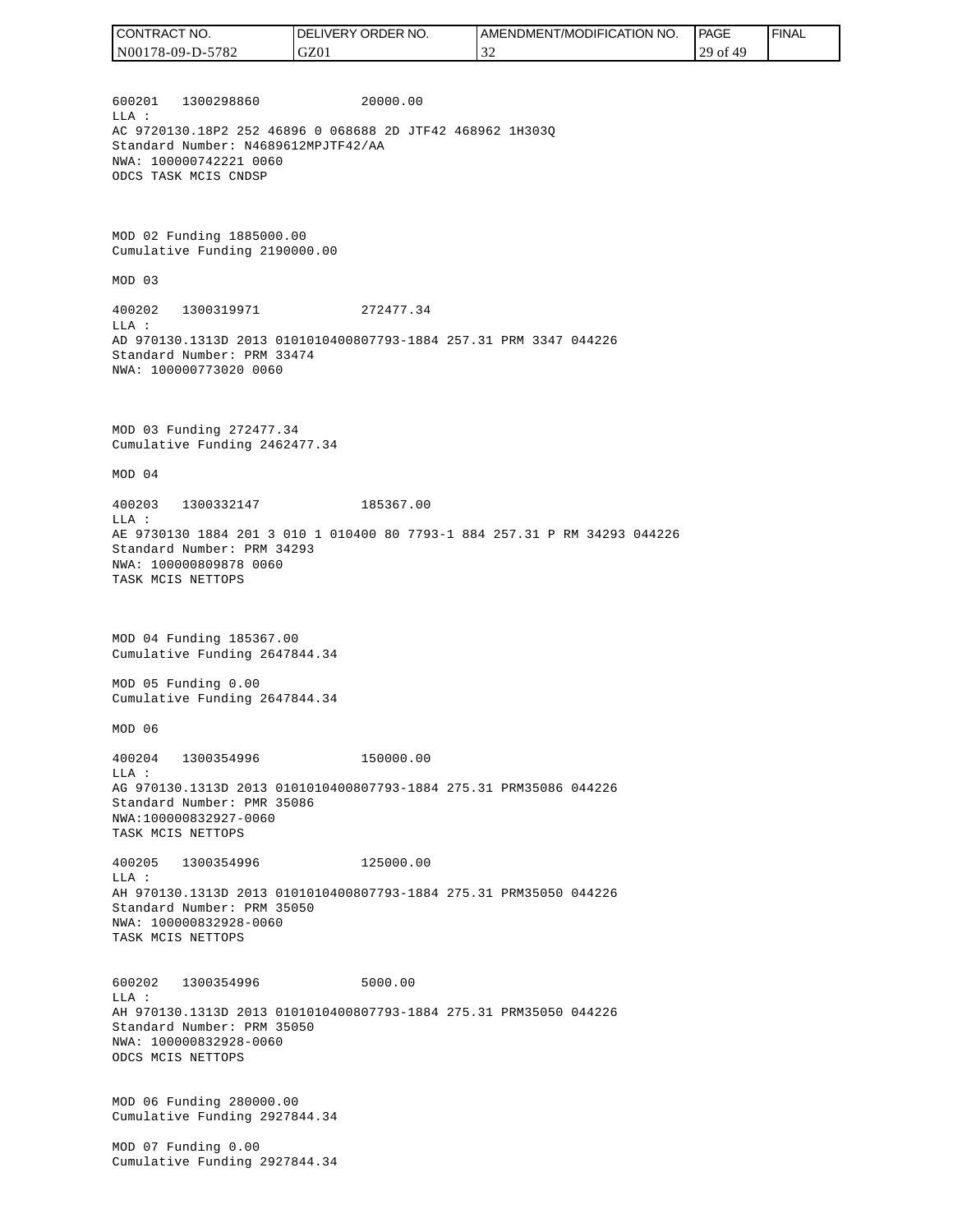600201 1300298860 20000.00
LLA :
AC 9720130.18P2 252 46896 0 068688 2D JTF42 468962 1H303Q
Standard Number: N4689612MPJTF42/AA
NWA: 100000742221 0060
ODCS TASK MCIS CNDSP

MOD 02 Funding 1885000.00
Cumulative Funding 2190000.00

MOD 03

400202 1300319971 272477.34
LLA :
AD 970130.1313D 2013 0101010400807793-1884 257.31 PRM 3347 044226
Standard Number: PRM 33474
NWA: 100000773020 0060

MOD 03 Funding 272477.34
Cumulative Funding 2462477.34

MOD 04

400203 1300332147 185367.00
LLA :
AE 9730130 1884 201 3 010 1 010400 80 7793-1 884 257.31 P RM 34293 044226
Standard Number: PRM 34293
NWA: 100000809878 0060
TASK MCIS NETTOPS

MOD 04 Funding 185367.00
Cumulative Funding 2647844.34

MOD 05 Funding 0.00
Cumulative Funding 2647844.34

MOD 06

400204 1300354996 150000.00
LLA :
AG 970130.1313D 2013 0101010400807793-1884 275.31 PRM35086 044226
Standard Number: PMR 35086
NWA:100000832927-0060
TASK MCIS NETTOPS

400205 1300354996 125000.00
LLA :
AH 970130.1313D 2013 0101010400807793-1884 275.31 PRM35050 044226
Standard Number: PRM 35050
NWA: 100000832928-0060
TASK MCIS NETTOPS

600202 1300354996 5000.00
LLA :
AH 970130.1313D 2013 0101010400807793-1884 275.31 PRM35050 044226
Standard Number: PRM 35050
NWA: 100000832928-0060
ODCS MCIS NETTOPS

MOD 06 Funding 280000.00
Cumulative Funding 2927844.34

MOD 07 Funding 0.00
Cumulative Funding 2927844.34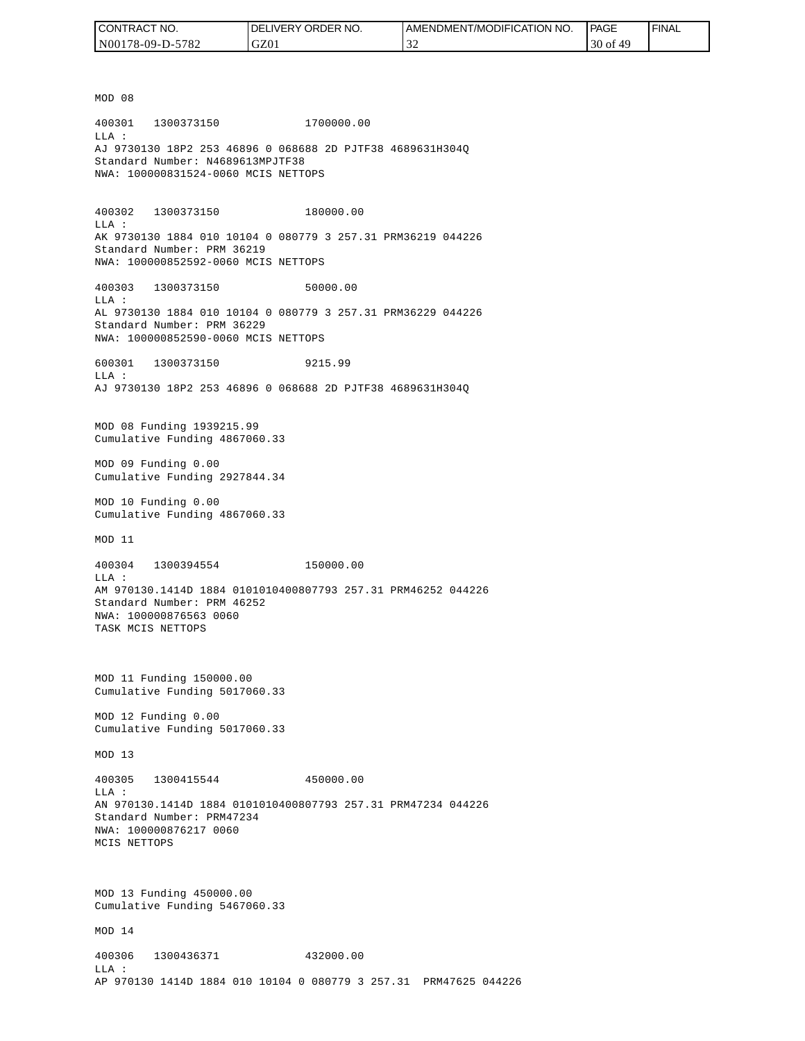MOD 08

400301   1300373150              1700000.00
LLA :
AJ 9730130 18P2 253 46896 0 068688 2D PJTF38 4689631H304Q
Standard Number: N4689613MPJTF38
NWA: 100000831524-0060 MCIS NETTOPS

400302   1300373150              180000.00
LLA :
AK 9730130 1884 010 10104 0 080779 3 257.31 PRM36219 044226
Standard Number: PRM 36219
NWA: 100000852592-0060 MCIS NETTOPS

400303   1300373150              50000.00
LLA :
AL 9730130 1884 010 10104 0 080779 3 257.31 PRM36229 044226
Standard Number: PRM 36229
NWA: 100000852590-0060 MCIS NETTOPS

600301   1300373150              9215.99
LLA :
AJ 9730130 18P2 253 46896 0 068688 2D PJTF38 4689631H304Q

MOD 08 Funding 1939215.99
Cumulative Funding 4867060.33

MOD 09 Funding 0.00
Cumulative Funding 2927844.34

MOD 10 Funding 0.00
Cumulative Funding 4867060.33

MOD 11

400304   1300394554              150000.00
LLA :
AM 970130.1414D 1884 0101010400807793 257.31 PRM46252 044226
Standard Number: PRM 46252
NWA: 100000876563 0060
TASK MCIS NETTOPS

MOD 11 Funding 150000.00
Cumulative Funding 5017060.33

MOD 12 Funding 0.00
Cumulative Funding 5017060.33

MOD 13

400305   1300415544              450000.00
LLA :
AN 970130.1414D 1884 0101010400807793 257.31 PRM47234 044226
Standard Number: PRM47234
NWA: 100000876217 0060
MCIS NETTOPS

MOD 13 Funding 450000.00
Cumulative Funding 5467060.33

MOD 14

400306   1300436371              432000.00
LLA :
AP 970130 1414D 1884 010 10104 0 080779 3 257.31  PRM47625 044226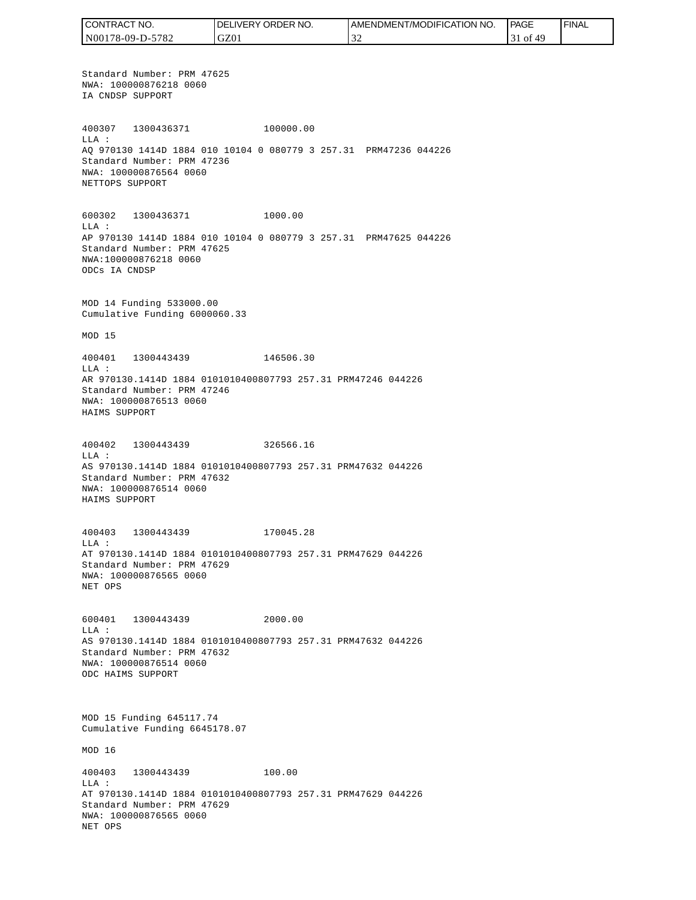Standard Number: PRM 47625
NWA: 100000876218 0060
IA CNDSP SUPPORT

400307 1300436371 100000.00
LLA :
AQ 970130 1414D 1884 010 10104 0 080779 3 257.31 PRM47236 044226
Standard Number: PRM 47236
NWA: 100000876564 0060
NETTOPS SUPPORT

600302 1300436371 1000.00
LLA :
AP 970130 1414D 1884 010 10104 0 080779 3 257.31 PRM47625 044226
Standard Number: PRM 47625
NWA:100000876218 0060
ODCs IA CNDSP

MOD 14 Funding 533000.00
Cumulative Funding 6000060.33

MOD 15

400401 1300443439 146506.30
LLA :
AR 970130.1414D 1884 0101010400807793 257.31 PRM47246 044226
Standard Number: PRM 47246
NWA: 100000876513 0060
HAIMS SUPPORT

400402 1300443439 326566.16
LLA :
AS 970130.1414D 1884 0101010400807793 257.31 PRM47632 044226
Standard Number: PRM 47632
NWA: 100000876514 0060
HAIMS SUPPORT

400403 1300443439 170045.28
LLA :
AT 970130.1414D 1884 0101010400807793 257.31 PRM47629 044226
Standard Number: PRM 47629
NWA: 100000876565 0060
NET OPS

600401 1300443439 2000.00
LLA :
AS 970130.1414D 1884 0101010400807793 257.31 PRM47632 044226
Standard Number: PRM 47632
NWA: 100000876514 0060
ODC HAIMS SUPPORT

MOD 15 Funding 645117.74
Cumulative Funding 6645178.07

MOD 16

400403 1300443439 100.00
LLA :
AT 970130.1414D 1884 0101010400807793 257.31 PRM47629 044226
Standard Number: PRM 47629
NWA: 100000876565 0060
NET OPS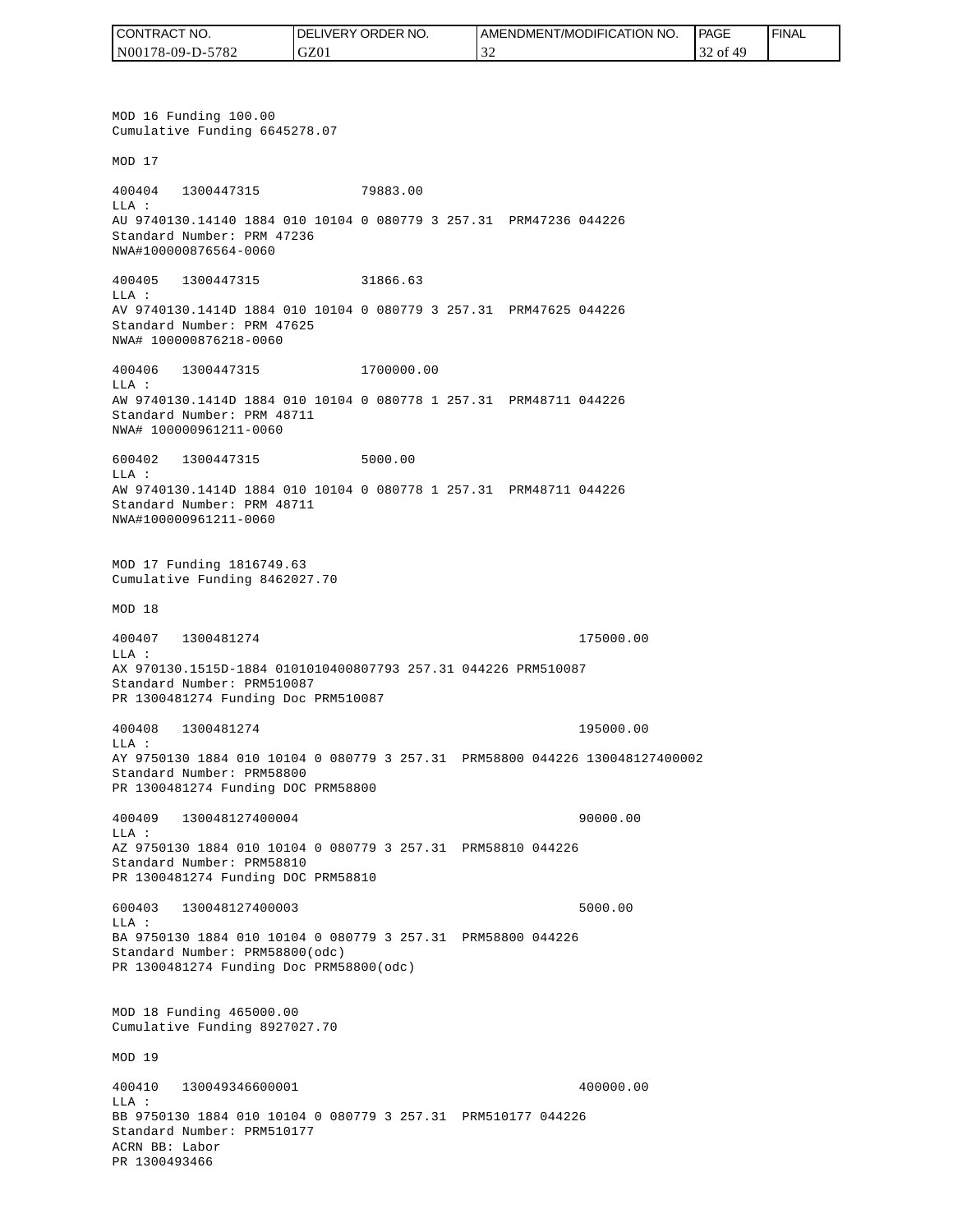MOD 16 Funding 100.00
Cumulative Funding 6645278.07

MOD 17

400404 1300447315 79883.00
LLA :
AU 9740130.14140 1884 010 10104 0 080779 3 257.31 PRM47236 044226
Standard Number: PRM 47236
NWA#100000876564-0060

400405 1300447315 31866.63
LLA :
AV 9740130.1414D 1884 010 10104 0 080779 3 257.31 PRM47625 044226
Standard Number: PRM 47625
NWA# 100000876218-0060

400406 1300447315 1700000.00
LLA :
AW 9740130.1414D 1884 010 10104 0 080778 1 257.31 PRM48711 044226
Standard Number: PRM 48711
NWA# 100000961211-0060

600402 1300447315 5000.00
LLA :
AW 9740130.1414D 1884 010 10104 0 080778 1 257.31 PRM48711 044226
Standard Number: PRM 48711
NWA#100000961211-0060

MOD 17 Funding 1816749.63
Cumulative Funding 8462027.70

MOD 18

400407 1300481274 175000.00
LLA :
AX 970130.1515D-1884 0101010400807793 257.31 044226 PRM510087
Standard Number: PRM510087
PR 1300481274 Funding Doc PRM510087

400408 1300481274 195000.00
LLA :
AY 9750130 1884 010 10104 0 080779 3 257.31 PRM58800 044226 130048127400002
Standard Number: PRM58800
PR 1300481274 Funding DOC PRM58800

400409 130048127400004 90000.00
LLA :
AZ 9750130 1884 010 10104 0 080779 3 257.31 PRM58810 044226
Standard Number: PRM58810
PR 1300481274 Funding DOC PRM58810

600403 130048127400003 5000.00
LLA :
BA 9750130 1884 010 10104 0 080779 3 257.31 PRM58800 044226
Standard Number: PRM58800(odc)
PR 1300481274 Funding Doc PRM58800(odc)

MOD 18 Funding 465000.00
Cumulative Funding 8927027.70

MOD 19

400410 130049346600001 400000.00
LLA :
BB 9750130 1884 010 10104 0 080779 3 257.31 PRM510177 044226
Standard Number: PRM510177
ACRN BB: Labor
PR 1300493466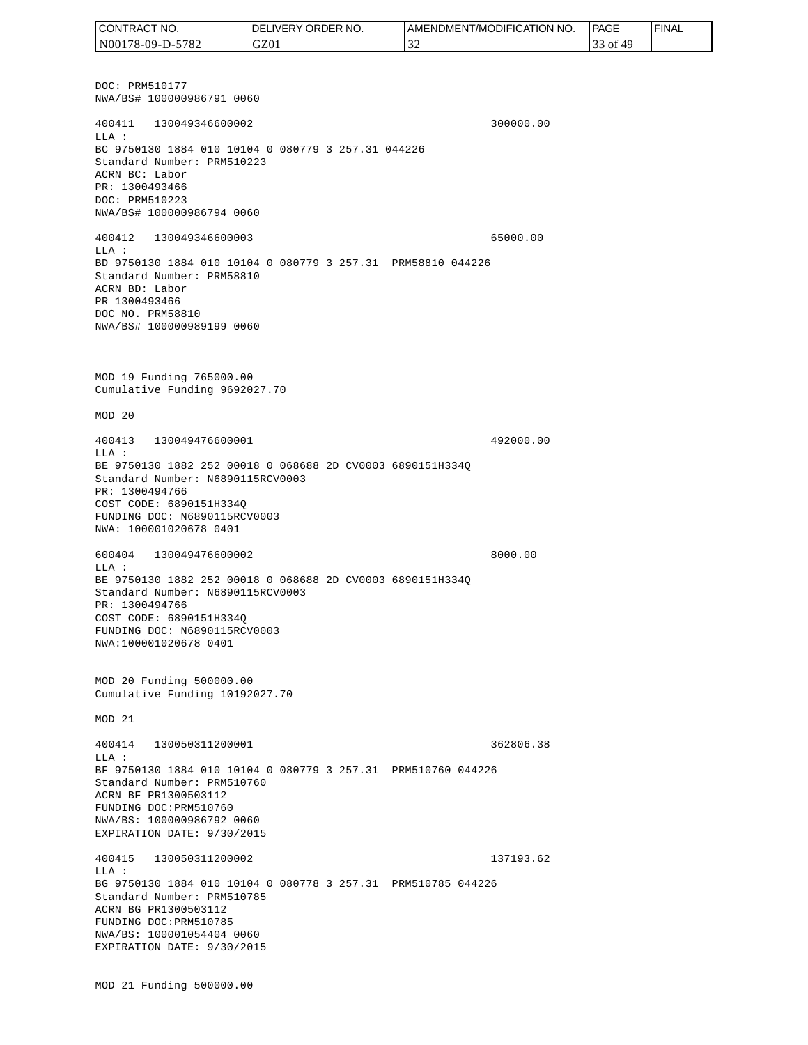DOC: PRM510177
NWA/BS# 100000986791 0060

400411 130049346600002 300000.00
LLA :
BC 9750130 1884 010 10104 0 080779 3 257.31 044226
Standard Number: PRM510223
ACRN BC: Labor
PR: 1300493466
DOC: PRM510223
NWA/BS# 100000986794 0060

400412 130049346600003 65000.00
LLA :
BD 9750130 1884 010 10104 0 080779 3 257.31 PRM58810 044226
Standard Number: PRM58810
ACRN BD: Labor
PR 1300493466
DOC NO. PRM58810
NWA/BS# 100000989199 0060

MOD 19 Funding 765000.00
Cumulative Funding 9692027.70

MOD 20

400413 130049476600001 492000.00
LLA :
BE 9750130 1882 252 00018 0 068688 2D CV0003 6890151H334Q
Standard Number: N6890115RCV0003
PR: 1300494766
COST CODE: 6890151H334Q
FUNDING DOC: N6890115RCV0003
NWA: 100001020678 0401

600404 130049476600002 8000.00
LLA :
BE 9750130 1882 252 00018 0 068688 2D CV0003 6890151H334Q
Standard Number: N6890115RCV0003
PR: 1300494766
COST CODE: 6890151H334Q
FUNDING DOC: N6890115RCV0003
NWA:100001020678 0401

MOD 20 Funding 500000.00
Cumulative Funding 10192027.70

MOD 21

400414 130050311200001 362806.38
LLA :
BF 9750130 1884 010 10104 0 080779 3 257.31 PRM510760 044226
Standard Number: PRM510760
ACRN BF PR1300503112
FUNDING DOC:PRM510760
NWA/BS: 100000986792 0060
EXPIRATION DATE: 9/30/2015

400415 130050311200002 137193.62
LLA :
BG 9750130 1884 010 10104 0 080778 3 257.31 PRM510785 044226
Standard Number: PRM510785
ACRN BG PR1300503112
FUNDING DOC:PRM510785
NWA/BS: 100001054404 0060
EXPIRATION DATE: 9/30/2015

MOD 21 Funding 500000.00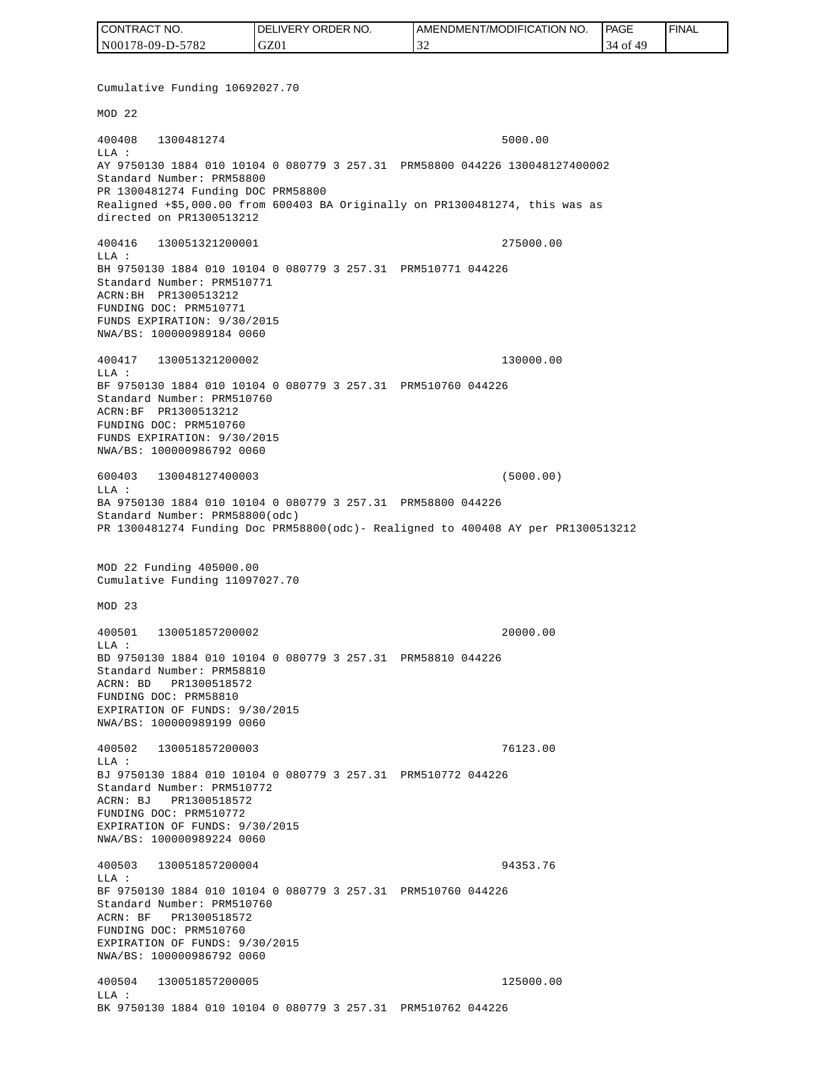Cumulative Funding 10692027.70

MOD 22

```
400408   1300481274                                         5000.00
LLA :
AY 9750130 1884 010 10104 0 080779 3 257.31  PRM58800 044226 130048127400002
Standard Number: PRM58800
PR 1300481274 Funding DOC PRM58800
Realigned +$5,000.00 from 600403 BA Originally on PR1300481274, this was as
directed on PR1300513212

400416   130051321200001                                    275000.00
LLA :
BH 9750130 1884 010 10104 0 080779 3 257.31  PRM510771 044226
Standard Number: PRM510771
ACRN:BH  PR1300513212
FUNDING DOC: PRM510771
FUNDS EXPIRATION: 9/30/2015
NWA/BS: 100000989184 0060

400417   130051321200002                                    130000.00
LLA :
BF 9750130 1884 010 10104 0 080779 3 257.31  PRM510760 044226
Standard Number: PRM510760
ACRN:BF  PR1300513212
FUNDING DOC: PRM510760
FUNDS EXPIRATION: 9/30/2015
NWA/BS: 100000986792 0060

600403   130048127400003                                    (5000.00)
LLA :
BA 9750130 1884 010 10104 0 080779 3 257.31  PRM58800 044226
Standard Number: PRM58800(odc)
PR 1300481274 Funding Doc PRM58800(odc)- Realigned to 400408 AY per PR1300513212
```

MOD 22 Funding 405000.00
Cumulative Funding 11097027.70

MOD 23

```
400501   130051857200002                                    20000.00
LLA :
BD 9750130 1884 010 10104 0 080779 3 257.31  PRM58810 044226
Standard Number: PRM58810
ACRN: BD   PR1300518572
FUNDING DOC: PRM58810
EXPIRATION OF FUNDS: 9/30/2015
NWA/BS: 100000989199 0060

400502   130051857200003                                    76123.00
LLA :
BJ 9750130 1884 010 10104 0 080779 3 257.31  PRM510772 044226
Standard Number: PRM510772
ACRN: BJ   PR1300518572
FUNDING DOC: PRM510772
EXPIRATION OF FUNDS: 9/30/2015
NWA/BS: 100000989224 0060

400503   130051857200004                                    94353.76
LLA :
BF 9750130 1884 010 10104 0 080779 3 257.31  PRM510760 044226
Standard Number: PRM510760
ACRN: BF   PR1300518572
FUNDING DOC: PRM510760
EXPIRATION OF FUNDS: 9/30/2015
NWA/BS: 100000986792 0060

400504   130051857200005                                    125000.00
LLA :
BK 9750130 1884 010 10104 0 080779 3 257.31  PRM510762 044226
```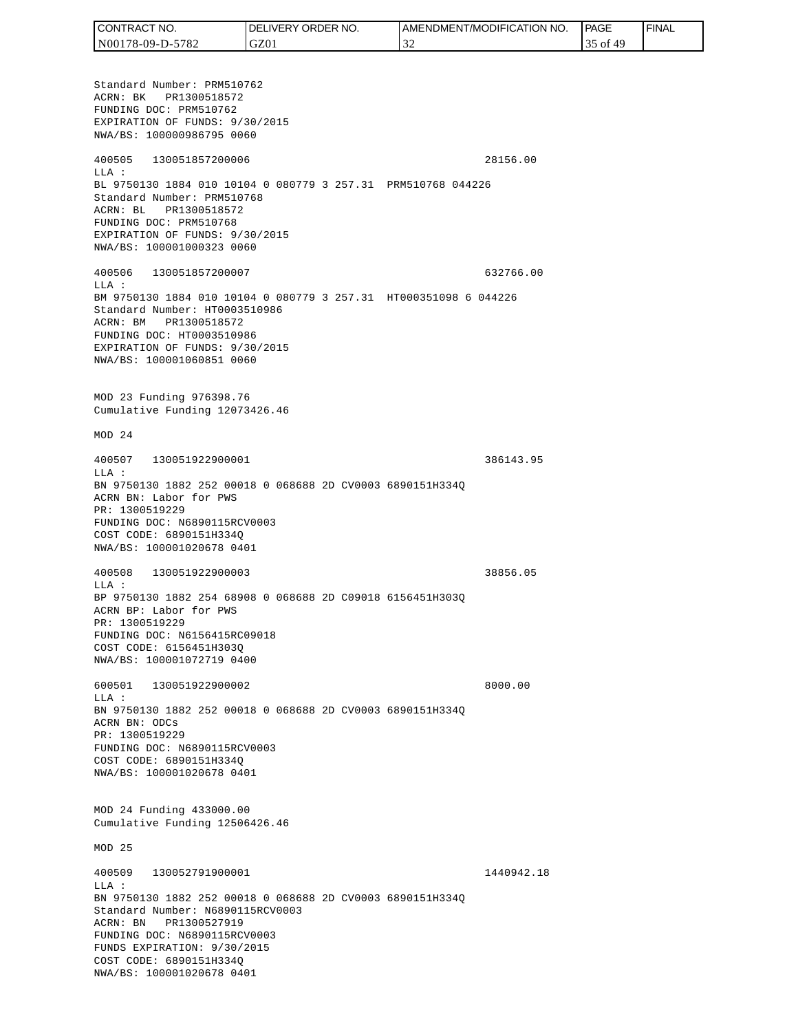Standard Number: PRM510762
ACRN: BK   PR1300518572
FUNDING DOC: PRM510762
EXPIRATION OF FUNDS: 9/30/2015
NWA/BS: 100000986795 0060

400505   130051857200006                                    28156.00
LLA :
BL 9750130 1884 010 10104 0 080779 3 257.31  PRM510768 044226
Standard Number: PRM510768
ACRN: BL   PR1300518572
FUNDING DOC: PRM510768
EXPIRATION OF FUNDS: 9/30/2015
NWA/BS: 100001000323 0060

400506   130051857200007                                    632766.00
LLA :
BM 9750130 1884 010 10104 0 080779 3 257.31  HT000351098 6 044226
Standard Number: HT0003510986
ACRN: BM   PR1300518572
FUNDING DOC: HT0003510986
EXPIRATION OF FUNDS: 9/30/2015
NWA/BS: 100001060851 0060

MOD 23 Funding 976398.76
Cumulative Funding 12073426.46

MOD 24

400507   130051922900001                                    386143.95
LLA :
BN 9750130 1882 252 00018 0 068688 2D CV0003 6890151H334Q
ACRN BN: Labor for PWS
PR: 1300519229
FUNDING DOC: N6890115RCV0003
COST CODE: 6890151H334Q
NWA/BS: 100001020678 0401

400508   130051922900003                                    38856.05
LLA :
BP 9750130 1882 254 68908 0 068688 2D C09018 6156451H303Q
ACRN BP: Labor for PWS
PR: 1300519229
FUNDING DOC: N6156415RC09018
COST CODE: 6156451H303Q
NWA/BS: 100001072719 0400

600501   130051922900002                                    8000.00
LLA :
BN 9750130 1882 252 00018 0 068688 2D CV0003 6890151H334Q
ACRN BN: ODCs
PR: 1300519229
FUNDING DOC: N6890115RCV0003
COST CODE: 6890151H334Q
NWA/BS: 100001020678 0401

MOD 24 Funding 433000.00
Cumulative Funding 12506426.46

MOD 25

400509   130052791900001                                    1440942.18
LLA :
BN 9750130 1882 252 00018 0 068688 2D CV0003 6890151H334Q
Standard Number: N6890115RCV0003
ACRN: BN   PR1300527919
FUNDING DOC: N6890115RCV0003
FUNDS EXPIRATION: 9/30/2015
COST CODE: 6890151H334Q
NWA/BS: 100001020678 0401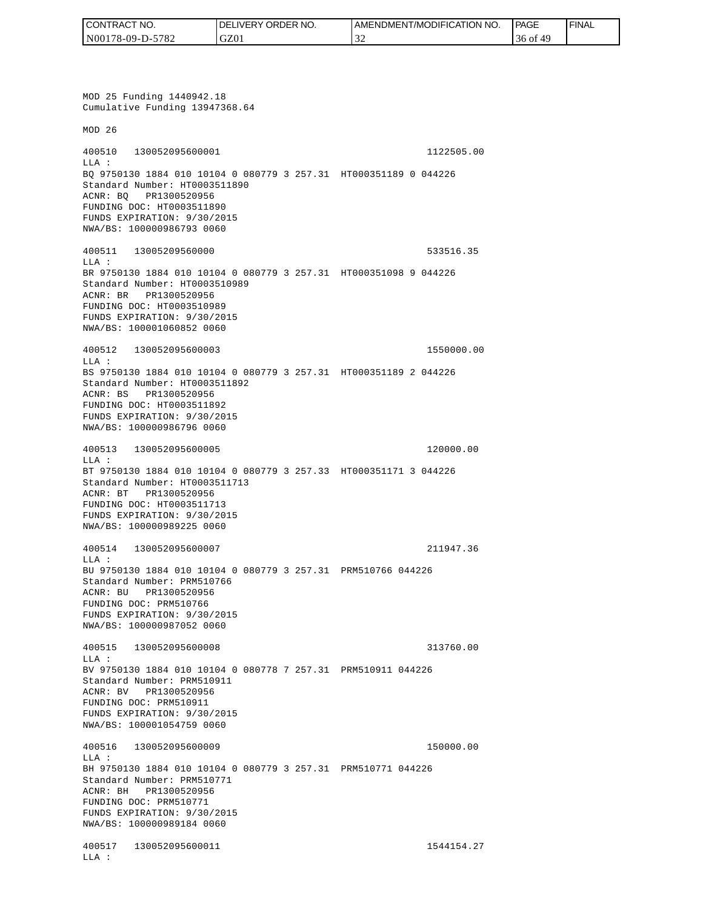MOD 25 Funding 1440942.18
Cumulative Funding 13947368.64

MOD 26

400510 130052095600001 1122505.00
LLA :
BQ 9750130 1884 010 10104 0 080779 3 257.31 HT000351189 0 044226
Standard Number: HT0003511890
ACNR: BQ PR1300520956
FUNDING DOC: HT0003511890
FUNDS EXPIRATION: 9/30/2015
NWA/BS: 100000986793 0060

400511 13005209560000 533516.35
LLA :
BR 9750130 1884 010 10104 0 080779 3 257.31 HT000351098 9 044226
Standard Number: HT0003510989
ACNR: BR PR1300520956
FUNDING DOC: HT0003510989
FUNDS EXPIRATION: 9/30/2015
NWA/BS: 100001060852 0060

400512 130052095600003 1550000.00
LLA :
BS 9750130 1884 010 10104 0 080779 3 257.31 HT000351189 2 044226
Standard Number: HT0003511892
ACNR: BS PR1300520956
FUNDING DOC: HT0003511892
FUNDS EXPIRATION: 9/30/2015
NWA/BS: 100000986796 0060

400513 130052095600005 120000.00
LLA :
BT 9750130 1884 010 10104 0 080779 3 257.33 HT000351171 3 044226
Standard Number: HT0003511713
ACNR: BT PR1300520956
FUNDING DOC: HT0003511713
FUNDS EXPIRATION: 9/30/2015
NWA/BS: 100000989225 0060

400514 130052095600007 211947.36
LLA :
BU 9750130 1884 010 10104 0 080779 3 257.31 PRM510766 044226
Standard Number: PRM510766
ACNR: BU PR1300520956
FUNDING DOC: PRM510766
FUNDS EXPIRATION: 9/30/2015
NWA/BS: 100000987052 0060

400515 130052095600008 313760.00
LLA :
BV 9750130 1884 010 10104 0 080778 7 257.31 PRM510911 044226
Standard Number: PRM510911
ACNR: BV PR1300520956
FUNDING DOC: PRM510911
FUNDS EXPIRATION: 9/30/2015
NWA/BS: 100001054759 0060

400516 130052095600009 150000.00
LLA :
BH 9750130 1884 010 10104 0 080779 3 257.31 PRM510771 044226
Standard Number: PRM510771
ACNR: BH PR1300520956
FUNDING DOC: PRM510771
FUNDS EXPIRATION: 9/30/2015
NWA/BS: 100000989184 0060

400517 130052095600011 1544154.27
LLA :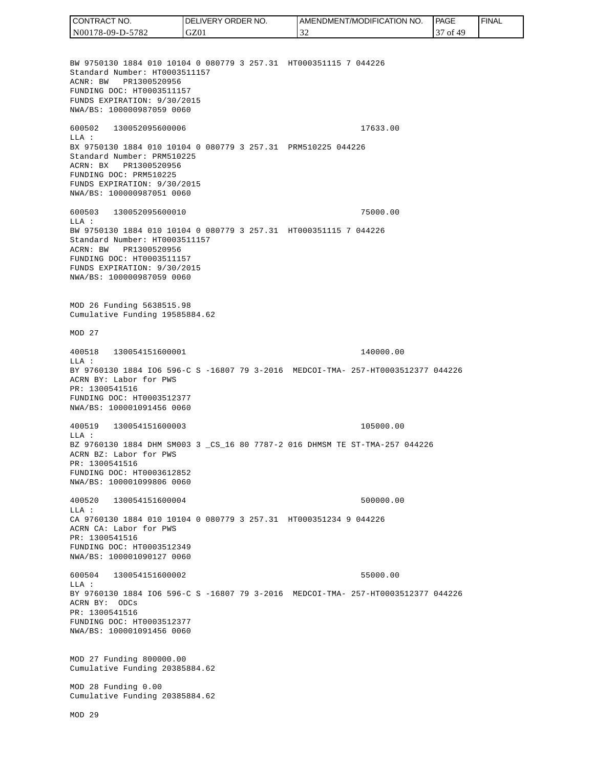BW 9750130 1884 010 10104 0 080779 3 257.31 HT000351115 7 044226
Standard Number: HT0003511157
ACNR: BW PR1300520956
FUNDING DOC: HT0003511157
FUNDS EXPIRATION: 9/30/2015
NWA/BS: 100000987059 0060

600502 130052095600006 17633.00
LLA :
BX 9750130 1884 010 10104 0 080779 3 257.31 PRM510225 044226
Standard Number: PRM510225
ACRN: BX PR1300520956
FUNDING DOC: PRM510225
FUNDS EXPIRATION: 9/30/2015
NWA/BS: 100000987051 0060

600503 130052095600010 75000.00
LLA :
BW 9750130 1884 010 10104 0 080779 3 257.31 HT000351115 7 044226
Standard Number: HT0003511157
ACRN: BW PR1300520956
FUNDING DOC: HT0003511157
FUNDS EXPIRATION: 9/30/2015
NWA/BS: 100000987059 0060

MOD 26 Funding 5638515.98
Cumulative Funding 19585884.62

MOD 27

400518 130054151600001 140000.00
LLA :
BY 9760130 1884 IO6 596-C S -16807 79 3-2016 MEDCOI-TMA- 257-HT0003512377 044226
ACRN BY: Labor for PWS
PR: 1300541516
FUNDING DOC: HT0003512377
NWA/BS: 100001091456 0060

400519 130054151600003 105000.00
LLA :
BZ 9760130 1884 DHM SM003 3 _CS_16 80 7787-2 016 DHMSM TE ST-TMA-257 044226
ACRN BZ: Labor for PWS
PR: 1300541516
FUNDING DOC: HT0003612852
NWA/BS: 100001099806 0060

400520 130054151600004 500000.00
LLA :
CA 9760130 1884 010 10104 0 080779 3 257.31 HT000351234 9 044226
ACRN CA: Labor for PWS
PR: 1300541516
FUNDING DOC: HT0003512349
NWA/BS: 100001090127 0060

600504 130054151600002 55000.00
LLA :
BY 9760130 1884 IO6 596-C S -16807 79 3-2016 MEDCOI-TMA- 257-HT0003512377 044226
ACRN BY: ODCs
PR: 1300541516
FUNDING DOC: HT0003512377
NWA/BS: 100001091456 0060

MOD 27 Funding 800000.00
Cumulative Funding 20385884.62

MOD 28 Funding 0.00
Cumulative Funding 20385884.62

MOD 29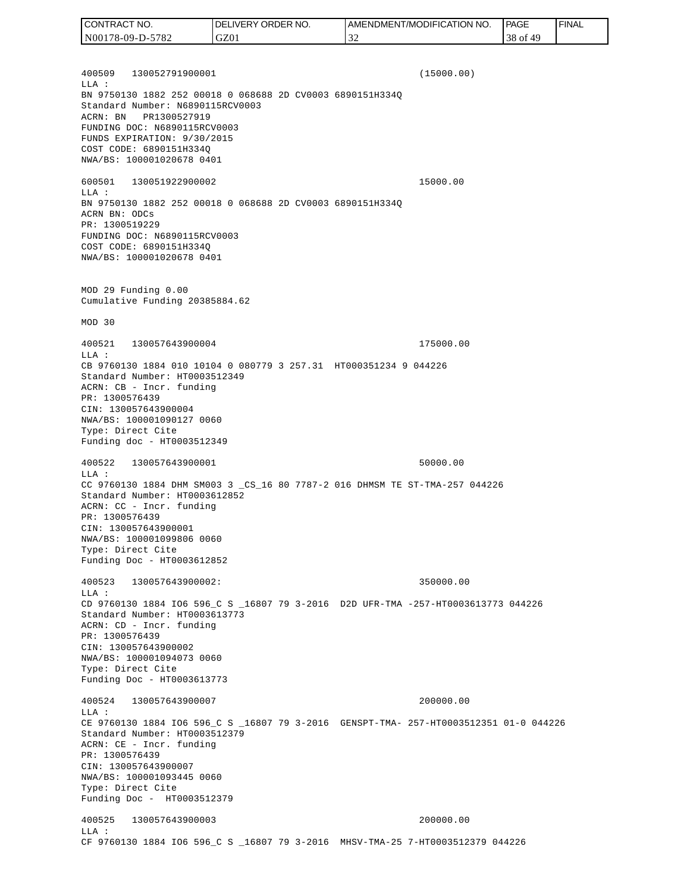400509   130052791900001                                    (15000.00)
LLA :
BN 9750130 1882 252 00018 0 068688 2D CV0003 6890151H334Q
Standard Number: N6890115RCV0003
ACRN: BN   PR1300527919
FUNDING DOC: N6890115RCV0003
FUNDS EXPIRATION: 9/30/2015
COST CODE: 6890151H334Q
NWA/BS: 100001020678 0401

600501   130051922900002                                    15000.00
LLA :
BN 9750130 1882 252 00018 0 068688 2D CV0003 6890151H334Q
ACRN BN: ODCs
PR: 1300519229
FUNDING DOC: N6890115RCV0003
COST CODE: 6890151H334Q
NWA/BS: 100001020678 0401

MOD 29 Funding 0.00
Cumulative Funding 20385884.62

MOD 30

400521   130057643900004                                    175000.00
LLA :
CB 9760130 1884 010 10104 0 080779 3 257.31  HT000351234 9 044226
Standard Number: HT0003512349
ACRN: CB - Incr. funding
PR: 1300576439
CIN: 130057643900004
NWA/BS: 100001090127 0060
Type: Direct Cite
Funding doc - HT0003512349

400522   130057643900001                                    50000.00
LLA :
CC 9760130 1884 DHM SM003 3 _CS_16 80 7787-2 016 DHMSM TE ST-TMA-257 044226
Standard Number: HT0003612852
ACRN: CC - Incr. funding
PR: 1300576439
CIN: 130057643900001
NWA/BS: 100001099806 0060
Type: Direct Cite
Funding Doc - HT0003612852

400523   130057643900002:                                   350000.00
LLA :
CD 9760130 1884 IO6 596_C S _16807 79 3-2016  D2D UFR-TMA -257-HT0003613773 044226
Standard Number: HT0003613773
ACRN: CD - Incr. funding
PR: 1300576439
CIN: 130057643900002
NWA/BS: 100001094073 0060
Type: Direct Cite
Funding Doc - HT0003613773

400524   130057643900007                                    200000.00
LLA :
CE 9760130 1884 IO6 596_C S _16807 79 3-2016  GENSPT-TMA- 257-HT0003512351 01-0 044226
Standard Number: HT0003512379
ACRN: CE - Incr. funding
PR: 1300576439
CIN: 130057643900007
NWA/BS: 100001093445 0060
Type: Direct Cite
Funding Doc -  HT0003512379

400525   130057643900003                                    200000.00
LLA :
CF 9760130 1884 IO6 596_C S _16807 79 3-2016  MHSV-TMA-25 7-HT0003512379 044226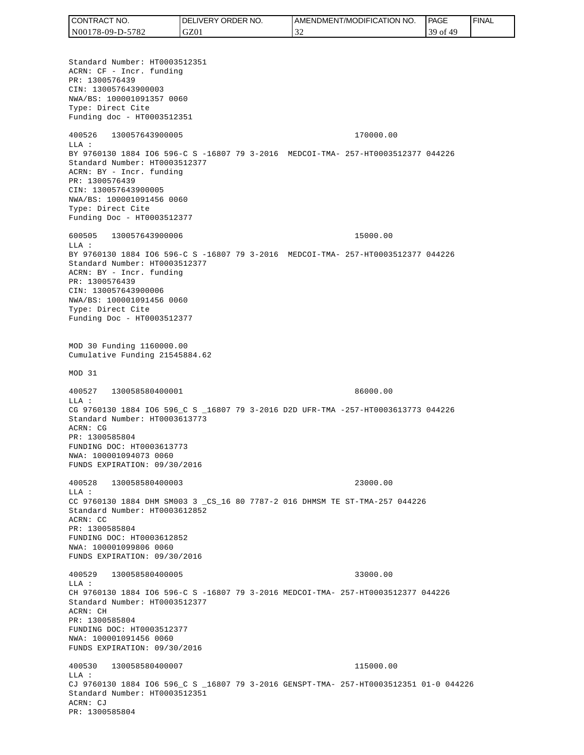Standard Number: HT0003512351
ACRN: CF - Incr. funding
PR: 1300576439
CIN: 130057643900003
NWA/BS: 100001091357 0060
Type: Direct Cite
Funding doc - HT0003512351

400526 130057643900005 170000.00
LLA :
BY 9760130 1884 IO6 596-C S -16807 79 3-2016 MEDCOI-TMA- 257-HT0003512377 044226
Standard Number: HT0003512377
ACRN: BY - Incr. funding
PR: 1300576439
CIN: 130057643900005
NWA/BS: 100001091456 0060
Type: Direct Cite
Funding Doc - HT0003512377

600505 130057643900006 15000.00
LLA :
BY 9760130 1884 IO6 596-C S -16807 79 3-2016 MEDCOI-TMA- 257-HT0003512377 044226
Standard Number: HT0003512377
ACRN: BY - Incr. funding
PR: 1300576439
CIN: 130057643900006
NWA/BS: 100001091456 0060
Type: Direct Cite
Funding Doc - HT0003512377

MOD 30 Funding 1160000.00
Cumulative Funding 21545884.62

MOD 31

400527 130058580400001 86000.00
LLA :
CG 9760130 1884 IO6 596_C S _16807 79 3-2016 D2D UFR-TMA -257-HT0003613773 044226
Standard Number: HT0003613773
ACRN: CG
PR: 1300585804
FUNDING DOC: HT0003613773
NWA: 100001094073 0060
FUNDS EXPIRATION: 09/30/2016

400528 130058580400003 23000.00
LLA :
CC 9760130 1884 DHM SM003 3 _CS_16 80 7787-2 016 DHMSM TE ST-TMA-257 044226
Standard Number: HT0003612852
ACRN: CC
PR: 1300585804
FUNDING DOC: HT0003612852
NWA: 100001099806 0060
FUNDS EXPIRATION: 09/30/2016

400529 130058580400005 33000.00
LLA :
CH 9760130 1884 IO6 596-C S -16807 79 3-2016 MEDCOI-TMA- 257-HT0003512377 044226
Standard Number: HT0003512377
ACRN: CH
PR: 1300585804
FUNDING DOC: HT0003512377
NWA: 100001091456 0060
FUNDS EXPIRATION: 09/30/2016

400530 130058580400007 115000.00
LLA :
CJ 9760130 1884 IO6 596_C S _16807 79 3-2016 GENSPT-TMA- 257-HT0003512351 01-0 044226
Standard Number: HT0003512351
ACRN: CJ
PR: 1300585804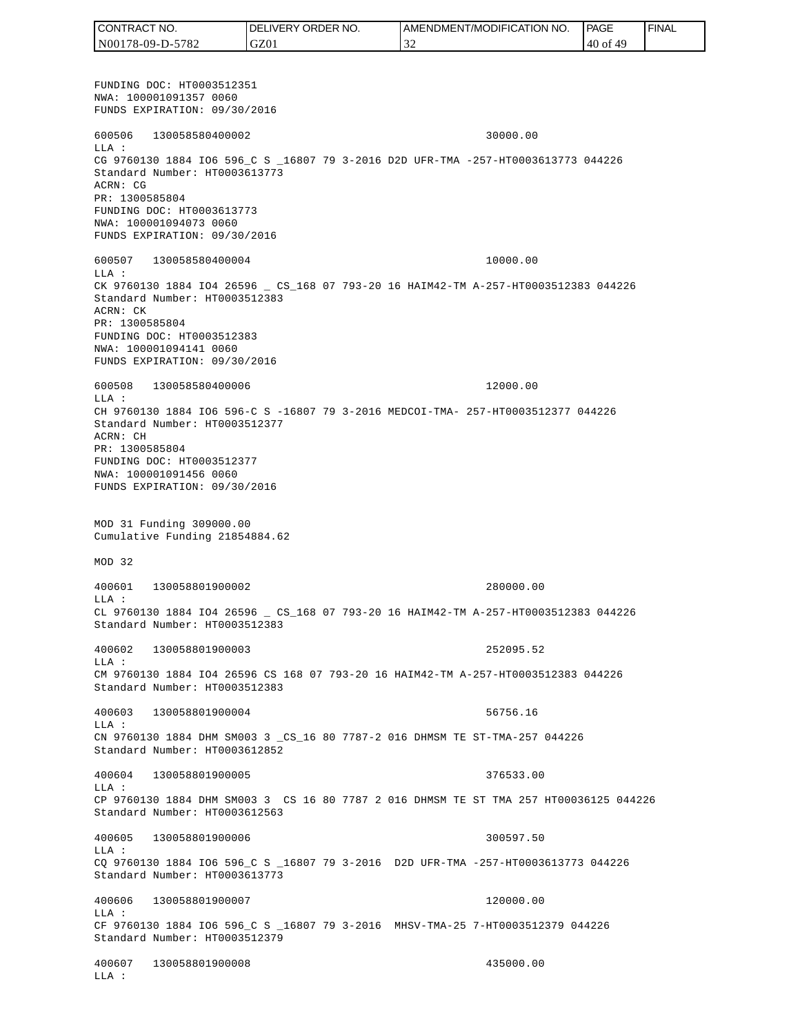FUNDING DOC: HT0003512351
NWA: 100001091357 0060
FUNDS EXPIRATION: 09/30/2016

600506 130058580400002 30000.00
LLA :
CG 9760130 1884 IO6 596_C S _16807 79 3-2016 D2D UFR-TMA -257-HT0003613773 044226
Standard Number: HT0003613773
ACRN: CG
PR: 1300585804
FUNDING DOC: HT0003613773
NWA: 100001094073 0060
FUNDS EXPIRATION: 09/30/2016

600507 130058580400004 10000.00
LLA :
CK 9760130 1884 IO4 26596 _ CS_168 07 793-20 16 HAIM42-TM A-257-HT0003512383 044226
Standard Number: HT0003512383
ACRN: CK
PR: 1300585804
FUNDING DOC: HT0003512383
NWA: 100001094141 0060
FUNDS EXPIRATION: 09/30/2016

600508 130058580400006 12000.00
LLA :
CH 9760130 1884 IO6 596-C S -16807 79 3-2016 MEDCOI-TMA- 257-HT0003512377 044226
Standard Number: HT0003512377
ACRN: CH
PR: 1300585804
FUNDING DOC: HT0003512377
NWA: 100001091456 0060
FUNDS EXPIRATION: 09/30/2016

MOD 31 Funding 309000.00
Cumulative Funding 21854884.62

MOD 32

400601 130058801900002 280000.00
LLA :
CL 9760130 1884 IO4 26596 _ CS_168 07 793-20 16 HAIM42-TM A-257-HT0003512383 044226
Standard Number: HT0003512383

400602 130058801900003 252095.52
LLA :
CM 9760130 1884 IO4 26596 CS 168 07 793-20 16 HAIM42-TM A-257-HT0003512383 044226
Standard Number: HT0003512383

400603 130058801900004 56756.16
LLA :
CN 9760130 1884 DHM SM003 3 _CS_16 80 7787-2 016 DHMSM TE ST-TMA-257 044226
Standard Number: HT0003612852

400604 130058801900005 376533.00
LLA :
CP 9760130 1884 DHM SM003 3 CS 16 80 7787 2 016 DHMSM TE ST TMA 257 HT00036125 044226
Standard Number: HT0003612563

400605 130058801900006 300597.50
LLA :
CQ 9760130 1884 IO6 596_C S _16807 79 3-2016 D2D UFR-TMA -257-HT0003613773 044226
Standard Number: HT0003613773

400606 130058801900007 120000.00
LLA :
CF 9760130 1884 IO6 596_C S _16807 79 3-2016 MHSV-TMA-25 7-HT0003512379 044226
Standard Number: HT0003512379

400607 130058801900008 435000.00
LLA :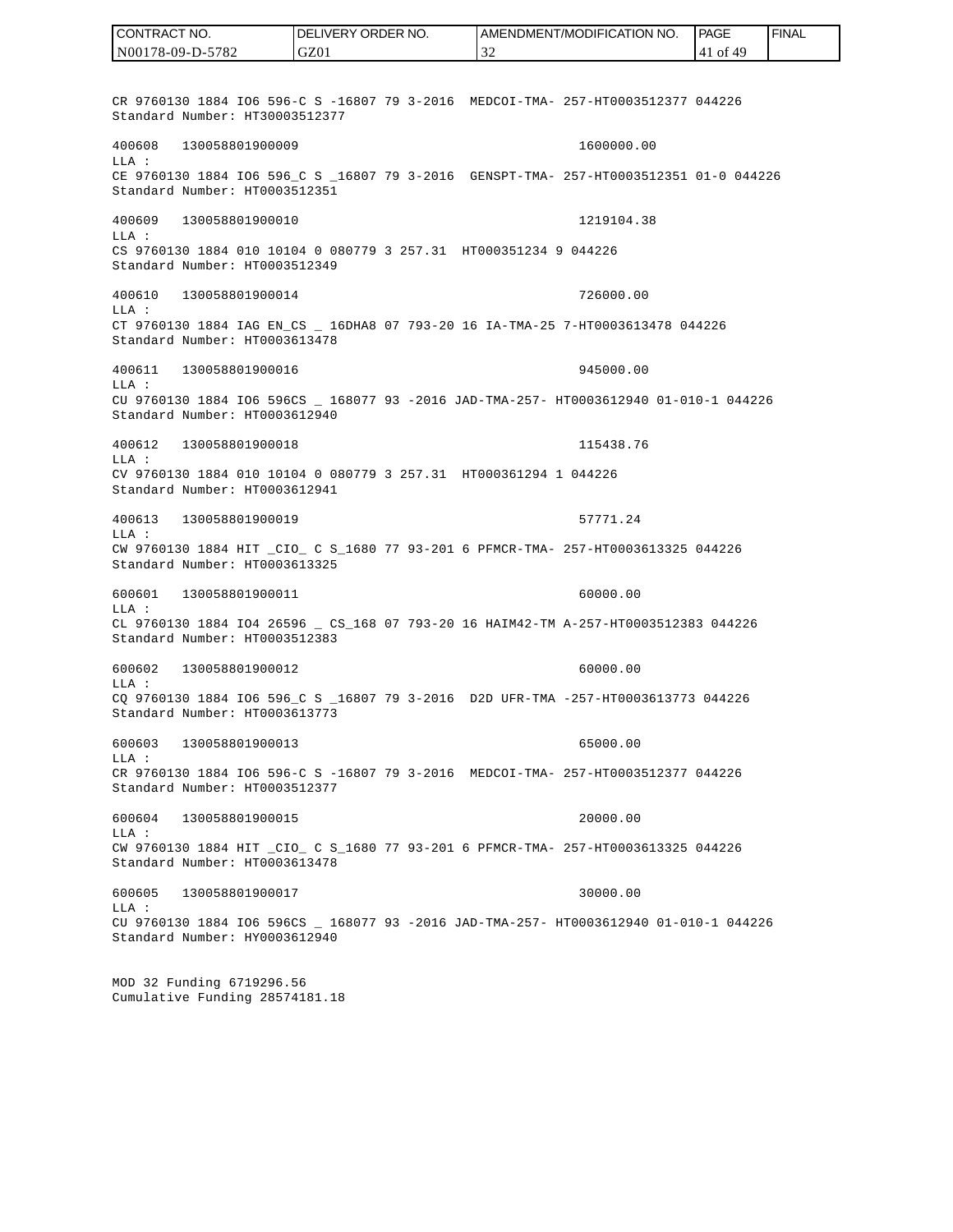CR 9760130 1884 IO6 596-C S -16807 79 3-2016 MEDCOI-TMA- 257-HT0003512377 044226
Standard Number: HT30003512377

400608 130058801900009 1600000.00
LLA :
CE 9760130 1884 IO6 596_C S _16807 79 3-2016 GENSPT-TMA- 257-HT0003512351 01-0 044226
Standard Number: HT0003512351

400609 130058801900010 1219104.38
LLA :
CS 9760130 1884 010 10104 0 080779 3 257.31 HT000351234 9 044226
Standard Number: HT0003512349

400610 130058801900014 726000.00
LLA :
CT 9760130 1884 IAG EN_CS _ 16DHA8 07 793-20 16 IA-TMA-25 7-HT0003613478 044226
Standard Number: HT0003613478

400611 130058801900016 945000.00
LLA :
CU 9760130 1884 IO6 596CS _ 168077 93 -2016 JAD-TMA-257- HT0003612940 01-010-1 044226
Standard Number: HT0003612940

400612 130058801900018 115438.76
LLA :
CV 9760130 1884 010 10104 0 080779 3 257.31 HT000361294 1 044226
Standard Number: HT0003612941

400613 130058801900019 57771.24
LLA :
CW 9760130 1884 HIT _CIO_ C S_1680 77 93-201 6 PFMCR-TMA- 257-HT0003613325 044226
Standard Number: HT0003613325

600601 130058801900011 60000.00
LLA :
CL 9760130 1884 IO4 26596 _ CS_168 07 793-20 16 HAIM42-TM A-257-HT0003512383 044226
Standard Number: HT0003512383

600602 130058801900012 60000.00
LLA :
CQ 9760130 1884 IO6 596_C S _16807 79 3-2016 D2D UFR-TMA -257-HT0003613773 044226
Standard Number: HT0003613773

600603 130058801900013 65000.00
LLA :
CR 9760130 1884 IO6 596-C S -16807 79 3-2016 MEDCOI-TMA- 257-HT0003512377 044226
Standard Number: HT0003512377

600604 130058801900015 20000.00
LLA :
CW 9760130 1884 HIT _CIO_ C S_1680 77 93-201 6 PFMCR-TMA- 257-HT0003613325 044226
Standard Number: HT0003613478

600605 130058801900017 30000.00
LLA :
CU 9760130 1884 IO6 596CS _ 168077 93 -2016 JAD-TMA-257- HT0003612940 01-010-1 044226
Standard Number: HY0003612940

MOD 32 Funding 6719296.56
Cumulative Funding 28574181.18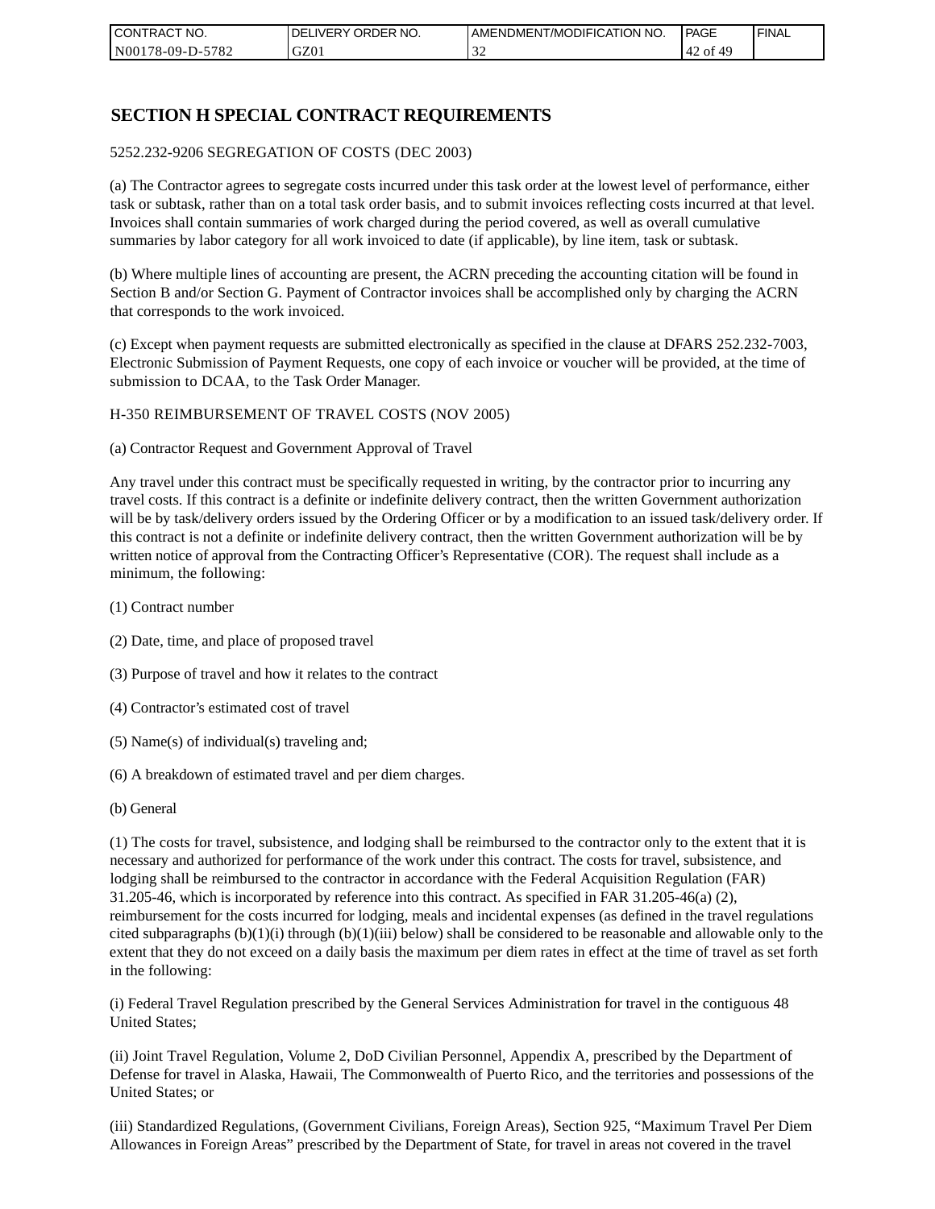# SECTION H SPECIAL CONTRACT REQUIREMENTS

5252.232-9206 SEGREGATION OF COSTS (DEC 2003)

(a) The Contractor agrees to segregate costs incurred under this task order at the lowest level of performance, either task or subtask, rather than on a total task order basis, and to submit invoices reflecting costs incurred at that level. Invoices shall contain summaries of work charged during the period covered, as well as overall cumulative summaries by labor category for all work invoiced to date (if applicable), by line item, task or subtask.

(b) Where multiple lines of accounting are present, the ACRN preceding the accounting citation will be found in Section B and/or Section G. Payment of Contractor invoices shall be accomplished only by charging the ACRN that corresponds to the work invoiced.

(c) Except when payment requests are submitted electronically as specified in the clause at DFARS 252.232-7003, Electronic Submission of Payment Requests, one copy of each invoice or voucher will be provided, at the time of submission to DCAA, to the Task Order Manager.

H-350 REIMBURSEMENT OF TRAVEL COSTS (NOV 2005)

(a) Contractor Request and Government Approval of Travel

Any travel under this contract must be specifically requested in writing, by the contractor prior to incurring any travel costs. If this contract is a definite or indefinite delivery contract, then the written Government authorization will be by task/delivery orders issued by the Ordering Officer or by a modification to an issued task/delivery order. If this contract is not a definite or indefinite delivery contract, then the written Government authorization will be by written notice of approval from the Contracting Officer's Representative (COR). The request shall include as a minimum, the following:

(1) Contract number

(2) Date, time, and place of proposed travel

(3) Purpose of travel and how it relates to the contract

(4) Contractor's estimated cost of travel

(5) Name(s) of individual(s) traveling and;

(6) A breakdown of estimated travel and per diem charges.

(b) General

(1) The costs for travel, subsistence, and lodging shall be reimbursed to the contractor only to the extent that it is necessary and authorized for performance of the work under this contract. The costs for travel, subsistence, and lodging shall be reimbursed to the contractor in accordance with the Federal Acquisition Regulation (FAR) 31.205-46, which is incorporated by reference into this contract. As specified in FAR 31.205-46(a) (2), reimbursement for the costs incurred for lodging, meals and incidental expenses (as defined in the travel regulations cited subparagraphs (b)(1)(i) through (b)(1)(iii) below) shall be considered to be reasonable and allowable only to the extent that they do not exceed on a daily basis the maximum per diem rates in effect at the time of travel as set forth in the following:

(i) Federal Travel Regulation prescribed by the General Services Administration for travel in the contiguous 48 United States;

(ii) Joint Travel Regulation, Volume 2, DoD Civilian Personnel, Appendix A, prescribed by the Department of Defense for travel in Alaska, Hawaii, The Commonwealth of Puerto Rico, and the territories and possessions of the United States; or

(iii) Standardized Regulations, (Government Civilians, Foreign Areas), Section 925, "Maximum Travel Per Diem Allowances in Foreign Areas" prescribed by the Department of State, for travel in areas not covered in the travel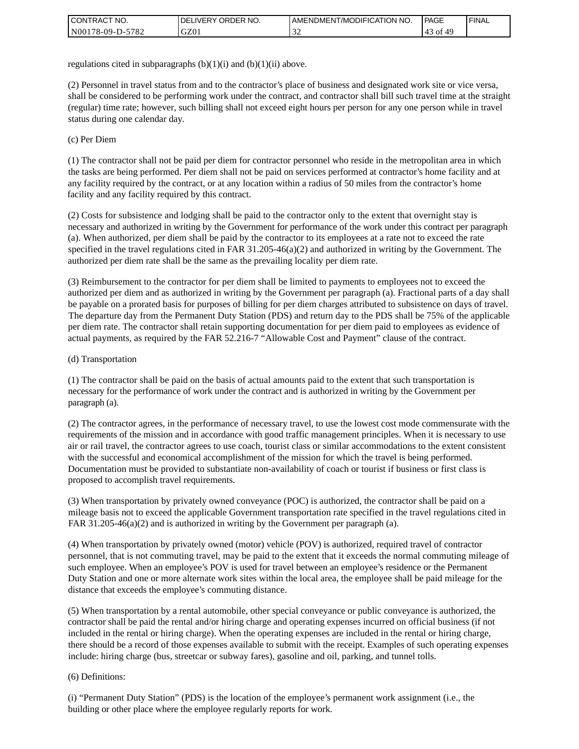regulations cited in subparagraphs (b)(1)(i) and (b)(1)(ii) above.

(2) Personnel in travel status from and to the contractor's place of business and designated work site or vice versa, shall be considered to be performing work under the contract, and contractor shall bill such travel time at the straight (regular) time rate; however, such billing shall not exceed eight hours per person for any one person while in travel status during one calendar day.

(c) Per Diem

(1) The contractor shall not be paid per diem for contractor personnel who reside in the metropolitan area in which the tasks are being performed. Per diem shall not be paid on services performed at contractor's home facility and at any facility required by the contract, or at any location within a radius of 50 miles from the contractor's home facility and any facility required by this contract.

(2) Costs for subsistence and lodging shall be paid to the contractor only to the extent that overnight stay is necessary and authorized in writing by the Government for performance of the work under this contract per paragraph (a). When authorized, per diem shall be paid by the contractor to its employees at a rate not to exceed the rate specified in the travel regulations cited in FAR 31.205-46(a)(2) and authorized in writing by the Government. The authorized per diem rate shall be the same as the prevailing locality per diem rate.

(3) Reimbursement to the contractor for per diem shall be limited to payments to employees not to exceed the authorized per diem and as authorized in writing by the Government per paragraph (a). Fractional parts of a day shall be payable on a prorated basis for purposes of billing for per diem charges attributed to subsistence on days of travel. The departure day from the Permanent Duty Station (PDS) and return day to the PDS shall be 75% of the applicable per diem rate. The contractor shall retain supporting documentation for per diem paid to employees as evidence of actual payments, as required by the FAR 52.216-7 "Allowable Cost and Payment" clause of the contract.

(d) Transportation

(1) The contractor shall be paid on the basis of actual amounts paid to the extent that such transportation is necessary for the performance of work under the contract and is authorized in writing by the Government per paragraph (a).

(2) The contractor agrees, in the performance of necessary travel, to use the lowest cost mode commensurate with the requirements of the mission and in accordance with good traffic management principles. When it is necessary to use air or rail travel, the contractor agrees to use coach, tourist class or similar accommodations to the extent consistent with the successful and economical accomplishment of the mission for which the travel is being performed. Documentation must be provided to substantiate non-availability of coach or tourist if business or first class is proposed to accomplish travel requirements.

(3) When transportation by privately owned conveyance (POC) is authorized, the contractor shall be paid on a mileage basis not to exceed the applicable Government transportation rate specified in the travel regulations cited in FAR 31.205-46(a)(2) and is authorized in writing by the Government per paragraph (a).

(4) When transportation by privately owned (motor) vehicle (POV) is authorized, required travel of contractor personnel, that is not commuting travel, may be paid to the extent that it exceeds the normal commuting mileage of such employee. When an employee's POV is used for travel between an employee's residence or the Permanent Duty Station and one or more alternate work sites within the local area, the employee shall be paid mileage for the distance that exceeds the employee's commuting distance.

(5) When transportation by a rental automobile, other special conveyance or public conveyance is authorized, the contractor shall be paid the rental and/or hiring charge and operating expenses incurred on official business (if not included in the rental or hiring charge). When the operating expenses are included in the rental or hiring charge, there should be a record of those expenses available to submit with the receipt. Examples of such operating expenses include: hiring charge (bus, streetcar or subway fares), gasoline and oil, parking, and tunnel tolls.

(6) Definitions:

(i) "Permanent Duty Station" (PDS) is the location of the employee's permanent work assignment (i.e., the building or other place where the employee regularly reports for work.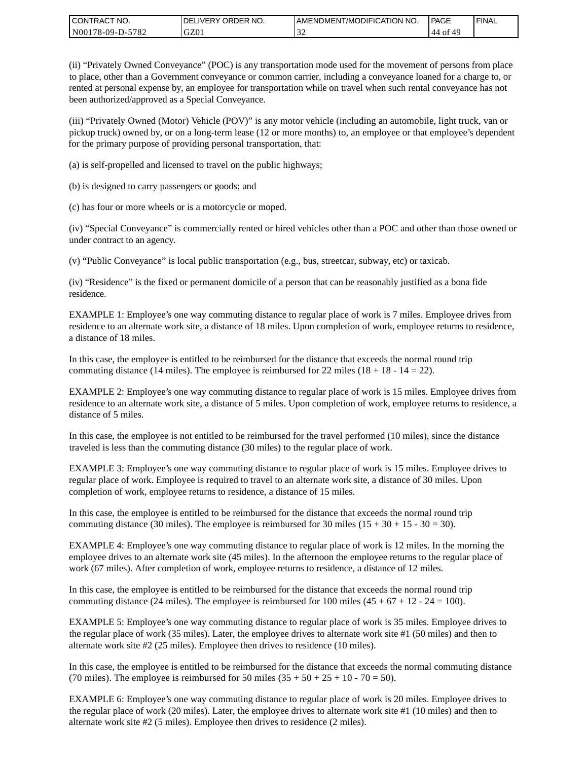(ii) “Privately Owned Conveyance” (POC) is any transportation mode used for the movement of persons from place to place, other than a Government conveyance or common carrier, including a conveyance loaned for a charge to, or rented at personal expense by, an employee for transportation while on travel when such rental conveyance has not been authorized/approved as a Special Conveyance.

(iii) “Privately Owned (Motor) Vehicle (POV)” is any motor vehicle (including an automobile, light truck, van or pickup truck) owned by, or on a long-term lease (12 or more months) to, an employee or that employee’s dependent for the primary purpose of providing personal transportation, that:

(a) is self-propelled and licensed to travel on the public highways;

(b) is designed to carry passengers or goods; and

(c) has four or more wheels or is a motorcycle or moped.

(iv) “Special Conveyance” is commercially rented or hired vehicles other than a POC and other than those owned or under contract to an agency.

(v) “Public Conveyance” is local public transportation (e.g., bus, streetcar, subway, etc) or taxicab.

(iv) “Residence” is the fixed or permanent domicile of a person that can be reasonably justified as a bona fide residence.

EXAMPLE 1: Employee’s one way commuting distance to regular place of work is 7 miles. Employee drives from residence to an alternate work site, a distance of 18 miles. Upon completion of work, employee returns to residence, a distance of 18 miles.

In this case, the employee is entitled to be reimbursed for the distance that exceeds the normal round trip commuting distance (14 miles). The employee is reimbursed for 22 miles (18 + 18 - 14 = 22).

EXAMPLE 2: Employee’s one way commuting distance to regular place of work is 15 miles. Employee drives from residence to an alternate work site, a distance of 5 miles. Upon completion of work, employee returns to residence, a distance of 5 miles.

In this case, the employee is not entitled to be reimbursed for the travel performed (10 miles), since the distance traveled is less than the commuting distance (30 miles) to the regular place of work.

EXAMPLE 3: Employee’s one way commuting distance to regular place of work is 15 miles. Employee drives to regular place of work. Employee is required to travel to an alternate work site, a distance of 30 miles. Upon completion of work, employee returns to residence, a distance of 15 miles.

In this case, the employee is entitled to be reimbursed for the distance that exceeds the normal round trip commuting distance (30 miles). The employee is reimbursed for 30 miles (15 + 30 + 15 - 30 = 30).

EXAMPLE 4: Employee’s one way commuting distance to regular place of work is 12 miles. In the morning the employee drives to an alternate work site (45 miles). In the afternoon the employee returns to the regular place of work (67 miles). After completion of work, employee returns to residence, a distance of 12 miles.

In this case, the employee is entitled to be reimbursed for the distance that exceeds the normal round trip commuting distance (24 miles). The employee is reimbursed for 100 miles (45 + 67 + 12 - 24 = 100).

EXAMPLE 5: Employee’s one way commuting distance to regular place of work is 35 miles. Employee drives to the regular place of work (35 miles). Later, the employee drives to alternate work site #1 (50 miles) and then to alternate work site #2 (25 miles). Employee then drives to residence (10 miles).

In this case, the employee is entitled to be reimbursed for the distance that exceeds the normal commuting distance (70 miles). The employee is reimbursed for 50 miles (35 + 50 + 25 + 10 - 70 = 50).

EXAMPLE 6: Employee’s one way commuting distance to regular place of work is 20 miles. Employee drives to the regular place of work (20 miles). Later, the employee drives to alternate work site #1 (10 miles) and then to alternate work site #2 (5 miles). Employee then drives to residence (2 miles).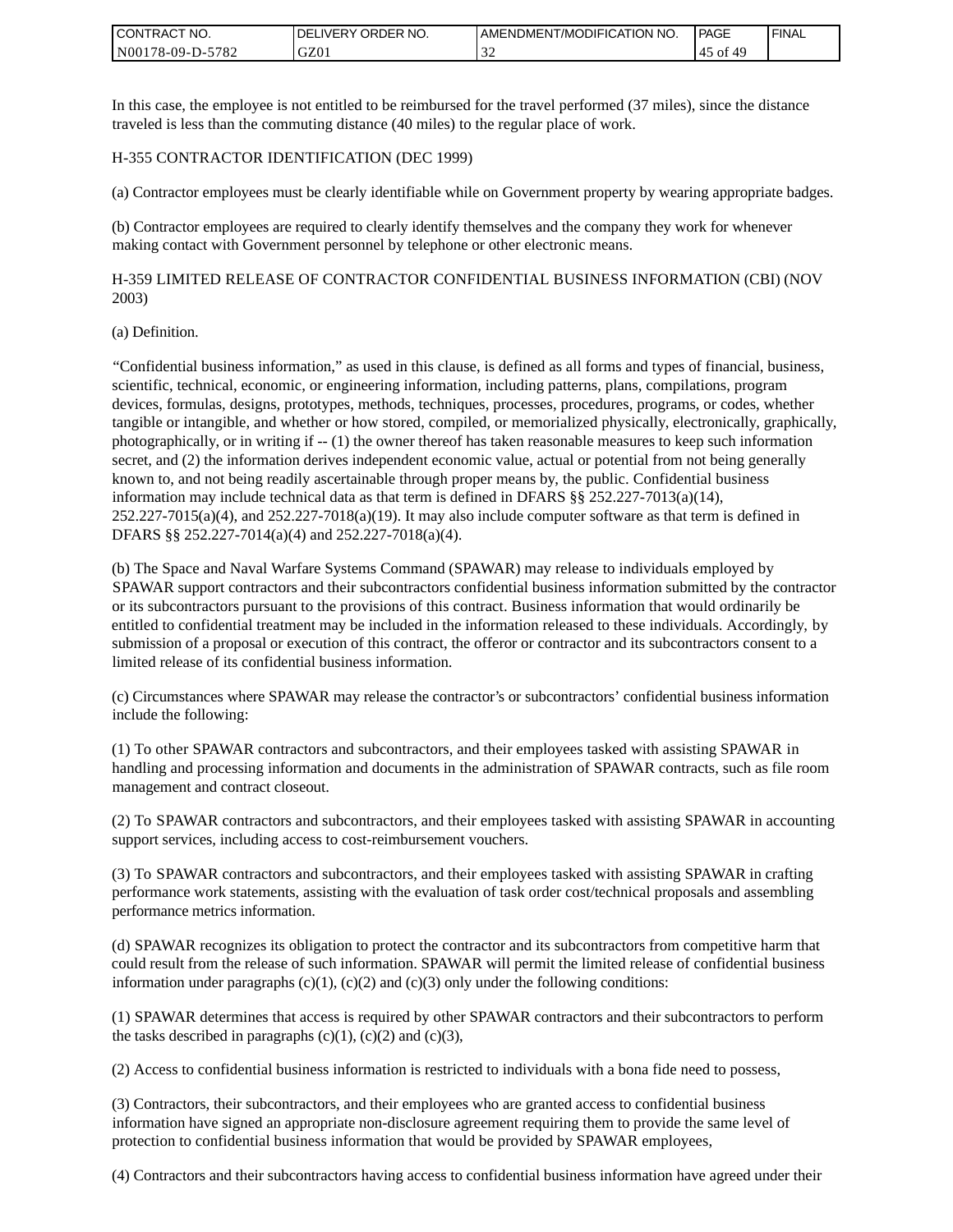In this case, the employee is not entitled to be reimbursed for the travel performed (37 miles), since the distance traveled is less than the commuting distance (40 miles) to the regular place of work.

H-355 CONTRACTOR IDENTIFICATION (DEC 1999)

(a) Contractor employees must be clearly identifiable while on Government property by wearing appropriate badges.

(b) Contractor employees are required to clearly identify themselves and the company they work for whenever making contact with Government personnel by telephone or other electronic means.

H-359 LIMITED RELEASE OF CONTRACTOR CONFIDENTIAL BUSINESS INFORMATION (CBI) (NOV 2003)

(a) Definition.

“Confidential business information,” as used in this clause, is defined as all forms and types of financial, business, scientific, technical, economic, or engineering information, including patterns, plans, compilations, program devices, formulas, designs, prototypes, methods, techniques, processes, procedures, programs, or codes, whether tangible or intangible, and whether or how stored, compiled, or memorialized physically, electronically, graphically, photographically, or in writing if -- (1) the owner thereof has taken reasonable measures to keep such information secret, and (2) the information derives independent economic value, actual or potential from not being generally known to, and not being readily ascertainable through proper means by, the public. Confidential business information may include technical data as that term is defined in DFARS §§ 252.227-7013(a)(14), 252.227-7015(a)(4), and 252.227-7018(a)(19). It may also include computer software as that term is defined in DFARS §§ 252.227-7014(a)(4) and 252.227-7018(a)(4).

(b) The Space and Naval Warfare Systems Command (SPAWAR) may release to individuals employed by SPAWAR support contractors and their subcontractors confidential business information submitted by the contractor or its subcontractors pursuant to the provisions of this contract. Business information that would ordinarily be entitled to confidential treatment may be included in the information released to these individuals. Accordingly, by submission of a proposal or execution of this contract, the offeror or contractor and its subcontractors consent to a limited release of its confidential business information.

(c) Circumstances where SPAWAR may release the contractor’s or subcontractors’ confidential business information include the following:

(1) To other SPAWAR contractors and subcontractors, and their employees tasked with assisting SPAWAR in handling and processing information and documents in the administration of SPAWAR contracts, such as file room management and contract closeout.

(2) To SPAWAR contractors and subcontractors, and their employees tasked with assisting SPAWAR in accounting support services, including access to cost-reimbursement vouchers.

(3) To SPAWAR contractors and subcontractors, and their employees tasked with assisting SPAWAR in crafting performance work statements, assisting with the evaluation of task order cost/technical proposals and assembling performance metrics information.

(d) SPAWAR recognizes its obligation to protect the contractor and its subcontractors from competitive harm that could result from the release of such information. SPAWAR will permit the limited release of confidential business information under paragraphs (c)(1), (c)(2) and (c)(3) only under the following conditions:

(1) SPAWAR determines that access is required by other SPAWAR contractors and their subcontractors to perform the tasks described in paragraphs (c)(1), (c)(2) and (c)(3),

(2) Access to confidential business information is restricted to individuals with a bona fide need to possess,

(3) Contractors, their subcontractors, and their employees who are granted access to confidential business information have signed an appropriate non-disclosure agreement requiring them to provide the same level of protection to confidential business information that would be provided by SPAWAR employees,

(4) Contractors and their subcontractors having access to confidential business information have agreed under their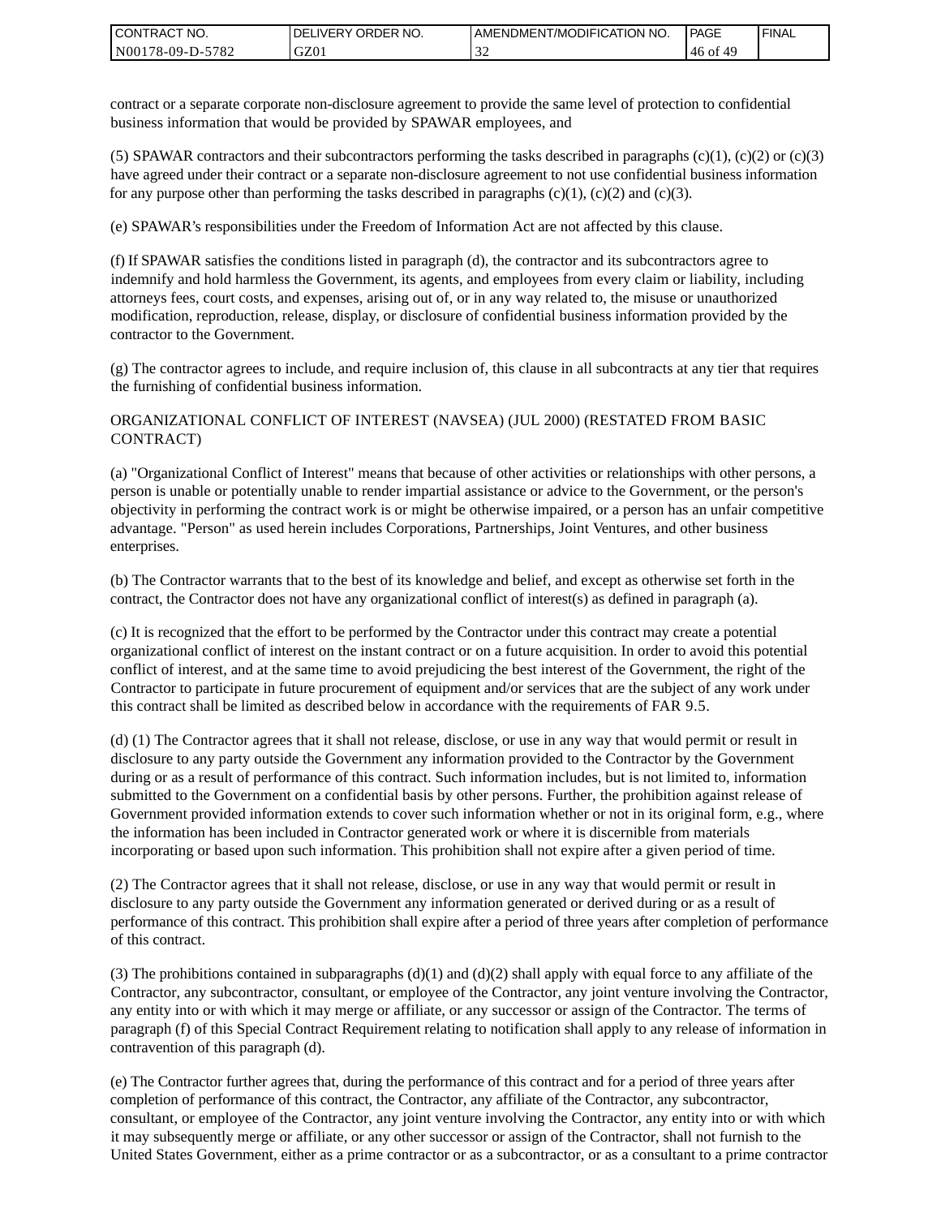contract or a separate corporate non-disclosure agreement to provide the same level of protection to confidential business information that would be provided by SPAWAR employees, and

(5) SPAWAR contractors and their subcontractors performing the tasks described in paragraphs (c)(1), (c)(2) or (c)(3) have agreed under their contract or a separate non-disclosure agreement to not use confidential business information for any purpose other than performing the tasks described in paragraphs (c)(1), (c)(2) and (c)(3).

(e) SPAWAR's responsibilities under the Freedom of Information Act are not affected by this clause.

(f) If SPAWAR satisfies the conditions listed in paragraph (d), the contractor and its subcontractors agree to indemnify and hold harmless the Government, its agents, and employees from every claim or liability, including attorneys fees, court costs, and expenses, arising out of, or in any way related to, the misuse or unauthorized modification, reproduction, release, display, or disclosure of confidential business information provided by the contractor to the Government.

(g) The contractor agrees to include, and require inclusion of, this clause in all subcontracts at any tier that requires the furnishing of confidential business information.

ORGANIZATIONAL CONFLICT OF INTEREST (NAVSEA) (JUL 2000) (RESTATED FROM BASIC CONTRACT)

(a) "Organizational Conflict of Interest" means that because of other activities or relationships with other persons, a person is unable or potentially unable to render impartial assistance or advice to the Government, or the person's objectivity in performing the contract work is or might be otherwise impaired, or a person has an unfair competitive advantage. "Person" as used herein includes Corporations, Partnerships, Joint Ventures, and other business enterprises.

(b) The Contractor warrants that to the best of its knowledge and belief, and except as otherwise set forth in the contract, the Contractor does not have any organizational conflict of interest(s) as defined in paragraph (a).

(c) It is recognized that the effort to be performed by the Contractor under this contract may create a potential organizational conflict of interest on the instant contract or on a future acquisition. In order to avoid this potential conflict of interest, and at the same time to avoid prejudicing the best interest of the Government, the right of the Contractor to participate in future procurement of equipment and/or services that are the subject of any work under this contract shall be limited as described below in accordance with the requirements of FAR 9.5.

(d) (1) The Contractor agrees that it shall not release, disclose, or use in any way that would permit or result in disclosure to any party outside the Government any information provided to the Contractor by the Government during or as a result of performance of this contract. Such information includes, but is not limited to, information submitted to the Government on a confidential basis by other persons. Further, the prohibition against release of Government provided information extends to cover such information whether or not in its original form, e.g., where the information has been included in Contractor generated work or where it is discernible from materials incorporating or based upon such information. This prohibition shall not expire after a given period of time.

(2) The Contractor agrees that it shall not release, disclose, or use in any way that would permit or result in disclosure to any party outside the Government any information generated or derived during or as a result of performance of this contract. This prohibition shall expire after a period of three years after completion of performance of this contract.

(3) The prohibitions contained in subparagraphs (d)(1) and (d)(2) shall apply with equal force to any affiliate of the Contractor, any subcontractor, consultant, or employee of the Contractor, any joint venture involving the Contractor, any entity into or with which it may merge or affiliate, or any successor or assign of the Contractor. The terms of paragraph (f) of this Special Contract Requirement relating to notification shall apply to any release of information in contravention of this paragraph (d).

(e) The Contractor further agrees that, during the performance of this contract and for a period of three years after completion of performance of this contract, the Contractor, any affiliate of the Contractor, any subcontractor, consultant, or employee of the Contractor, any joint venture involving the Contractor, any entity into or with which it may subsequently merge or affiliate, or any other successor or assign of the Contractor, shall not furnish to the United States Government, either as a prime contractor or as a subcontractor, or as a consultant to a prime contractor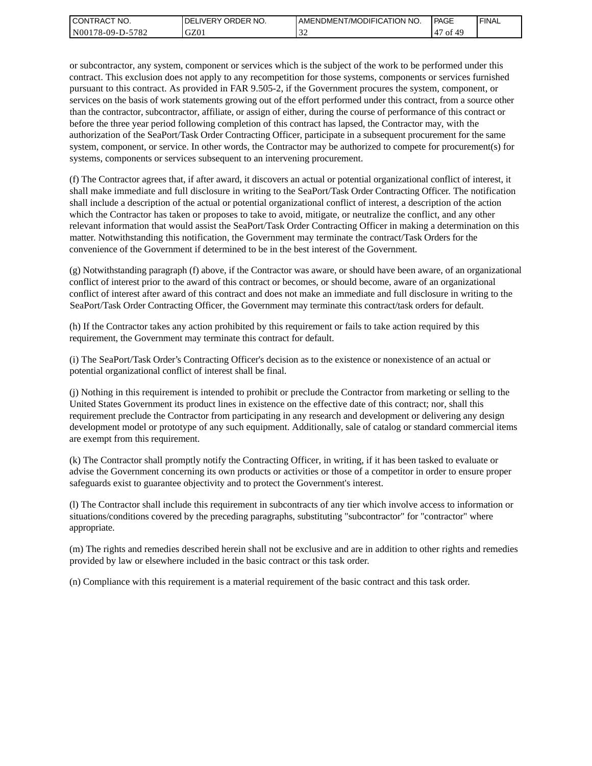or subcontractor, any system, component or services which is the subject of the work to be performed under this contract. This exclusion does not apply to any recompetition for those systems, components or services furnished pursuant to this contract. As provided in FAR 9.505-2, if the Government procures the system, component, or services on the basis of work statements growing out of the effort performed under this contract, from a source other than the contractor, subcontractor, affiliate, or assign of either, during the course of performance of this contract or before the three year period following completion of this contract has lapsed, the Contractor may, with the authorization of the SeaPort/Task Order Contracting Officer, participate in a subsequent procurement for the same system, component, or service. In other words, the Contractor may be authorized to compete for procurement(s) for systems, components or services subsequent to an intervening procurement.

(f) The Contractor agrees that, if after award, it discovers an actual or potential organizational conflict of interest, it shall make immediate and full disclosure in writing to the SeaPort/Task Order Contracting Officer. The notification shall include a description of the actual or potential organizational conflict of interest, a description of the action which the Contractor has taken or proposes to take to avoid, mitigate, or neutralize the conflict, and any other relevant information that would assist the SeaPort/Task Order Contracting Officer in making a determination on this matter. Notwithstanding this notification, the Government may terminate the contract/Task Orders for the convenience of the Government if determined to be in the best interest of the Government.

(g) Notwithstanding paragraph (f) above, if the Contractor was aware, or should have been aware, of an organizational conflict of interest prior to the award of this contract or becomes, or should become, aware of an organizational conflict of interest after award of this contract and does not make an immediate and full disclosure in writing to the SeaPort/Task Order Contracting Officer, the Government may terminate this contract/task orders for default.

(h) If the Contractor takes any action prohibited by this requirement or fails to take action required by this requirement, the Government may terminate this contract for default.

(i) The SeaPort/Task Order's Contracting Officer's decision as to the existence or nonexistence of an actual or potential organizational conflict of interest shall be final.

(j) Nothing in this requirement is intended to prohibit or preclude the Contractor from marketing or selling to the United States Government its product lines in existence on the effective date of this contract; nor, shall this requirement preclude the Contractor from participating in any research and development or delivering any design development model or prototype of any such equipment. Additionally, sale of catalog or standard commercial items are exempt from this requirement.

(k) The Contractor shall promptly notify the Contracting Officer, in writing, if it has been tasked to evaluate or advise the Government concerning its own products or activities or those of a competitor in order to ensure proper safeguards exist to guarantee objectivity and to protect the Government's interest.

(l) The Contractor shall include this requirement in subcontracts of any tier which involve access to information or situations/conditions covered by the preceding paragraphs, substituting "subcontractor" for "contractor" where appropriate.

(m) The rights and remedies described herein shall not be exclusive and are in addition to other rights and remedies provided by law or elsewhere included in the basic contract or this task order.

(n) Compliance with this requirement is a material requirement of the basic contract and this task order.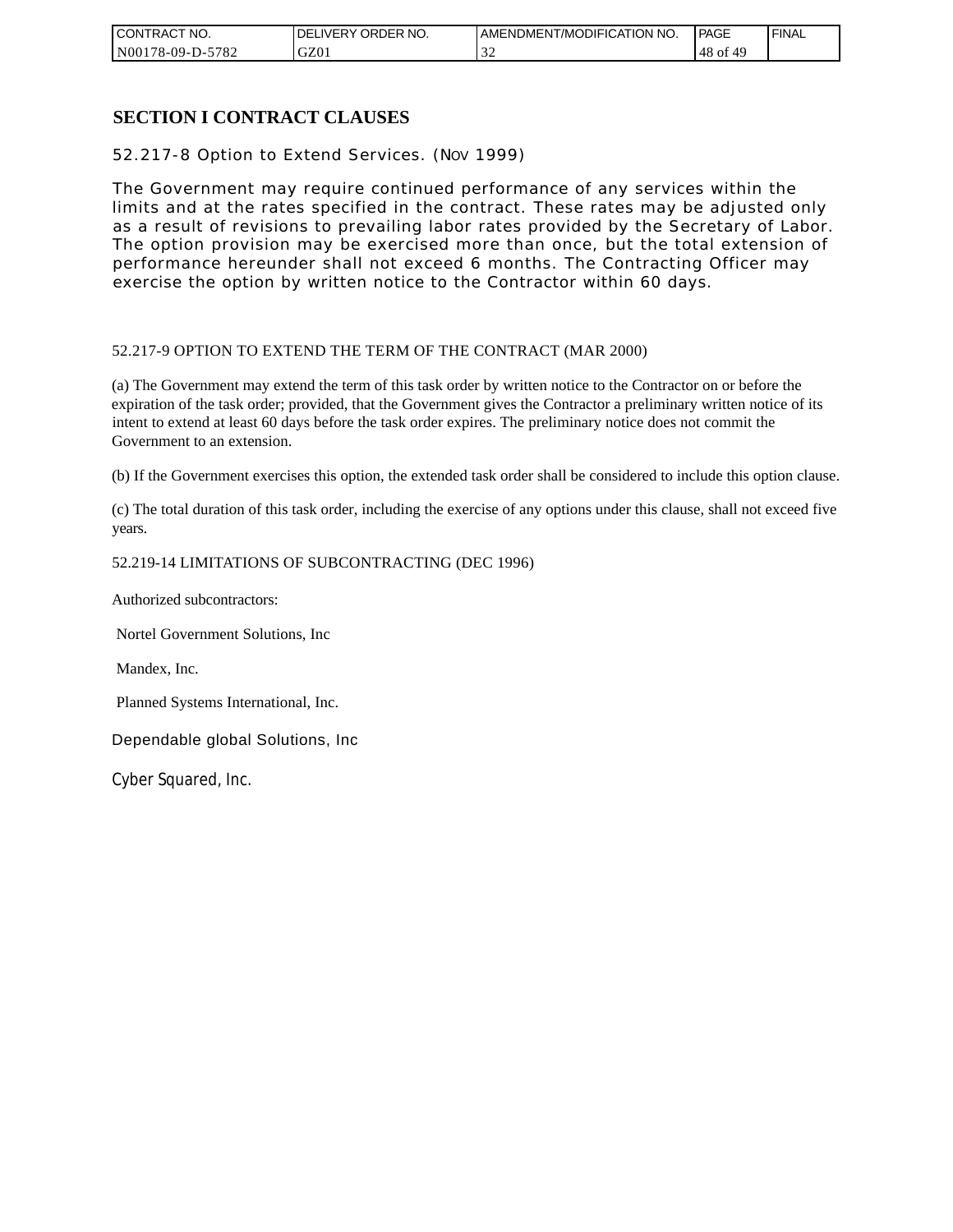## SECTION I CONTRACT CLAUSES

52.217-8 Option to Extend Services. (NOV 1999)

The Government may require continued performance of any services within the limits and at the rates specified in the contract. These rates may be adjusted only as a result of revisions to prevailing labor rates provided by the Secretary of Labor. The option provision may be exercised more than once, but the total extension of performance hereunder shall not exceed 6 months. The Contracting Officer may exercise the option by written notice to the Contractor within 60 days.

52.217-9 OPTION TO EXTEND THE TERM OF THE CONTRACT (MAR 2000)

(a) The Government may extend the term of this task order by written notice to the Contractor on or before the expiration of the task order; provided, that the Government gives the Contractor a preliminary written notice of its intent to extend at least 60 days before the task order expires. The preliminary notice does not commit the Government to an extension.

(b) If the Government exercises this option, the extended task order shall be considered to include this option clause.

(c) The total duration of this task order, including the exercise of any options under this clause, shall not exceed five years.

52.219-14 LIMITATIONS OF SUBCONTRACTING (DEC 1996)

Authorized subcontractors:

Nortel Government Solutions, Inc

Mandex, Inc.

Planned Systems International, Inc.

Dependable global Solutions, Inc

Cyber Squared, Inc.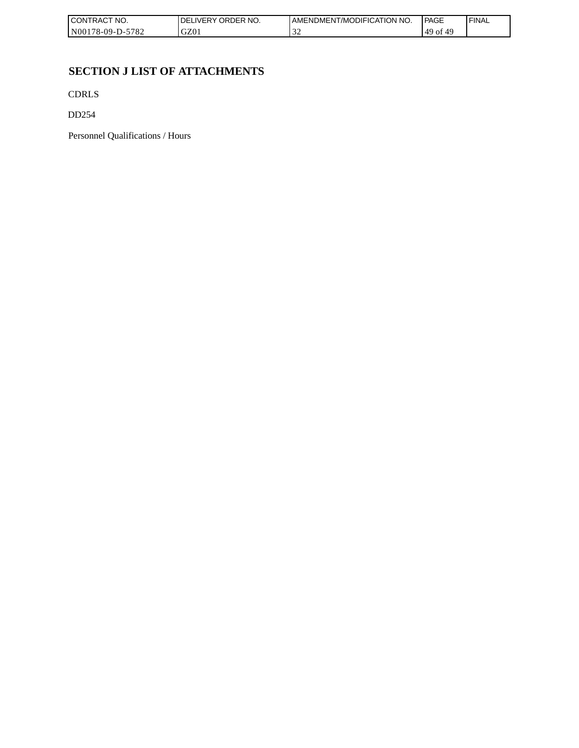## SECTION J LIST OF ATTACHMENTS

CDRLS

DD254

Personnel Qualifications / Hours